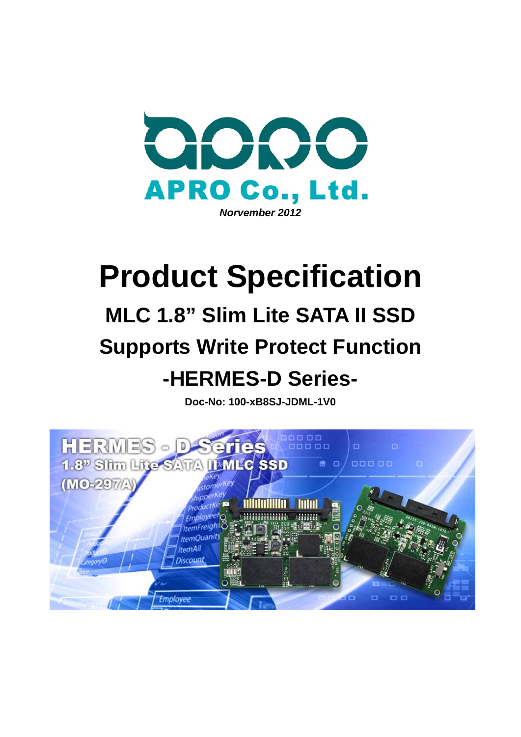APRO Co., Ltd.

*Norvember 2012*

# Product Specification

## MLC 1.8" Slim Lite SATA II SSD

## Supports Write Protect Function

## -HERMES-D Series-

**Doc-No: 100-xB8SJ-JDML-1V0**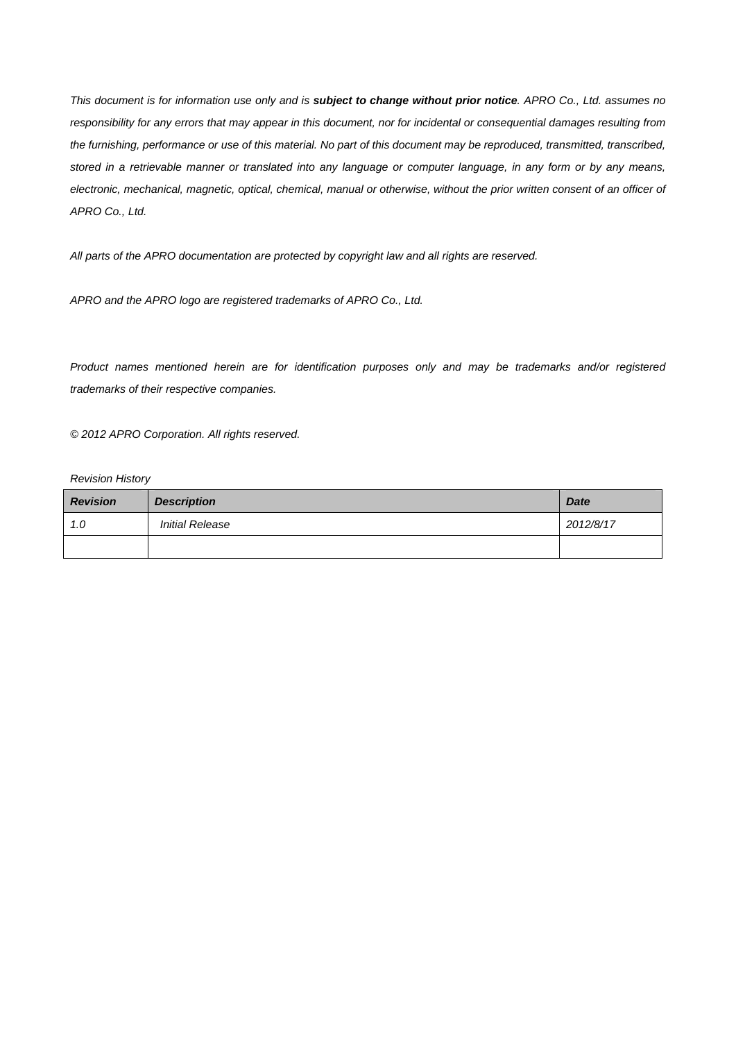*This document is for information use only and is **subject to change without prior notice**. APRO Co., Ltd. assumes no responsibility for any errors that may appear in this document, nor for incidental or consequential damages resulting from the furnishing, performance or use of this material. No part of this document may be reproduced, transmitted, transcribed, stored in a retrievable manner or translated into any language or computer language, in any form or by any means, electronic, mechanical, magnetic, optical, chemical, manual or otherwise, without the prior written consent of an officer of APRO Co., Ltd.*

*All parts of the APRO documentation are protected by copyright law and all rights are reserved.*

*APRO and the APRO logo are registered trademarks of APRO Co., Ltd.*

*Product names mentioned herein are for identification purposes only and may be trademarks and/or registered trademarks of their respective companies.*

*© 2012 APRO Corporation. All rights reserved.*

*Revision History*

| ***Revision*** | ***Description*** | ***Date*** |
|---|---|---|
| *1.0* | *Initial Release* | *2012/8/17* |
| | | |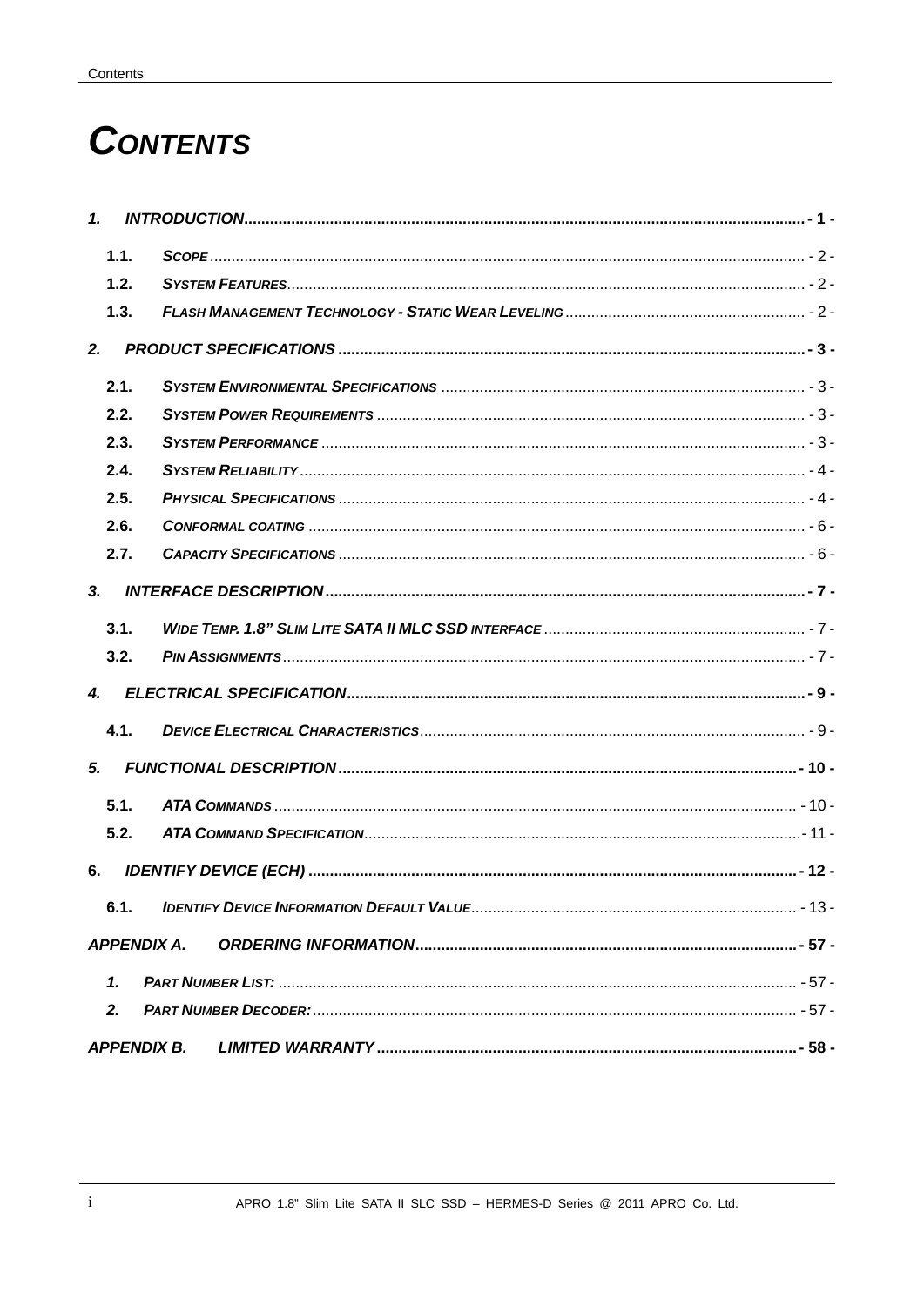# CONTENTS

1. INTRODUCTION ........ - 1 -
   - 1.1. SCOPE ........ - 2 -
   - 1.2. SYSTEM FEATURES ........ - 2 -
   - 1.3. FLASH MANAGEMENT TECHNOLOGY - STATIC WEAR LEVELING ........ - 2 -
2. PRODUCT SPECIFICATIONS ........ - 3 -
   - 2.1. SYSTEM ENVIRONMENTAL SPECIFICATIONS ........ - 3 -
   - 2.2. SYSTEM POWER REQUIREMENTS ........ - 3 -
   - 2.3. SYSTEM PERFORMANCE ........ - 3 -
   - 2.4. SYSTEM RELIABILITY ........ - 4 -
   - 2.5. PHYSICAL SPECIFICATIONS ........ - 4 -
   - 2.6. CONFORMAL COATING ........ - 6 -
   - 2.7. CAPACITY SPECIFICATIONS ........ - 6 -
3. INTERFACE DESCRIPTION ........ - 7 -
   - 3.1. WIDE TEMP. 1.8" SLIM LITE SATA II MLC SSD INTERFACE ........ - 7 -
   - 3.2. PIN ASSIGNMENTS ........ - 7 -
4. ELECTRICAL SPECIFICATION ........ - 9 -
   - 4.1. DEVICE ELECTRICAL CHARACTERISTICS ........ - 9 -
5. FUNCTIONAL DESCRIPTION ........ - 10 -
   - 5.1. ATA COMMANDS ........ - 10 -
   - 5.2. ATA COMMAND SPECIFICATION ........ - 11 -
6. IDENTIFY DEVICE (ECH) ........ - 12 -
   - 6.1. IDENTIFY DEVICE INFORMATION DEFAULT VALUE ........ - 13 -

APPENDIX A. ORDERING INFORMATION ........ - 57 -
   1. PART NUMBER LIST: ........ - 57 -
   2. PART NUMBER DECODER: ........ - 57 -

APPENDIX B. LIMITED WARRANTY ........ - 58 -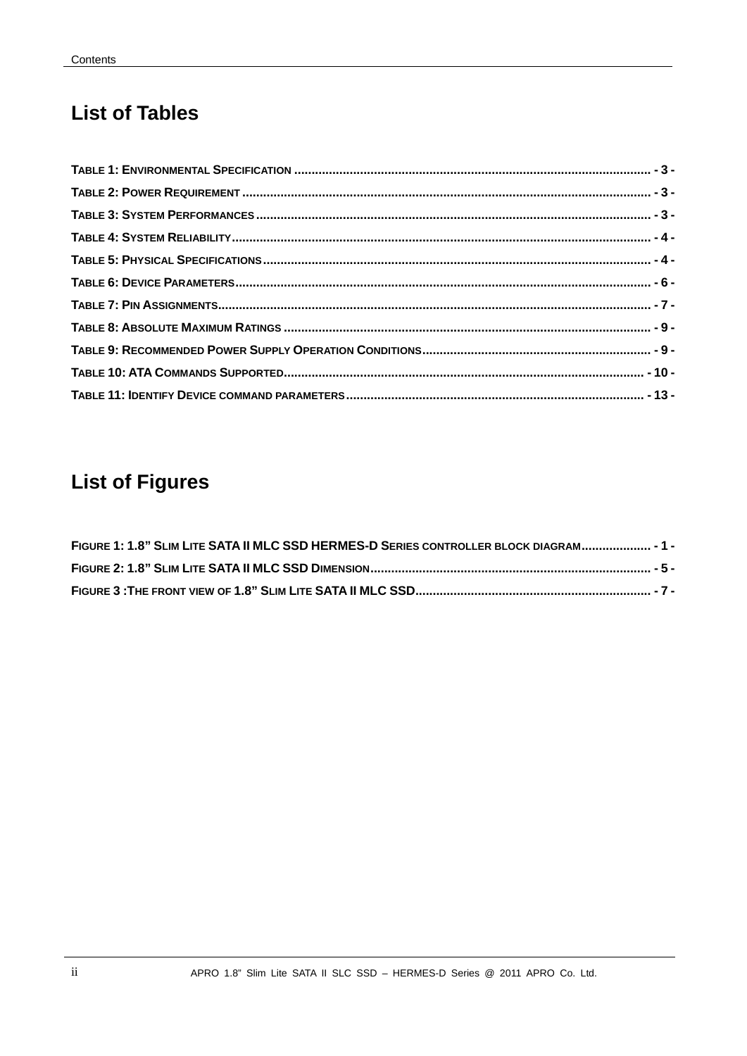# List of Tables

TABLE 1: ENVIRONMENTAL SPECIFICATION ........................................ - 3 -
TABLE 2: POWER REQUIREMENT ........................................ - 3 -
TABLE 3: SYSTEM PERFORMANCES ........................................ - 3 -
TABLE 4: SYSTEM RELIABILITY ........................................ - 4 -
TABLE 5: PHYSICAL SPECIFICATIONS ........................................ - 4 -
TABLE 6: DEVICE PARAMETERS ........................................ - 6 -
TABLE 7: PIN ASSIGNMENTS ........................................ - 7 -
TABLE 8: ABSOLUTE MAXIMUM RATINGS ........................................ - 9 -
TABLE 9: RECOMMENDED POWER SUPPLY OPERATION CONDITIONS ........................................ - 9 -
TABLE 10: ATA COMMANDS SUPPORTED ........................................ - 10 -
TABLE 11: IDENTIFY DEVICE COMMAND PARAMETERS ........................................ - 13 -

# List of Figures

FIGURE 1: 1.8" SLIM LITE SATA II MLC SSD HERMES-D SERIES CONTROLLER BLOCK DIAGRAM ........................................ - 1 -
FIGURE 2: 1.8" SLIM LITE SATA II MLC SSD DIMENSION ........................................ - 5 -
FIGURE 3 :THE FRONT VIEW OF 1.8" SLIM LITE SATA II MLC SSD ........................................ - 7 -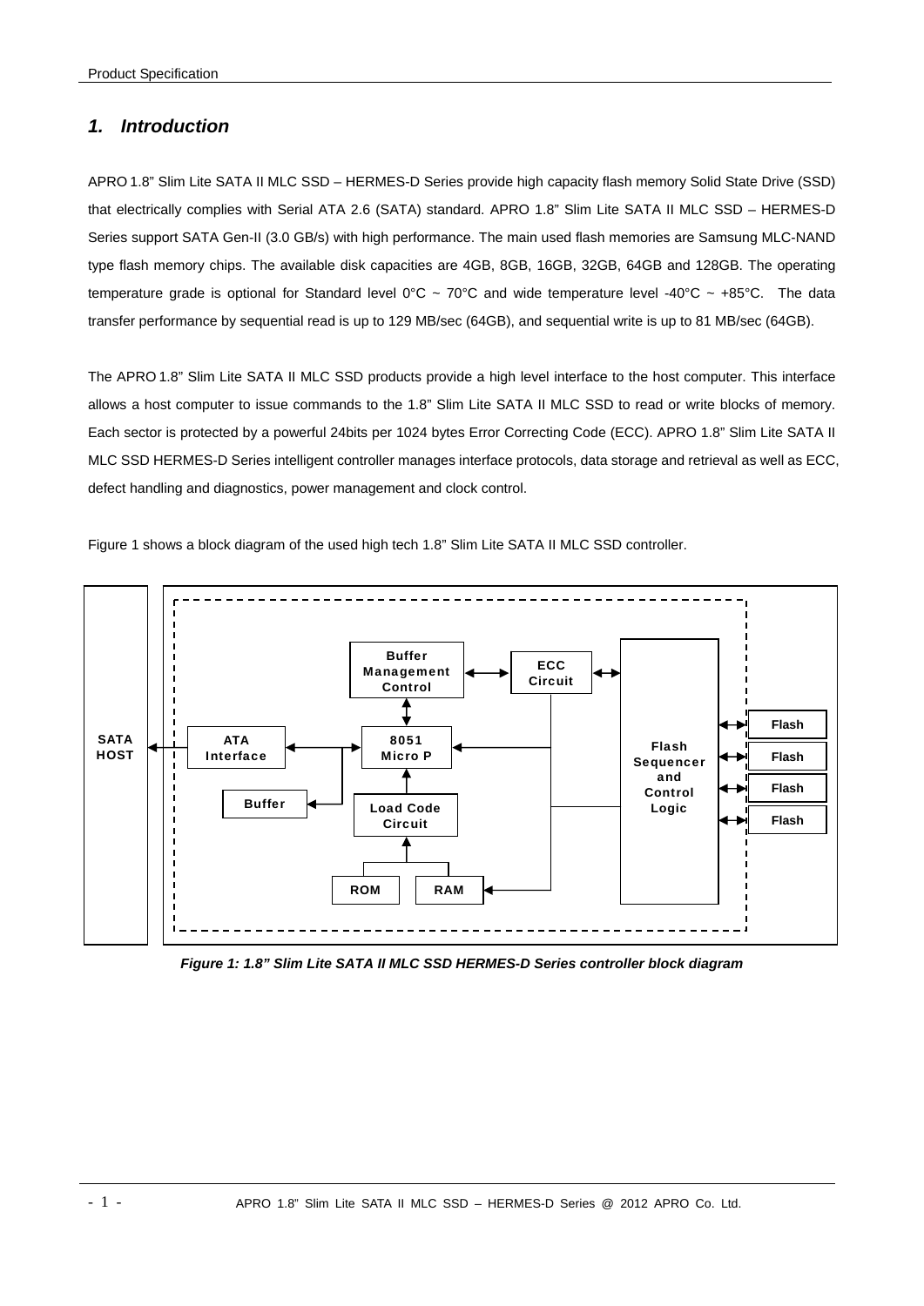# 1. Introduction

APRO 1.8" Slim Lite SATA II MLC SSD – HERMES-D Series provide high capacity flash memory Solid State Drive (SSD) that electrically complies with Serial ATA 2.6 (SATA) standard. APRO 1.8" Slim Lite SATA II MLC SSD – HERMES-D Series support SATA Gen-II (3.0 GB/s) with high performance. The main used flash memories are Samsung MLC-NAND type flash memory chips. The available disk capacities are 4GB, 8GB, 16GB, 32GB, 64GB and 128GB. The operating temperature grade is optional for Standard level 0°C ~ 70°C and wide temperature level -40°C ~ +85°C. The data transfer performance by sequential read is up to 129 MB/sec (64GB), and sequential write is up to 81 MB/sec (64GB).

The APRO 1.8" Slim Lite SATA II MLC SSD products provide a high level interface to the host computer. This interface allows a host computer to issue commands to the 1.8" Slim Lite SATA II MLC SSD to read or write blocks of memory. Each sector is protected by a powerful 24bits per 1024 bytes Error Correcting Code (ECC). APRO 1.8" Slim Lite SATA II MLC SSD HERMES-D Series intelligent controller manages interface protocols, data storage and retrieval as well as ECC, defect handling and diagnostics, power management and clock control.

Figure 1 shows a block diagram of the used high tech 1.8" Slim Lite SATA II MLC SSD controller.

SATA HOST | ATA Interface | Buffer | Buffer Management Control | 8051 Micro P | Load Code Circuit | ROM | RAM | ECC Circuit | Flash Sequencer and Control Logic | Flash | Flash | Flash | Flash

*Figure 1: 1.8" Slim Lite SATA II MLC SSD HERMES-D Series controller block diagram*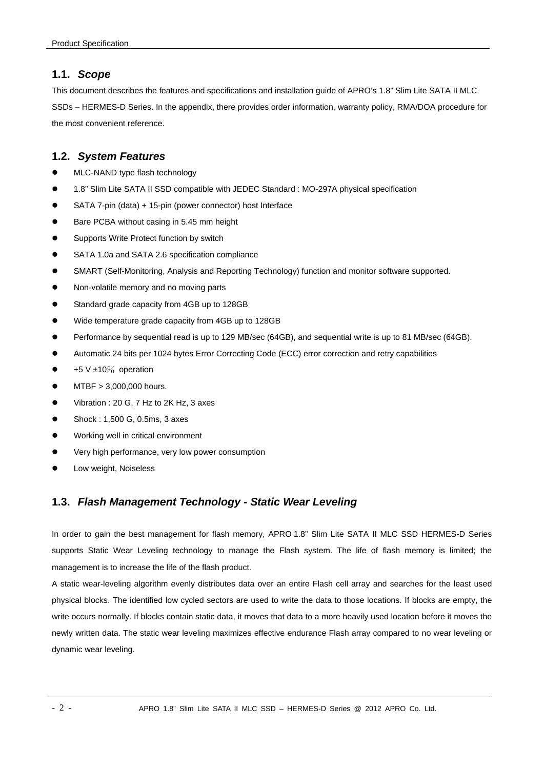## 1.1. *Scope*

This document describes the features and specifications and installation guide of APRO's 1.8" Slim Lite SATA II MLC SSDs – HERMES-D Series. In the appendix, there provides order information, warranty policy, RMA/DOA procedure for the most convenient reference.

## 1.2. *System Features*

- MLC-NAND type flash technology
- 1.8" Slim Lite SATA II SSD compatible with JEDEC Standard : MO-297A physical specification
- SATA 7-pin (data) + 15-pin (power connector) host Interface
- Bare PCBA without casing in 5.45 mm height
- Supports Write Protect function by switch
- SATA 1.0a and SATA 2.6 specification compliance
- SMART (Self-Monitoring, Analysis and Reporting Technology) function and monitor software supported.
- Non-volatile memory and no moving parts
- Standard grade capacity from 4GB up to 128GB
- Wide temperature grade capacity from 4GB up to 128GB
- Performance by sequential read is up to 129 MB/sec (64GB), and sequential write is up to 81 MB/sec (64GB).
- Automatic 24 bits per 1024 bytes Error Correcting Code (ECC) error correction and retry capabilities
- +5 V ±10％ operation
- MTBF > 3,000,000 hours.
- Vibration : 20 G, 7 Hz to 2K Hz, 3 axes
- Shock : 1,500 G, 0.5ms, 3 axes
- Working well in critical environment
- Very high performance, very low power consumption
- Low weight, Noiseless

## 1.3. *Flash Management Technology - Static Wear Leveling*

In order to gain the best management for flash memory, APRO 1.8" Slim Lite SATA II MLC SSD HERMES-D Series supports Static Wear Leveling technology to manage the Flash system. The life of flash memory is limited; the management is to increase the life of the flash product.

A static wear-leveling algorithm evenly distributes data over an entire Flash cell array and searches for the least used physical blocks. The identified low cycled sectors are used to write the data to those locations. If blocks are empty, the write occurs normally. If blocks contain static data, it moves that data to a more heavily used location before it moves the newly written data. The static wear leveling maximizes effective endurance Flash array compared to no wear leveling or dynamic wear leveling.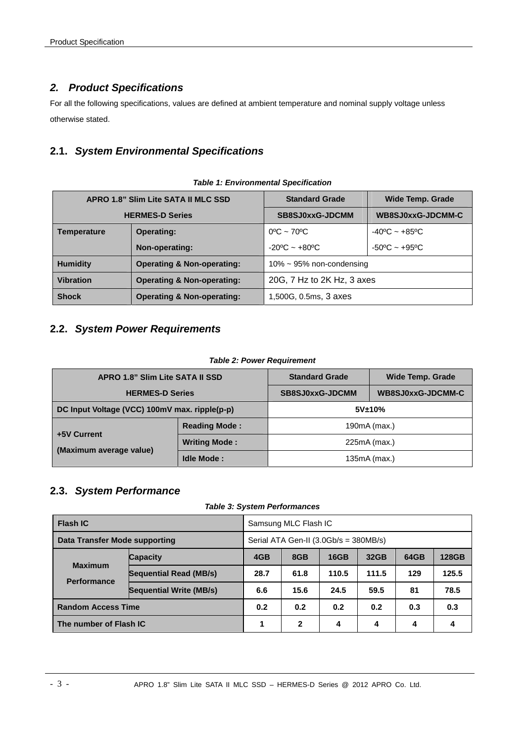## 2. *Product Specifications*

For all the following specifications, values are defined at ambient temperature and nominal supply voltage unless otherwise stated.

### 2.1. *System Environmental Specifications*

***Table 1: Environmental Specification***

| APRO 1.8” Slim Lite SATA II MLC SSD HERMES-D Series | | Standard Grade SB8SJ0xxG-JDCMM | Wide Temp. Grade WB8SJ0xxG-JDCMM-C |
|---|---|---|---|
| **Temperature** | **Operating:** | 0ºC ~ 70ºC | -40ºC ~ +85ºC |
| | **Non-operating:** | -20ºC ~ +80ºC | -50ºC ~ +95ºC |
| **Humidity** | **Operating & Non-operating:** | 10% ~ 95% non-condensing | |
| **Vibration** | **Operating & Non-operating:** | 20G, 7 Hz to 2K Hz, 3 axes | |
| **Shock** | **Operating & Non-operating:** | 1,500G, 0.5ms, 3 axes | |

### 2.2. *System Power Requirements*

***Table 2: Power Requirement***

| APRO 1.8” Slim Lite SATA II SSD HERMES-D Series | | Standard Grade SB8SJ0xxG-JDCMM | Wide Temp. Grade WB8SJ0xxG-JDCMM-C |
|---|---|---|---|
| **DC Input Voltage (VCC) 100mV max. ripple(p-p)** | | **5V±10%** | |
| **+5V Current (Maximum average value)** | **Reading Mode :** | 190mA (max.) | |
| | **Writing Mode :** | 225mA (max.) | |
| | **Idle Mode :** | 135mA (max.) | |

### 2.3. *System Performance*

***Table 3: System Performances***

| **Flash IC** | | Samsung MLC Flash IC | | | | | |
|---|---|---|---|---|---|---|---|
| **Data Transfer Mode supporting** | | Serial ATA Gen-II (3.0Gb/s = 380MB/s) | | | | | |
| **Maximum Performance** | **Capacity** | **4GB** | **8GB** | **16GB** | **32GB** | **64GB** | **128GB** |
| | **Sequential Read (MB/s)** | **28.7** | **61.8** | **110.5** | **111.5** | **129** | **125.5** |
| | **Sequential Write (MB/s)** | **6.6** | **15.6** | **24.5** | **59.5** | **81** | **78.5** |
| **Random Access Time** | | **0.2** | **0.2** | **0.2** | **0.2** | **0.3** | **0.3** |
| **The number of Flash IC** | | **1** | **2** | **4** | **4** | **4** | **4** |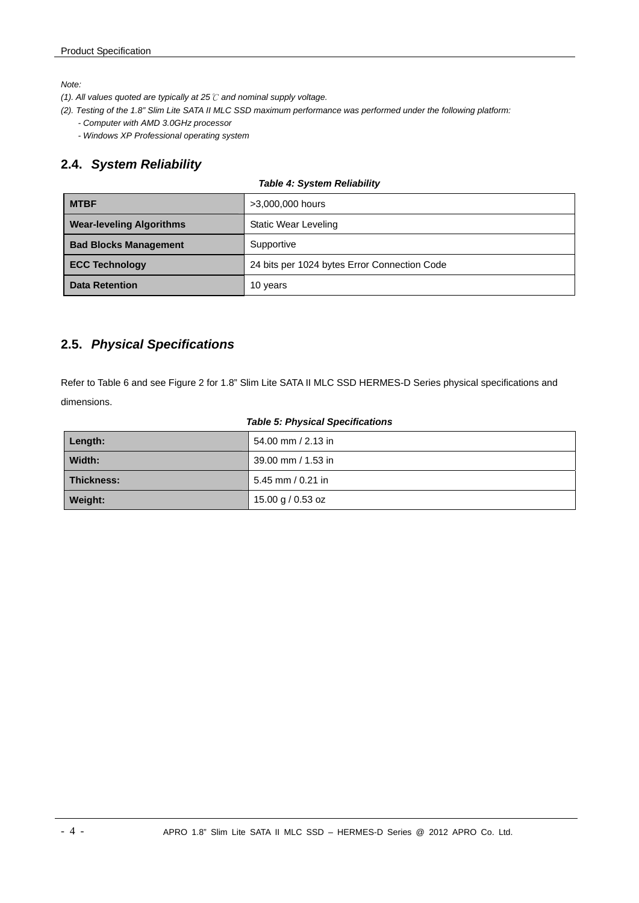*Note:*

*(1). All values quoted are typically at 25℃ and nominal supply voltage.*

*(2). Testing of the 1.8" Slim Lite SATA II MLC SSD maximum performance was performed under the following platform:*

*- Computer with AMD 3.0GHz processor*

*- Windows XP Professional operating system*

## 2.4. *System Reliability*

***Table 4: System Reliability***

| **MTBF** | >3,000,000 hours |
|---|---|
| **Wear-leveling Algorithms** | Static Wear Leveling |
| **Bad Blocks Management** | Supportive |
| **ECC Technology** | 24 bits per 1024 bytes Error Connection Code |
| **Data Retention** | 10 years |

## 2.5. *Physical Specifications*

Refer to Table 6 and see Figure 2 for 1.8" Slim Lite SATA II MLC SSD HERMES-D Series physical specifications and dimensions.

***Table 5: Physical Specifications***

| **Length:** | 54.00 mm / 2.13 in |
|---|---|
| **Width:** | 39.00 mm / 1.53 in |
| **Thickness:** | 5.45 mm / 0.21 in |
| **Weight:** | 15.00 g / 0.53 oz |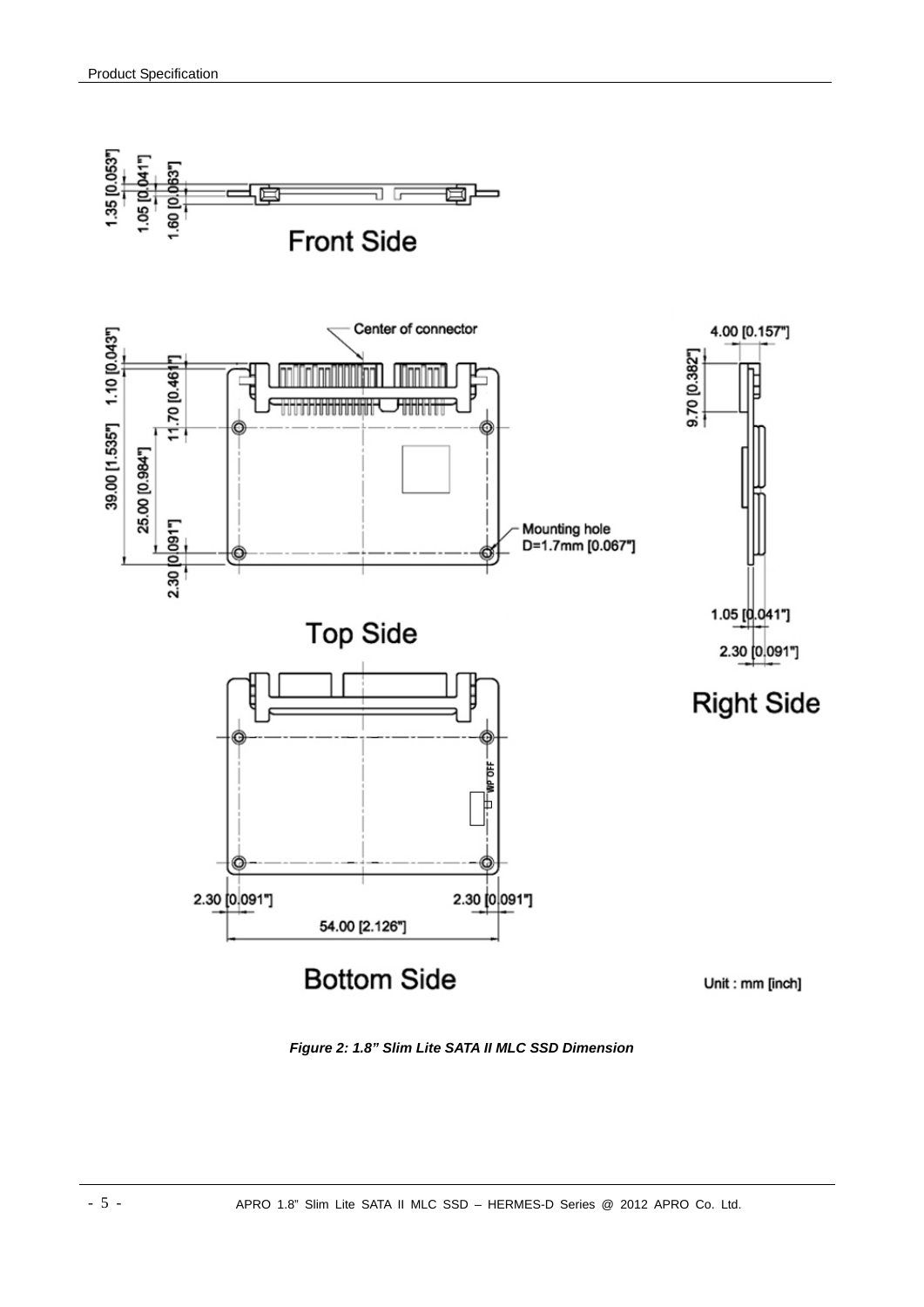*Figure 2: 1.8" Slim Lite SATA II MLC SSD Dimension*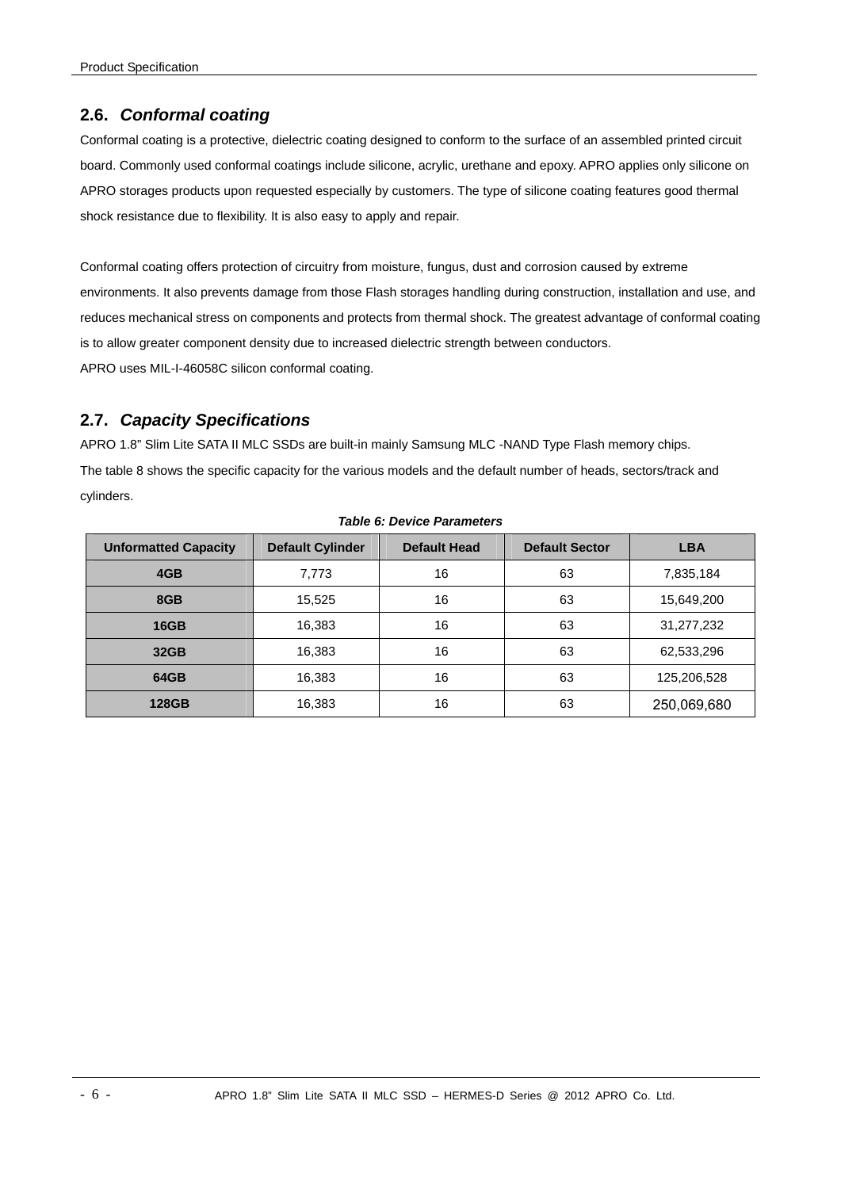## 2.6. *Conformal coating*

Conformal coating is a protective, dielectric coating designed to conform to the surface of an assembled printed circuit board. Commonly used conformal coatings include silicone, acrylic, urethane and epoxy. APRO applies only silicone on APRO storages products upon requested especially by customers. The type of silicone coating features good thermal shock resistance due to flexibility. It is also easy to apply and repair.

Conformal coating offers protection of circuitry from moisture, fungus, dust and corrosion caused by extreme environments. It also prevents damage from those Flash storages handling during construction, installation and use, and reduces mechanical stress on components and protects from thermal shock. The greatest advantage of conformal coating is to allow greater component density due to increased dielectric strength between conductors.
APRO uses MIL-I-46058C silicon conformal coating.

## 2.7. *Capacity Specifications*

APRO 1.8" Slim Lite SATA II MLC SSDs are built-in mainly Samsung MLC -NAND Type Flash memory chips.
The table 8 shows the specific capacity for the various models and the default number of heads, sectors/track and cylinders.

***Table 6: Device Parameters***

| Unformatted Capacity | Default Cylinder | Default Head | Default Sector | LBA |
|---|---|---|---|---|
| **4GB** | 7,773 | 16 | 63 | 7,835,184 |
| **8GB** | 15,525 | 16 | 63 | 15,649,200 |
| **16GB** | 16,383 | 16 | 63 | 31,277,232 |
| **32GB** | 16,383 | 16 | 63 | 62,533,296 |
| **64GB** | 16,383 | 16 | 63 | 125,206,528 |
| **128GB** | 16,383 | 16 | 63 | 250,069,680 |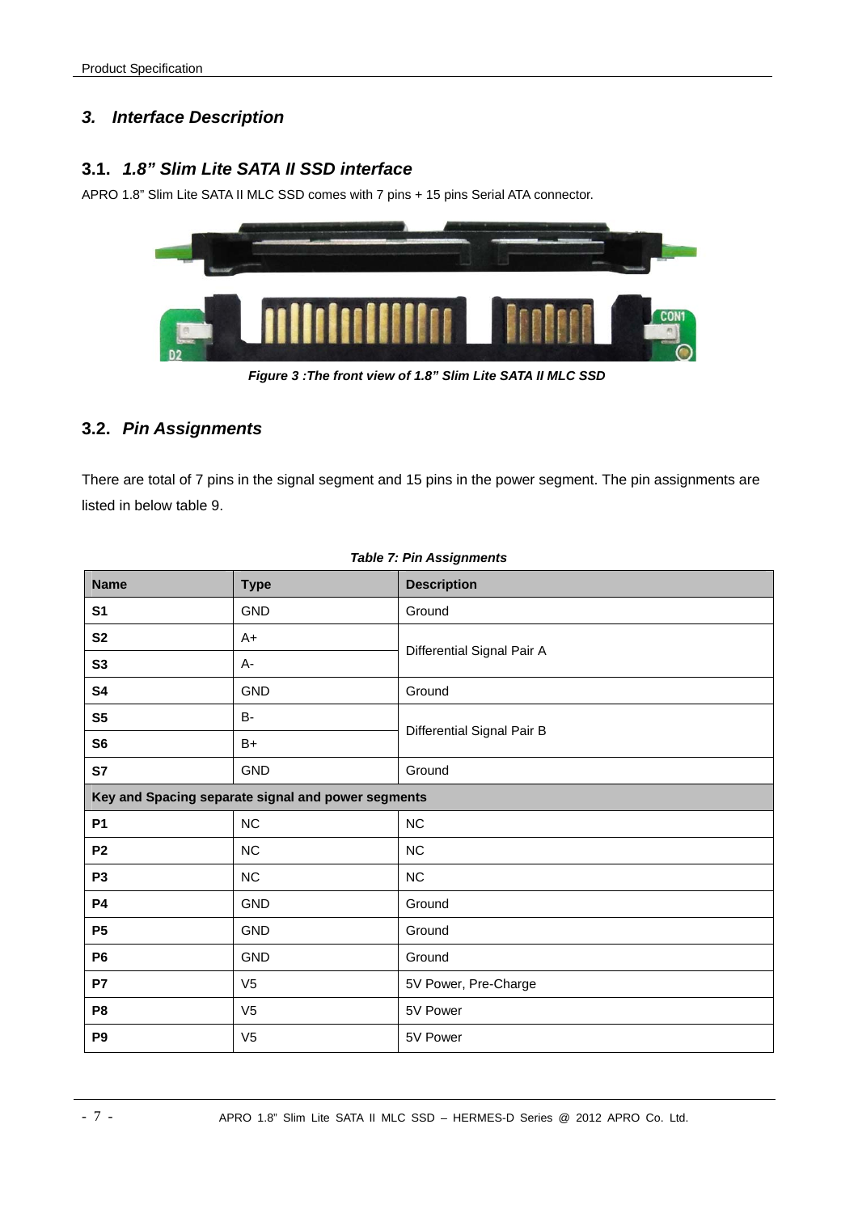## 3. *Interface Description*

### 3.1. *1.8" Slim Lite SATA II SSD interface*

APRO 1.8" Slim Lite SATA II MLC SSD comes with 7 pins + 15 pins Serial ATA connector.

***Figure 3 :The front view of 1.8" Slim Lite SATA II MLC SSD***

### 3.2. *Pin Assignments*

There are total of 7 pins in the signal segment and 15 pins in the power segment. The pin assignments are listed in below table 9.

***Table 7: Pin Assignments***

| Name | Type | Description |
|---|---|---|
| **S1** | GND | Ground |
| **S2** | A+ | Differential Signal Pair A |
| **S3** | A- | |
| **S4** | GND | Ground |
| **S5** | B- | Differential Signal Pair B |
| **S6** | B+ | |
| **S7** | GND | Ground |
| **Key and Spacing separate signal and power segments** | | |
| **P1** | NC | NC |
| **P2** | NC | NC |
| **P3** | NC | NC |
| **P4** | GND | Ground |
| **P5** | GND | Ground |
| **P6** | GND | Ground |
| **P7** | V5 | 5V Power, Pre-Charge |
| **P8** | V5 | 5V Power |
| **P9** | V5 | 5V Power |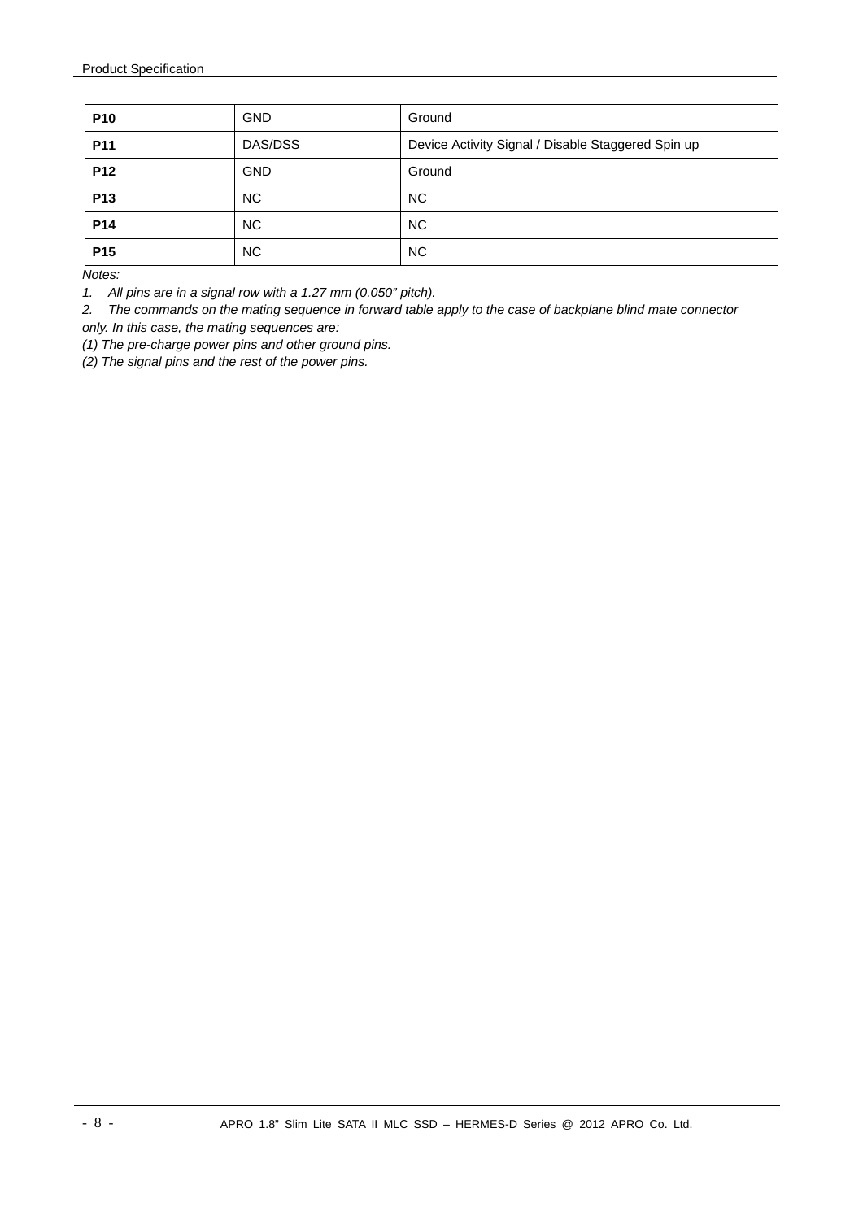| **P10** | GND | Ground |
|---|---|---|
| **P11** | DAS/DSS | Device Activity Signal / Disable Staggered Spin up |
| **P12** | GND | Ground |
| **P13** | NC | NC |
| **P14** | NC | NC |
| **P15** | NC | NC |

*Notes:*

*1. All pins are in a signal row with a 1.27 mm (0.050" pitch).*

*2. The commands on the mating sequence in forward table apply to the case of backplane blind mate connector only. In this case, the mating sequences are:*

*(1) The pre-charge power pins and other ground pins.*

*(2) The signal pins and the rest of the power pins.*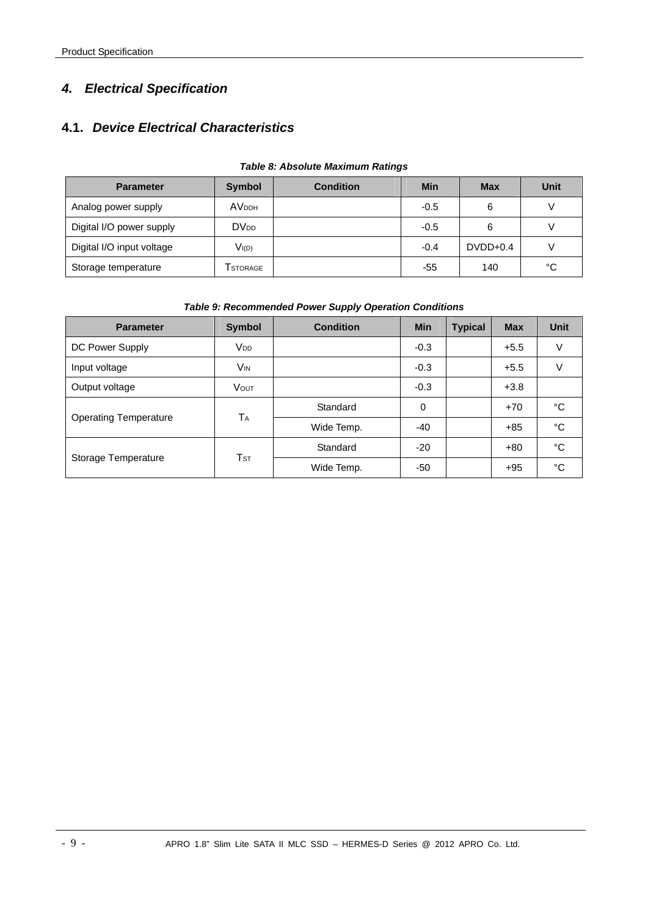# 4. Electrical Specification

## 4.1. Device Electrical Characteristics

**Table 8: Absolute Maximum Ratings**

| Parameter | Symbol | Condition | Min | Max | Unit |
|---|---|---|---|---|---|
| Analog power supply | $AV_{DDH}$ | | -0.5 | 6 | V |
| Digital I/O power supply | $DV_{DD}$ | | -0.5 | 6 | V |
| Digital I/O input voltage | $V_{I(D)}$ | | -0.4 | DVDD+0.4 | V |
| Storage temperature | $T_{STORAGE}$ | | -55 | 140 | °C |

**Table 9: Recommended Power Supply Operation Conditions**

| Parameter | Symbol | Condition | Min | Typical | Max | Unit |
|---|---|---|---|---|---|---|
| DC Power Supply | $V_{DD}$ | | -0.3 | | +5.5 | V |
| Input voltage | $V_{IN}$ | | -0.3 | | +5.5 | V |
| Output voltage | $V_{OUT}$ | | -0.3 | | +3.8 | |
| Operating Temperature | $T_A$ | Standard | 0 | | +70 | °C |
| | | Wide Temp. | -40 | | +85 | °C |
| Storage Temperature | $T_{ST}$ | Standard | -20 | | +80 | °C |
| | | Wide Temp. | -50 | | +95 | °C |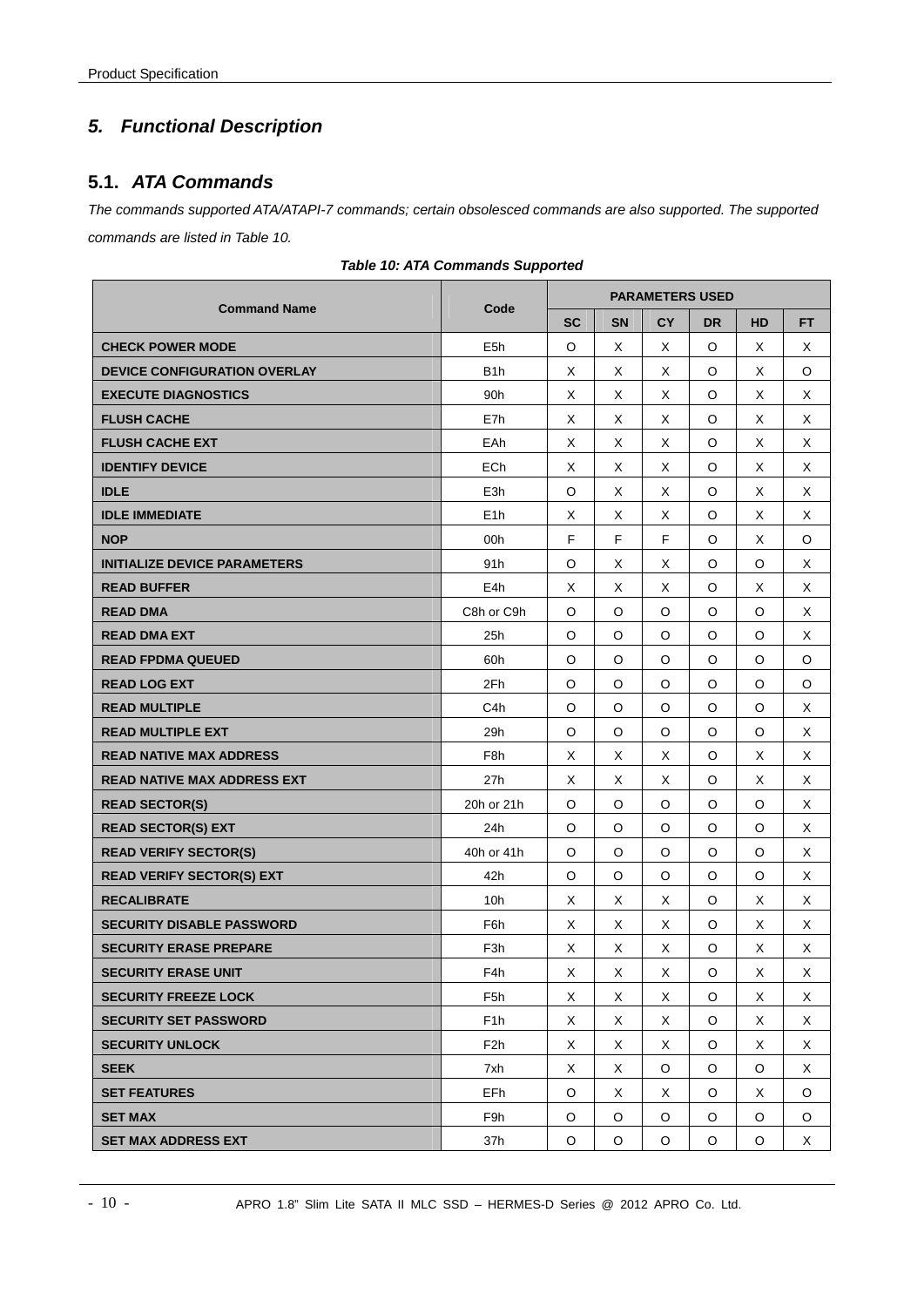## 5. Functional Description

### 5.1. ATA Commands

*The commands supported ATA/ATAPI-7 commands; certain obsolesced commands are also supported. The supported commands are listed in Table 10.*

***Table 10: ATA Commands Supported***

| Command Name | Code | PARAMETERS USED | | | | | |
|---|---|---|---|---|---|---|---|
| | | SC | SN | CY | DR | HD | FT |
| CHECK POWER MODE | E5h | O | X | X | O | X | X |
| DEVICE CONFIGURATION OVERLAY | B1h | X | X | X | O | X | O |
| EXECUTE DIAGNOSTICS | 90h | X | X | X | O | X | X |
| FLUSH CACHE | E7h | X | X | X | O | X | X |
| FLUSH CACHE EXT | EAh | X | X | X | O | X | X |
| IDENTIFY DEVICE | ECh | X | X | X | O | X | X |
| IDLE | E3h | O | X | X | O | X | X |
| IDLE IMMEDIATE | E1h | X | X | X | O | X | X |
| NOP | 00h | F | F | F | O | X | O |
| INITIALIZE DEVICE PARAMETERS | 91h | O | X | X | O | O | X |
| READ BUFFER | E4h | X | X | X | O | X | X |
| READ DMA | C8h or C9h | O | O | O | O | O | X |
| READ DMA EXT | 25h | O | O | O | O | O | X |
| READ FPDMA QUEUED | 60h | O | O | O | O | O | O |
| READ LOG EXT | 2Fh | O | O | O | O | O | O |
| READ MULTIPLE | C4h | O | O | O | O | O | X |
| READ MULTIPLE EXT | 29h | O | O | O | O | O | X |
| READ NATIVE MAX ADDRESS | F8h | X | X | X | O | X | X |
| READ NATIVE MAX ADDRESS EXT | 27h | X | X | X | O | X | X |
| READ SECTOR(S) | 20h or 21h | O | O | O | O | O | X |
| READ SECTOR(S) EXT | 24h | O | O | O | O | O | X |
| READ VERIFY SECTOR(S) | 40h or 41h | O | O | O | O | O | X |
| READ VERIFY SECTOR(S) EXT | 42h | O | O | O | O | O | X |
| RECALIBRATE | 10h | X | X | X | O | X | X |
| SECURITY DISABLE PASSWORD | F6h | X | X | X | O | X | X |
| SECURITY ERASE PREPARE | F3h | X | X | X | O | X | X |
| SECURITY ERASE UNIT | F4h | X | X | X | O | X | X |
| SECURITY FREEZE LOCK | F5h | X | X | X | O | X | X |
| SECURITY SET PASSWORD | F1h | X | X | X | O | X | X |
| SECURITY UNLOCK | F2h | X | X | X | O | X | X |
| SEEK | 7xh | X | X | O | O | O | X |
| SET FEATURES | EFh | O | X | X | O | X | O |
| SET MAX | F9h | O | O | O | O | O | O |
| SET MAX ADDRESS EXT | 37h | O | O | O | O | O | X |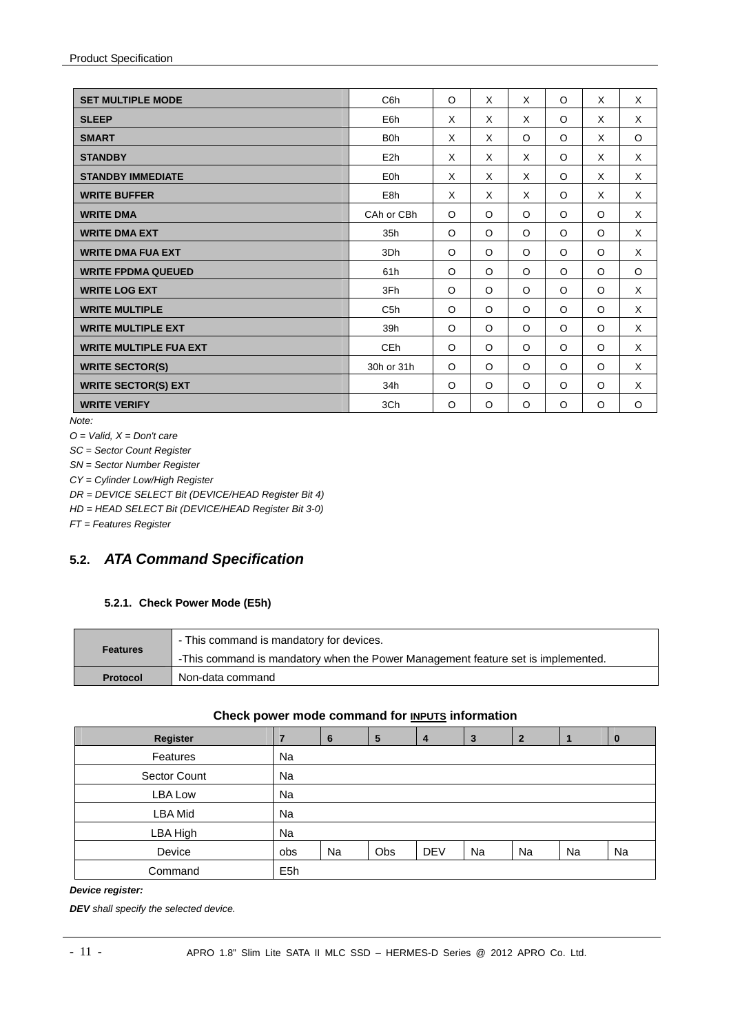| SET MULTIPLE MODE | C6h | O | X | X | O | X | X |
|---|---|---|---|---|---|---|---|
| SLEEP | E6h | X | X | X | O | X | X |
| SMART | B0h | X | X | O | O | X | O |
| STANDBY | E2h | X | X | X | O | X | X |
| STANDBY IMMEDIATE | E0h | X | X | X | O | X | X |
| WRITE BUFFER | E8h | X | X | X | O | X | X |
| WRITE DMA | CAh or CBh | O | O | O | O | O | X |
| WRITE DMA EXT | 35h | O | O | O | O | O | X |
| WRITE DMA FUA EXT | 3Dh | O | O | O | O | O | X |
| WRITE FPDMA QUEUED | 61h | O | O | O | O | O | O |
| WRITE LOG EXT | 3Fh | O | O | O | O | O | X |
| WRITE MULTIPLE | C5h | O | O | O | O | O | X |
| WRITE MULTIPLE EXT | 39h | O | O | O | O | O | X |
| WRITE MULTIPLE FUA EXT | CEh | O | O | O | O | O | X |
| WRITE SECTOR(S) | 30h or 31h | O | O | O | O | O | X |
| WRITE SECTOR(S) EXT | 34h | O | O | O | O | O | X |
| WRITE VERIFY | 3Ch | O | O | O | O | O | O |

*Note:*

*O = Valid, X = Don't care*

*SC = Sector Count Register*

*SN = Sector Number Register*

*CY = Cylinder Low/High Register*

*DR = DEVICE SELECT Bit (DEVICE/HEAD Register Bit 4)*

*HD = HEAD SELECT Bit (DEVICE/HEAD Register Bit 3-0)*

*FT = Features Register*

## 5.2. *ATA Command Specification*

### 5.2.1. Check Power Mode (E5h)

| **Features** | - This command is mandatory for devices.<br>-This command is mandatory when the Power Management feature set is implemented. |
|---|---|
| **Protocol** | Non-data command |

**Check power mode command for INPUTS information**

| Register | 7 | 6 | 5 | 4 | 3 | 2 | 1 | 0 |
|---|---|---|---|---|---|---|---|---|
| Features | Na | | | | | | | |
| Sector Count | Na | | | | | | | |
| LBA Low | Na | | | | | | | |
| LBA Mid | Na | | | | | | | |
| LBA High | Na | | | | | | | |
| Device | obs | Na | Obs | DEV | Na | Na | Na | Na |
| Command | E5h | | | | | | | |

***Device register:***

***DEV** shall specify the selected device.*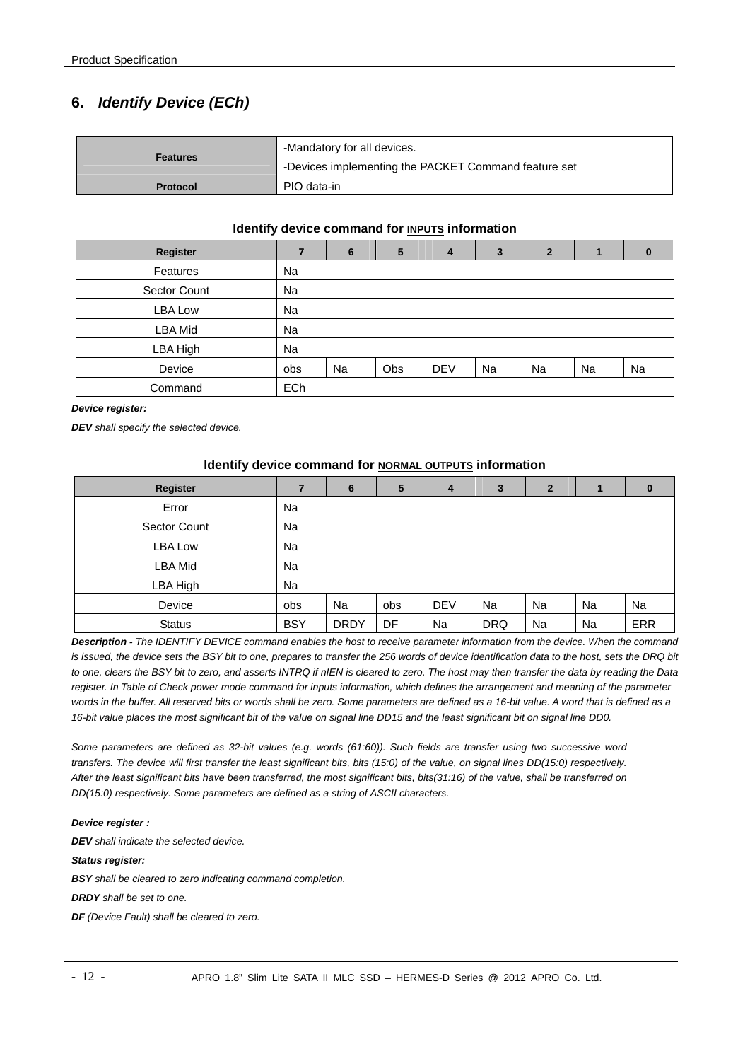## 6. *Identify Device (ECh)*

| Features | -Mandatory for all devices.<br>-Devices implementing the PACKET Command feature set |
|---|---|
| **Protocol** | PIO data-in |

**Identify device command for INPUTS information**

| Register | 7 | 6 | 5 | 4 | 3 | 2 | 1 | 0 |
|---|---|---|---|---|---|---|---|---|
| Features | Na | | | | | | | |
| Sector Count | Na | | | | | | | |
| LBA Low | Na | | | | | | | |
| LBA Mid | Na | | | | | | | |
| LBA High | Na | | | | | | | |
| Device | obs | Na | Obs | DEV | Na | Na | Na | Na |
| Command | ECh | | | | | | | |

***Device register:***

***DEV*** *shall specify the selected device.*

**Identify device command for NORMAL OUTPUTS information**

| Register | 7 | 6 | 5 | 4 | 3 | 2 | 1 | 0 |
|---|---|---|---|---|---|---|---|---|
| Error | Na | | | | | | | |
| Sector Count | Na | | | | | | | |
| LBA Low | Na | | | | | | | |
| LBA Mid | Na | | | | | | | |
| LBA High | Na | | | | | | | |
| Device | obs | Na | obs | DEV | Na | Na | Na | Na |
| Status | BSY | DRDY | DF | Na | DRQ | Na | Na | ERR |

***Description -*** *The IDENTIFY DEVICE command enables the host to receive parameter information from the device. When the command is issued, the device sets the BSY bit to one, prepares to transfer the 256 words of device identification data to the host, sets the DRQ bit to one, clears the BSY bit to zero, and asserts INTRQ if nIEN is cleared to zero. The host may then transfer the data by reading the Data register. In Table of Check power mode command for inputs information, which defines the arrangement and meaning of the parameter words in the buffer. All reserved bits or words shall be zero. Some parameters are defined as a 16-bit value. A word that is defined as a 16-bit value places the most significant bit of the value on signal line DD15 and the least significant bit on signal line DD0.*

*Some parameters are defined as 32-bit values (e.g. words (61:60)). Such fields are transfer using two successive word transfers. The device will first transfer the least significant bits, bits (15:0) of the value, on signal lines DD(15:0) respectively. After the least significant bits have been transferred, the most significant bits, bits(31:16) of the value, shall be transferred on DD(15:0) respectively. Some parameters are defined as a string of ASCII characters.*

***Device register :***

***DEV*** *shall indicate the selected device.*

***Status register:***

***BSY*** *shall be cleared to zero indicating command completion.*

***DRDY*** *shall be set to one.*

***DF*** *(Device Fault) shall be cleared to zero.*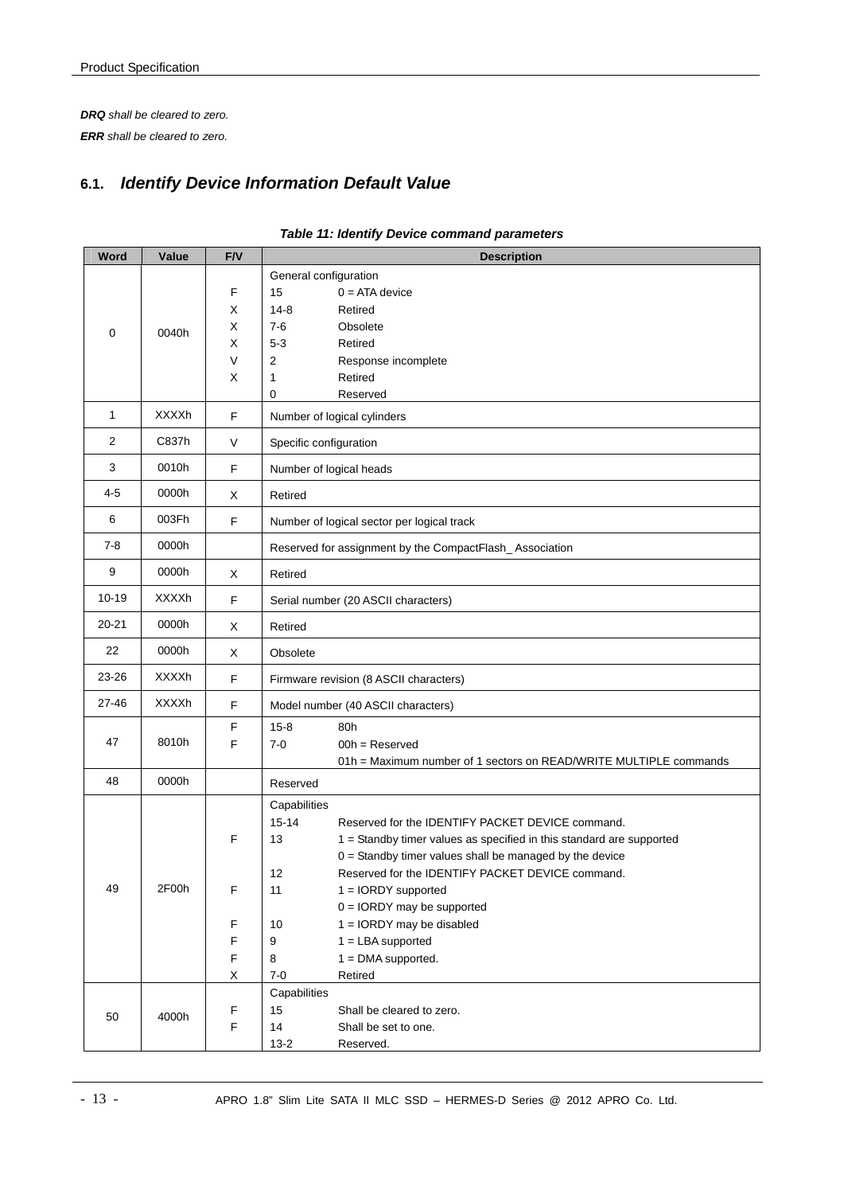***DRQ*** *shall be cleared to zero.*

***ERR*** *shall be cleared to zero.*

## 6.1. *Identify Device Information Default Value*

***Table 11: Identify Device command parameters***

| Word | Value | F/V | Description |
|---|---|---|---|
| 0 | 0040h | <br>F<br>X<br>X<br>X<br>V<br>X | General configuration<br>15 0 = ATA device<br>14-8 Retired<br>7-6 Obsolete<br>5-3 Retired<br>2 Response incomplete<br>1 Retired<br>0 Reserved |
| 1 | XXXXh | F | Number of logical cylinders |
| 2 | C837h | V | Specific configuration |
| 3 | 0010h | F | Number of logical heads |
| 4-5 | 0000h | X | Retired |
| 6 | 003Fh | F | Number of logical sector per logical track |
| 7-8 | 0000h | | Reserved for assignment by the CompactFlash_ Association |
| 9 | 0000h | X | Retired |
| 10-19 | XXXXh | F | Serial number (20 ASCII characters) |
| 20-21 | 0000h | X | Retired |
| 22 | 0000h | X | Obsolete |
| 23-26 | XXXXh | F | Firmware revision (8 ASCII characters) |
| 27-46 | XXXXh | F | Model number (40 ASCII characters) |
| 47 | 8010h | F<br>F | 15-8 80h<br>7-0 00h = Reserved<br>01h = Maximum number of 1 sectors on READ/WRITE MULTIPLE commands |
| 48 | 0000h | | Reserved |
| 49 | 2F00h | <br><br>F<br><br><br>F<br><br>F<br>F<br>F<br>X | Capabilities<br>15-14 Reserved for the IDENTIFY PACKET DEVICE command.<br>13 1 = Standby timer values as specified in this standard are supported<br>0 = Standby timer values shall be managed by the device<br>12 Reserved for the IDENTIFY PACKET DEVICE command.<br>11 1 = IORDY supported<br>0 = IORDY may be supported<br>10 1 = IORDY may be disabled<br>9 1 = LBA supported<br>8 1 = DMA supported.<br>7-0 Retired |
| 50 | 4000h | <br>F<br>F | Capabilities<br>15 Shall be cleared to zero.<br>14 Shall be set to one.<br>13-2 Reserved. |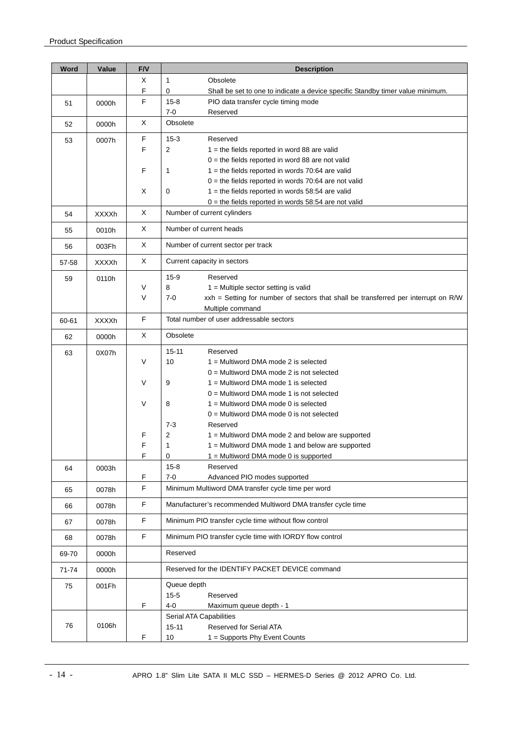| Word | Value | F/V | Description |
|---|---|---|---|
| | | X | 1 Obsolete |
| | | F | 0 Shall be set to one to indicate a device specific Standby timer value minimum. |
| 51 | 0000h | F | 15-8 PIO data transfer cycle timing mode<br>7-0 Reserved |
| 52 | 0000h | X | Obsolete |
| 53 | 0007h | F | 15-3 Reserved |
| | | F | 2 1 = the fields reported in word 88 are valid<br>0 = the fields reported in word 88 are not valid |
| | | F | 1 1 = the fields reported in words 70:64 are valid<br>0 = the fields reported in words 70:64 are not valid |
| | | X | 0 1 = the fields reported in words 58:54 are valid<br>0 = the fields reported in words 58:54 are not valid |
| 54 | XXXXh | X | Number of current cylinders |
| 55 | 0010h | X | Number of current heads |
| 56 | 003Fh | X | Number of current sector per track |
| 57-58 | XXXXh | X | Current capacity in sectors |
| 59 | 0110h | | 15-9 Reserved |
| | | V | 8 1 = Multiple sector setting is valid |
| | | V | 7-0 xxh = Setting for number of sectors that shall be transferred per interrupt on R/W Multiple command |
| 60-61 | XXXXh | F | Total number of user addressable sectors |
| 62 | 0000h | X | Obsolete |
| 63 | 0X07h | | 15-11 Reserved |
| | | V | 10 1 = Multiword DMA mode 2 is selected<br>0 = Multiword DMA mode 2 is not selected |
| | | V | 9 1 = Multiword DMA mode 1 is selected<br>0 = Multiword DMA mode 1 is not selected |
| | | V | 8 1 = Multiword DMA mode 0 is selected<br>0 = Multiword DMA mode 0 is not selected |
| | | | 7-3 Reserved |
| | | F | 2 1 = Multiword DMA mode 2 and below are supported |
| | | F | 1 1 = Multiword DMA mode 1 and below are supported |
| | | F | 0 1 = Multiword DMA mode 0 is supported |
| 64 | 0003h | | 15-8 Reserved |
| | | F | 7-0 Advanced PIO modes supported |
| 65 | 0078h | F | Minimum Multiword DMA transfer cycle time per word |
| 66 | 0078h | F | Manufacturer's recommended Multiword DMA transfer cycle time |
| 67 | 0078h | F | Minimum PIO transfer cycle time without flow control |
| 68 | 0078h | F | Minimum PIO transfer cycle time with IORDY flow control |
| 69-70 | 0000h | | Reserved |
| 71-74 | 0000h | | Reserved for the IDENTIFY PACKET DEVICE command |
| 75 | 001Fh | | Queue depth<br>15-5 Reserved |
| | | F | 4-0 Maximum queue depth - 1 |
| 76 | 0106h | | Serial ATA Capabilities<br>15-11 Reserved for Serial ATA |
| | | F | 10 1 = Supports Phy Event Counts |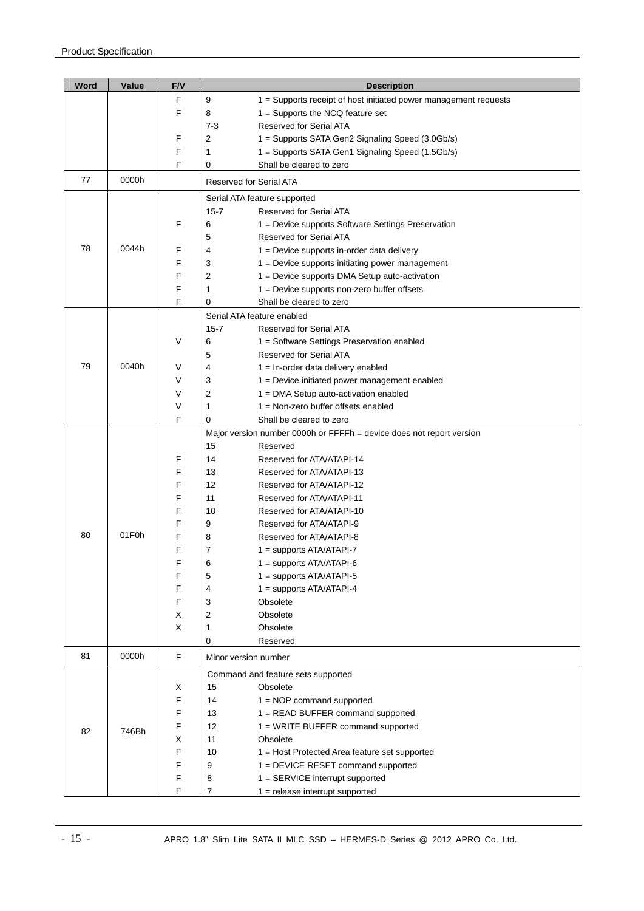| Word | Value | F/V | Description |
|---|---|---|---|
| | | F | 9 1 = Supports receipt of host initiated power management requests |
| | | F | 8 1 = Supports the NCQ feature set |
| | | | 7-3 Reserved for Serial ATA |
| | | F | 2 1 = Supports SATA Gen2 Signaling Speed (3.0Gb/s) |
| | | F | 1 1 = Supports SATA Gen1 Signaling Speed (1.5Gb/s) |
| | | F | 0 Shall be cleared to zero |
| 77 | 0000h | | Reserved for Serial ATA |
| 78 | 0044h | | Serial ATA feature supported |
| | | | 15-7 Reserved for Serial ATA |
| | | F | 6 1 = Device supports Software Settings Preservation |
| | | | 5 Reserved for Serial ATA |
| | | F | 4 1 = Device supports in-order data delivery |
| | | F | 3 1 = Device supports initiating power management |
| | | F | 2 1 = Device supports DMA Setup auto-activation |
| | | F | 1 1 = Device supports non-zero buffer offsets |
| | | F | 0 Shall be cleared to zero |
| 79 | 0040h | | Serial ATA feature enabled |
| | | | 15-7 Reserved for Serial ATA |
| | | V | 6 1 = Software Settings Preservation enabled |
| | | | 5 Reserved for Serial ATA |
| | | V | 4 1 = In-order data delivery enabled |
| | | V | 3 1 = Device initiated power management enabled |
| | | V | 2 1 = DMA Setup auto-activation enabled |
| | | V | 1 1 = Non-zero buffer offsets enabled |
| | | F | 0 Shall be cleared to zero |
| 80 | 01F0h | | Major version number 0000h or FFFFh = device does not report version |
| | | | 15 Reserved |
| | | F | 14 Reserved for ATA/ATAPI-14 |
| | | F | 13 Reserved for ATA/ATAPI-13 |
| | | F | 12 Reserved for ATA/ATAPI-12 |
| | | F | 11 Reserved for ATA/ATAPI-11 |
| | | F | 10 Reserved for ATA/ATAPI-10 |
| | | F | 9 Reserved for ATA/ATAPI-9 |
| | | F | 8 Reserved for ATA/ATAPI-8 |
| | | F | 7 1 = supports ATA/ATAPI-7 |
| | | F | 6 1 = supports ATA/ATAPI-6 |
| | | F | 5 1 = supports ATA/ATAPI-5 |
| | | F | 4 1 = supports ATA/ATAPI-4 |
| | | F | 3 Obsolete |
| | | X | 2 Obsolete |
| | | X | 1 Obsolete |
| | | | 0 Reserved |
| 81 | 0000h | F | Minor version number |
| 82 | 746Bh | | Command and feature sets supported |
| | | X | 15 Obsolete |
| | | F | 14 1 = NOP command supported |
| | | F | 13 1 = READ BUFFER command supported |
| | | F | 12 1 = WRITE BUFFER command supported |
| | | X | 11 Obsolete |
| | | F | 10 1 = Host Protected Area feature set supported |
| | | F | 9 1 = DEVICE RESET command supported |
| | | F | 8 1 = SERVICE interrupt supported |
| | | F | 7 1 = release interrupt supported |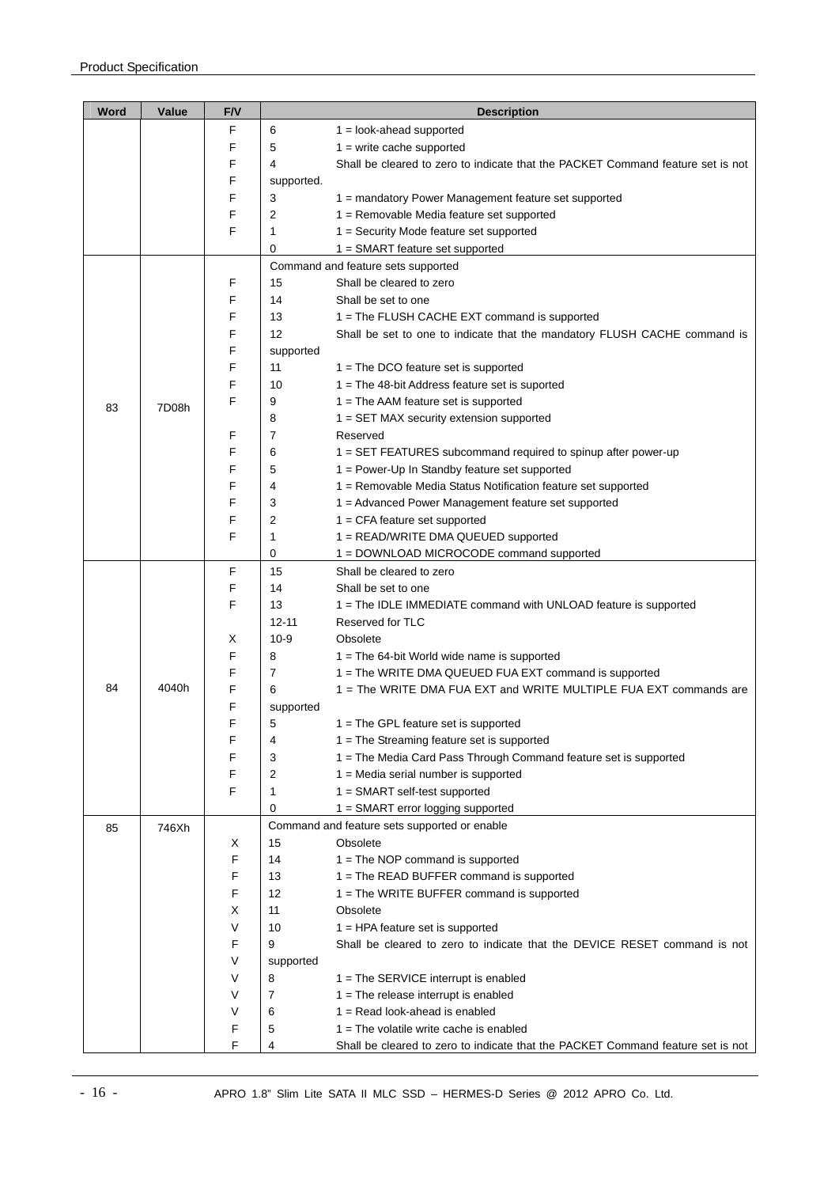| Word | Value | F/V | Description | |
|---|---|---|---|---|
| | | F | 6 | 1 = look-ahead supported |
| | | F | 5 | 1 = write cache supported |
| | | F | 4 | Shall be cleared to zero to indicate that the PACKET Command feature set is not |
| | | F | supported. | |
| | | F | 3 | 1 = mandatory Power Management feature set supported |
| | | F | 2 | 1 = Removable Media feature set supported |
| | | F | 1 | 1 = Security Mode feature set supported |
| | | | 0 | 1 = SMART feature set supported |
| 83 | 7D08h | | Command and feature sets supported | |
| | | F | 15 | Shall be cleared to zero |
| | | F | 14 | Shall be set to one |
| | | F | 13 | 1 = The FLUSH CACHE EXT command is supported |
| | | F | 12 | Shall be set to one to indicate that the mandatory FLUSH CACHE command is |
| | | F | supported | |
| | | F | 11 | 1 = The DCO feature set is supported |
| | | F | 10 | 1 = The 48-bit Address feature set is suported |
| | | F | 9 | 1 = The AAM feature set is supported |
| | | | 8 | 1 = SET MAX security extension supported |
| | | F | 7 | Reserved |
| | | F | 6 | 1 = SET FEATURES subcommand required to spinup after power-up |
| | | F | 5 | 1 = Power-Up In Standby feature set supported |
| | | F | 4 | 1 = Removable Media Status Notification feature set supported |
| | | F | 3 | 1 = Advanced Power Management feature set supported |
| | | F | 2 | 1 = CFA feature set supported |
| | | F | 1 | 1 = READ/WRITE DMA QUEUED supported |
| | | | 0 | 1 = DOWNLOAD MICROCODE command supported |
| 84 | 4040h | F | 15 | Shall be cleared to zero |
| | | F | 14 | Shall be set to one |
| | | F | 13 | 1 = The IDLE IMMEDIATE command with UNLOAD feature is supported |
| | | | 12-11 | Reserved for TLC |
| | | X | 10-9 | Obsolete |
| | | F | 8 | 1 = The 64-bit World wide name is supported |
| | | F | 7 | 1 = The WRITE DMA QUEUED FUA EXT command is supported |
| | | F | 6 | 1 = The WRITE DMA FUA EXT and WRITE MULTIPLE FUA EXT commands are |
| | | F | supported | |
| | | F | 5 | 1 = The GPL feature set is supported |
| | | F | 4 | 1 = The Streaming feature set is supported |
| | | F | 3 | 1 = The Media Card Pass Through Command feature set is supported |
| | | F | 2 | 1 = Media serial number is supported |
| | | F | 1 | 1 = SMART self-test supported |
| | | | 0 | 1 = SMART error logging supported |
| 85 | 746Xh | | Command and feature sets supported or enable | |
| | | X | 15 | Obsolete |
| | | F | 14 | 1 = The NOP command is supported |
| | | F | 13 | 1 = The READ BUFFER command is supported |
| | | F | 12 | 1 = The WRITE BUFFER command is supported |
| | | X | 11 | Obsolete |
| | | V | 10 | 1 = HPA feature set is supported |
| | | F | 9 | Shall be cleared to zero to indicate that the DEVICE RESET command is not |
| | | V | supported | |
| | | V | 8 | 1 = The SERVICE interrupt is enabled |
| | | V | 7 | 1 = The release interrupt is enabled |
| | | V | 6 | 1 = Read look-ahead is enabled |
| | | F | 5 | 1 = The volatile write cache is enabled |
| | | F | 4 | Shall be cleared to zero to indicate that the PACKET Command feature set is not |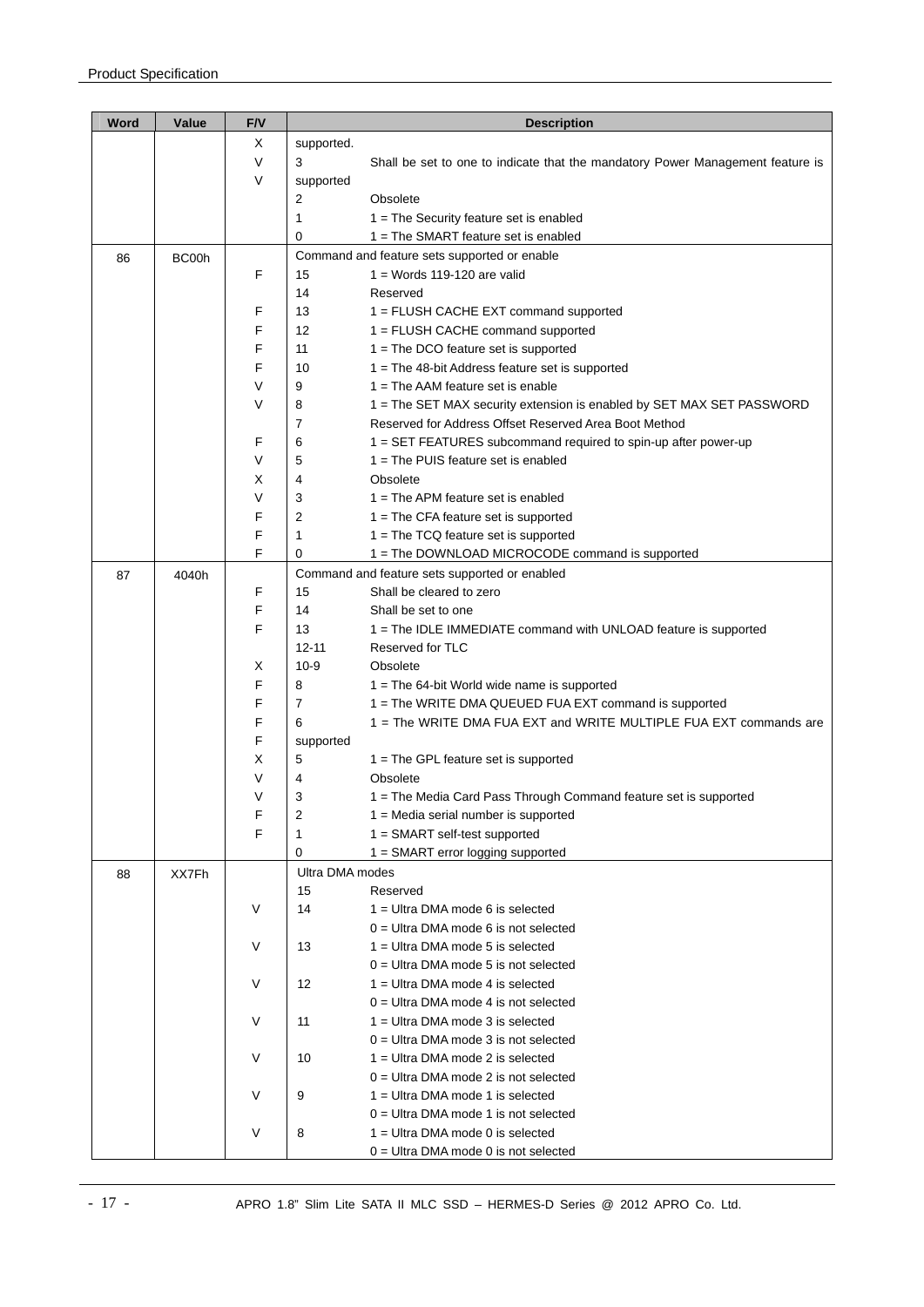| Word | Value | F/V | Description | |
|---|---|---|---|---|
| | | X | supported. | |
| | | V | 3 | Shall be set to one to indicate that the mandatory Power Management feature is |
| | | V | supported | |
| | | | 2 | Obsolete |
| | | | 1 | 1 = The Security feature set is enabled |
| | | | 0 | 1 = The SMART feature set is enabled |
| 86 | BC00h | | Command and feature sets supported or enable | |
| | | F | 15 | 1 = Words 119-120 are valid |
| | | | 14 | Reserved |
| | | F | 13 | 1 = FLUSH CACHE EXT command supported |
| | | F | 12 | 1 = FLUSH CACHE command supported |
| | | F | 11 | 1 = The DCO feature set is supported |
| | | F | 10 | 1 = The 48-bit Address feature set is supported |
| | | V | 9 | 1 = The AAM feature set is enable |
| | | V | 8 | 1 = The SET MAX security extension is enabled by SET MAX SET PASSWORD |
| | | | 7 | Reserved for Address Offset Reserved Area Boot Method |
| | | F | 6 | 1 = SET FEATURES subcommand required to spin-up after power-up |
| | | V | 5 | 1 = The PUIS feature set is enabled |
| | | X | 4 | Obsolete |
| | | V | 3 | 1 = The APM feature set is enabled |
| | | F | 2 | 1 = The CFA feature set is supported |
| | | F | 1 | 1 = The TCQ feature set is supported |
| | | F | 0 | 1 = The DOWNLOAD MICROCODE command is supported |
| 87 | 4040h | | Command and feature sets supported or enabled | |
| | | F | 15 | Shall be cleared to zero |
| | | F | 14 | Shall be set to one |
| | | F | 13 | 1 = The IDLE IMMEDIATE command with UNLOAD feature is supported |
| | | | 12-11 | Reserved for TLC |
| | | X | 10-9 | Obsolete |
| | | F | 8 | 1 = The 64-bit World wide name is supported |
| | | F | 7 | 1 = The WRITE DMA QUEUED FUA EXT command is supported |
| | | F | 6 | 1 = The WRITE DMA FUA EXT and WRITE MULTIPLE FUA EXT commands are |
| | | F | supported | |
| | | X | 5 | 1 = The GPL feature set is supported |
| | | V | 4 | Obsolete |
| | | V | 3 | 1 = The Media Card Pass Through Command feature set is supported |
| | | F | 2 | 1 = Media serial number is supported |
| | | F | 1 | 1 = SMART self-test supported |
| | | | 0 | 1 = SMART error logging supported |
| 88 | XX7Fh | | Ultra DMA modes | |
| | | | 15 | Reserved |
| | | V | 14 | 1 = Ultra DMA mode 6 is selected |
| | | | | 0 = Ultra DMA mode 6 is not selected |
| | | V | 13 | 1 = Ultra DMA mode 5 is selected |
| | | | | 0 = Ultra DMA mode 5 is not selected |
| | | V | 12 | 1 = Ultra DMA mode 4 is selected |
| | | | | 0 = Ultra DMA mode 4 is not selected |
| | | V | 11 | 1 = Ultra DMA mode 3 is selected |
| | | | | 0 = Ultra DMA mode 3 is not selected |
| | | V | 10 | 1 = Ultra DMA mode 2 is selected |
| | | | | 0 = Ultra DMA mode 2 is not selected |
| | | V | 9 | 1 = Ultra DMA mode 1 is selected |
| | | | | 0 = Ultra DMA mode 1 is not selected |
| | | V | 8 | 1 = Ultra DMA mode 0 is selected |
| | | | | 0 = Ultra DMA mode 0 is not selected |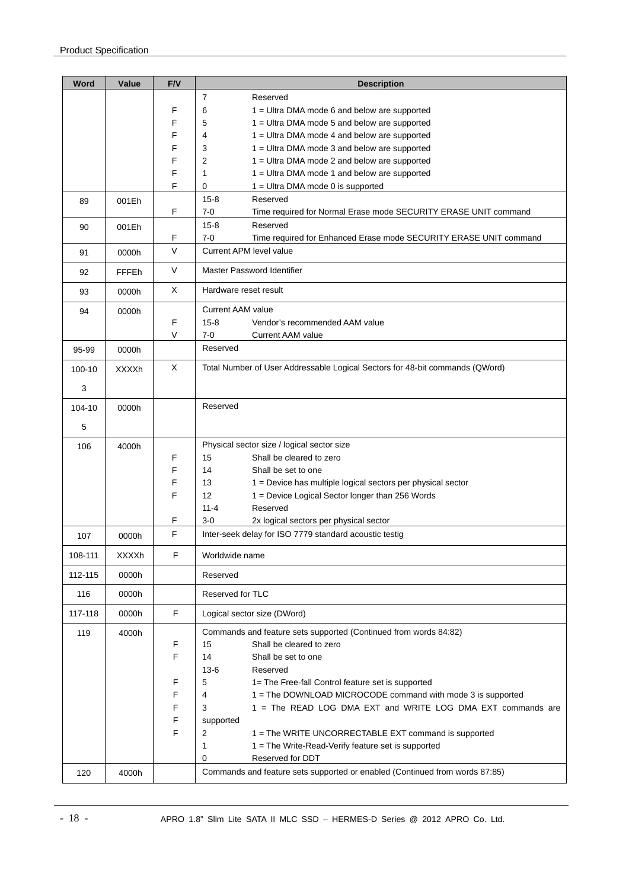| Word | Value | F/V | Description |
|---|---|---|---|
| | | | 7 Reserved |
| | | F | 6 1 = Ultra DMA mode 6 and below are supported |
| | | F | 5 1 = Ultra DMA mode 5 and below are supported |
| | | F | 4 1 = Ultra DMA mode 4 and below are supported |
| | | F | 3 1 = Ultra DMA mode 3 and below are supported |
| | | F | 2 1 = Ultra DMA mode 2 and below are supported |
| | | F | 1 1 = Ultra DMA mode 1 and below are supported |
| | | F | 0 1 = Ultra DMA mode 0 is supported |
| 89 | 001Eh | | 15-8 Reserved |
| | | F | 7-0 Time required for Normal Erase mode SECURITY ERASE UNIT command |
| 90 | 001Eh | | 15-8 Reserved |
| | | F | 7-0 Time required for Enhanced Erase mode SECURITY ERASE UNIT command |
| 91 | 0000h | V | Current APM level value |
| 92 | FFFEh | V | Master Password Identifier |
| 93 | 0000h | X | Hardware reset result |
| 94 | 0000h | | Current AAM value |
| | | F | 15-8 Vendor's recommended AAM value |
| | | V | 7-0 Current AAM value |
| 95-99 | 0000h | | Reserved |
| 100-103 | XXXXh | X | Total Number of User Addressable Logical Sectors for 48-bit commands (QWord) |
| 104-105 | 0000h | | Reserved |
| 106 | 4000h | | Physical sector size / logical sector size |
| | | F | 15 Shall be cleared to zero |
| | | F | 14 Shall be set to one |
| | | F | 13 1 = Device has multiple logical sectors per physical sector |
| | | F | 12 1 = Device Logical Sector longer than 256 Words |
| | | | 11-4 Reserved |
| | | F | 3-0 2x logical sectors per physical sector |
| 107 | 0000h | F | Inter-seek delay for ISO 7779 standard acoustic testig |
| 108-111 | XXXXh | F | Worldwide name |
| 112-115 | 0000h | | Reserved |
| 116 | 0000h | | Reserved for TLC |
| 117-118 | 0000h | F | Logical sector size (DWord) |
| 119 | 4000h | | Commands and feature sets supported (Continued from words 84:82) |
| | | F | 15 Shall be cleared to zero |
| | | F | 14 Shall be set to one |
| | | | 13-6 Reserved |
| | | F | 5 1= The Free-fall Control feature set is supported |
| | | F | 4 1 = The DOWNLOAD MICROCODE command with mode 3 is supported |
| | | F | 3 1 = The READ LOG DMA EXT and WRITE LOG DMA EXT commands are supported |
| | | F | 2 1 = The WRITE UNCORRECTABLE EXT command is supported |
| | | F | 1 1 = The Write-Read-Verify feature set is supported |
| | | | 0 Reserved for DDT |
| 120 | 4000h | | Commands and feature sets supported or enabled (Continued from words 87:85) |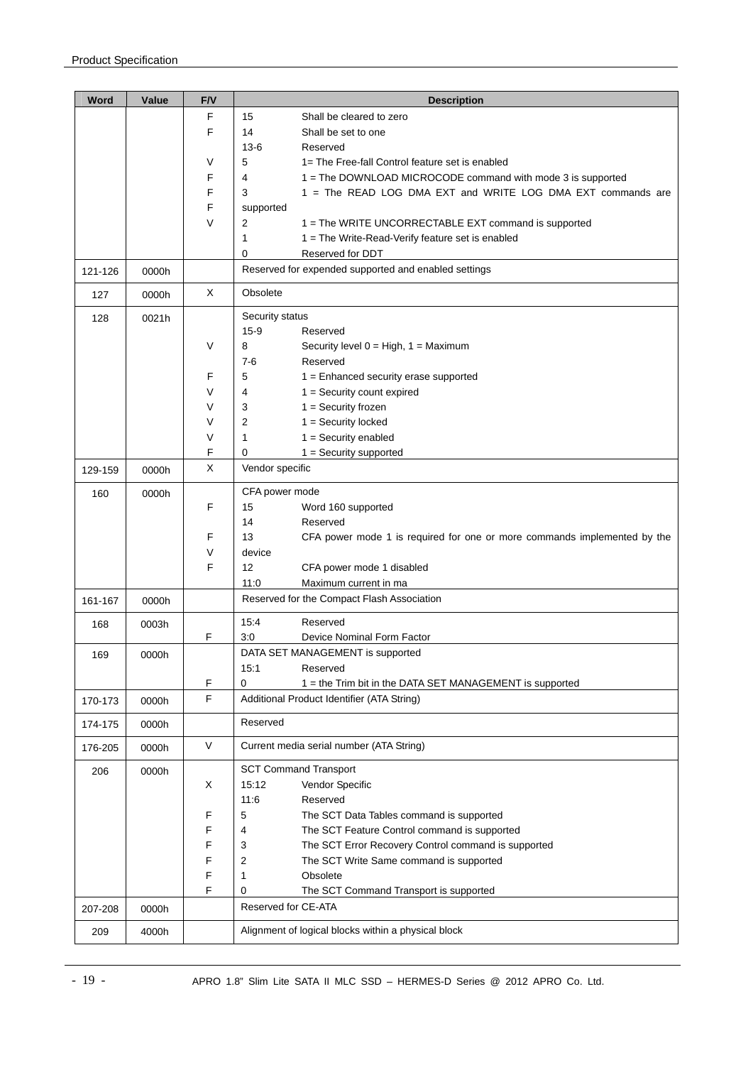| Word | Value | F/V | Description |
|---|---|---|---|
| | | F | 15 Shall be cleared to zero |
| | | F | 14 Shall be set to one |
| | | | 13-6 Reserved |
| | | V | 5 1= The Free-fall Control feature set is enabled |
| | | F | 4 1 = The DOWNLOAD MICROCODE command with mode 3 is supported |
| | | F | 3 1 = The READ LOG DMA EXT and WRITE LOG DMA EXT commands are |
| | | F | supported |
| | | V | 2 1 = The WRITE UNCORRECTABLE EXT command is supported |
| | | | 1 1 = The Write-Read-Verify feature set is enabled |
| | | | 0 Reserved for DDT |
| 121-126 | 0000h | | Reserved for expended supported and enabled settings |
| 127 | 0000h | X | Obsolete |
| 128 | 0021h | | Security status |
| | | | 15-9 Reserved |
| | | V | 8 Security level 0 = High, 1 = Maximum |
| | | | 7-6 Reserved |
| | | F | 5 1 = Enhanced security erase supported |
| | | V | 4 1 = Security count expired |
| | | V | 3 1 = Security frozen |
| | | V | 2 1 = Security locked |
| | | V | 1 1 = Security enabled |
| | | F | 0 1 = Security supported |
| 129-159 | 0000h | X | Vendor specific |
| 160 | 0000h | | CFA power mode |
| | | F | 15 Word 160 supported |
| | | | 14 Reserved |
| | | F | 13 CFA power mode 1 is required for one or more commands implemented by the |
| | | V | device |
| | | F | 12 CFA power mode 1 disabled |
| | | | 11:0 Maximum current in ma |
| 161-167 | 0000h | | Reserved for the Compact Flash Association |
| 168 | 0003h | | 15:4 Reserved |
| | | F | 3:0 Device Nominal Form Factor |
| 169 | 0000h | | DATA SET MANAGEMENT is supported |
| | | | 15:1 Reserved |
| | | F | 0 1 = the Trim bit in the DATA SET MANAGEMENT is supported |
| 170-173 | 0000h | F | Additional Product Identifier (ATA String) |
| 174-175 | 0000h | | Reserved |
| 176-205 | 0000h | V | Current media serial number (ATA String) |
| 206 | 0000h | | SCT Command Transport |
| | | X | 15:12 Vendor Specific |
| | | | 11:6 Reserved |
| | | F | 5 The SCT Data Tables command is supported |
| | | F | 4 The SCT Feature Control command is supported |
| | | F | 3 The SCT Error Recovery Control command is supported |
| | | F | 2 The SCT Write Same command is supported |
| | | F | 1 Obsolete |
| | | F | 0 The SCT Command Transport is supported |
| 207-208 | 0000h | | Reserved for CE-ATA |
| 209 | 4000h | | Alignment of logical blocks within a physical block |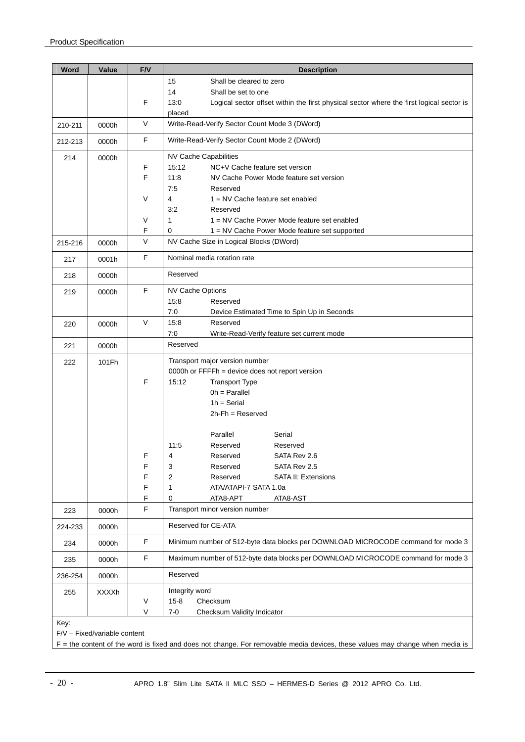| Word | Value | F/V | Description |
|---|---|---|---|
| | | <br><br>F | 15 Shall be cleared to zero<br>14 Shall be set to one<br>13:0 Logical sector offset within the first physical sector where the first logical sector is placed |
| 210-211 | 0000h | V | Write-Read-Verify Sector Count Mode 3 (DWord) |
| 212-213 | 0000h | F | Write-Read-Verify Sector Count Mode 2 (DWord) |
| 214 | 0000h | <br>F<br>F<br><br>V<br><br>V<br>F | NV Cache Capabilities<br>15:12 NC+V Cache feature set version<br>11:8 NV Cache Power Mode feature set version<br>7:5 Reserved<br>4 1 = NV Cache feature set enabled<br>3:2 Reserved<br>1 1 = NV Cache Power Mode feature set enabled<br>0 1 = NV Cache Power Mode feature set supported |
| 215-216 | 0000h | V | NV Cache Size in Logical Blocks (DWord) |
| 217 | 0001h | F | Nominal media rotation rate |
| 218 | 0000h | | Reserved |
| 219 | 0000h | F | NV Cache Options<br>15:8 Reserved<br>7:0 Device Estimated Time to Spin Up in Seconds |
| 220 | 0000h | V | 15:8 Reserved<br>7:0 Write-Read-Verify feature set current mode |
| 221 | 0000h | | Reserved |
| 222 | 101Fh | <br><br>F<br><br><br><br><br><br><br>F<br>F<br>F<br>F<br>F | Transport major version number<br>0000h or FFFFh = device does not report version<br>15:12 Transport Type<br>0h = Parallel<br>1h = Serial<br>2h-Fh = Reserved<br><br>Parallel / Serial<br>11:5 Reserved / Reserved<br>4 Reserved / SATA Rev 2.6<br>3 Reserved / SATA Rev 2.5<br>2 Reserved / SATA II: Extensions<br>1 ATA/ATAPI-7 SATA 1.0a<br>0 ATA8-APT / ATA8-AST |
| 223 | 0000h | F | Transport minor version number |
| 224-233 | 0000h | | Reserved for CE-ATA |
| 234 | 0000h | F | Minimum number of 512-byte data blocks per DOWNLOAD MICROCODE command for mode 3 |
| 235 | 0000h | F | Maximum number of 512-byte data blocks per DOWNLOAD MICROCODE command for mode 3 |
| 236-254 | 0000h | | Reserved |
| 255 | XXXXh | <br>V<br>V | Integrity word<br>15-8 Checksum<br>7-0 Checksum Validity Indicator |

Key:
F/V – Fixed/variable content
F = the content of the word is fixed and does not change. For removable media devices, these values may change when media is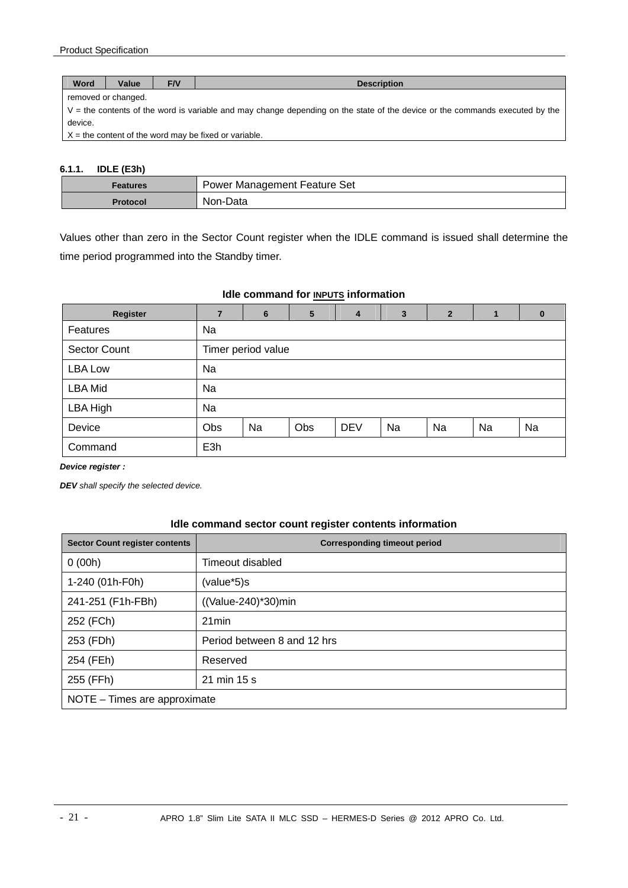| Word | Value | F/V | Description |
|---|---|---|---|
| removed or changed.<br>V = the contents of the word is variable and may change depending on the state of the device or the commands executed by the device.<br>X = the content of the word may be fixed or variable. | | | |

#### 6.1.1. IDLE (E3h)

| Features | Power Management Feature Set |
|---|---|
| Protocol | Non-Data |

Values other than zero in the Sector Count register when the IDLE command is issued shall determine the time period programmed into the Standby timer.

**Idle command for INPUTS information**

| Register | 7 | 6 | 5 | 4 | 3 | 2 | 1 | 0 |
|---|---|---|---|---|---|---|---|---|
| Features | Na | | | | | | | |
| Sector Count | Timer period value | | | | | | | |
| LBA Low | Na | | | | | | | |
| LBA Mid | Na | | | | | | | |
| LBA High | Na | | | | | | | |
| Device | Obs | Na | Obs | DEV | Na | Na | Na | Na |
| Command | E3h | | | | | | | |

***Device register :***

***DEV** shall specify the selected device.*

**Idle command sector count register contents information**

| Sector Count register contents | Corresponding timeout period |
|---|---|
| 0 (00h) | Timeout disabled |
| 1-240 (01h-F0h) | (value*5)s |
| 241-251 (F1h-FBh) | ((Value-240)*30)min |
| 252 (FCh) | 21min |
| 253 (FDh) | Period between 8 and 12 hrs |
| 254 (FEh) | Reserved |
| 255 (FFh) | 21 min 15 s |
| NOTE – Times are approximate | |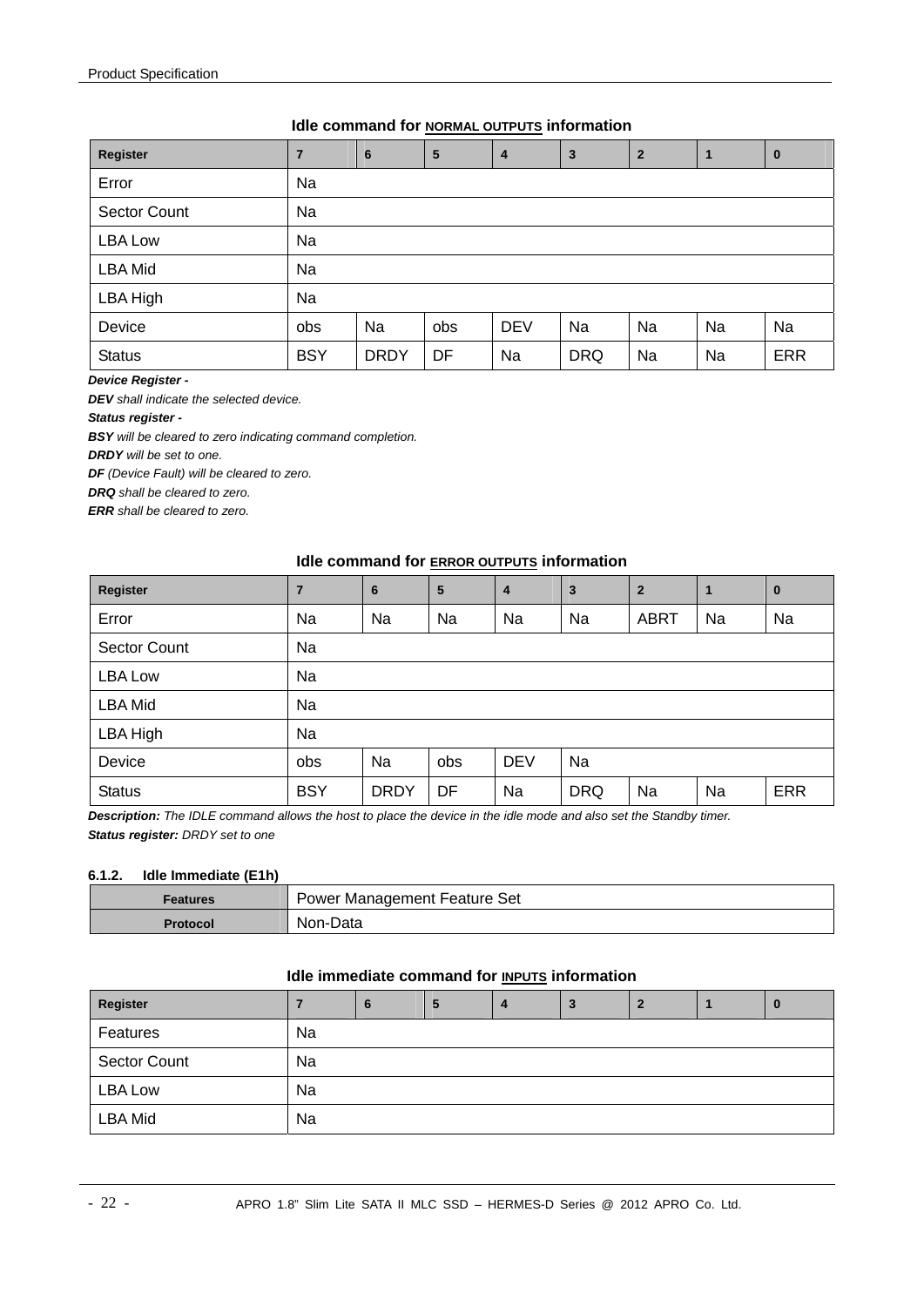**Idle command for NORMAL OUTPUTS information**

| Register | 7 | 6 | 5 | 4 | 3 | 2 | 1 | 0 |
|---|---|---|---|---|---|---|---|---|
| Error | Na | | | | | | | |
| Sector Count | Na | | | | | | | |
| LBA Low | Na | | | | | | | |
| LBA Mid | Na | | | | | | | |
| LBA High | Na | | | | | | | |
| Device | obs | Na | obs | DEV | Na | Na | Na | Na |
| Status | BSY | DRDY | DF | Na | DRQ | Na | Na | ERR |

***Device Register -***

***DEV** shall indicate the selected device.*

***Status register -***

***BSY** will be cleared to zero indicating command completion.*

***DRDY** will be set to one.*

***DF** (Device Fault) will be cleared to zero.*

***DRQ** shall be cleared to zero.*

***ERR** shall be cleared to zero.*

**Idle command for ERROR OUTPUTS information**

| Register | 7 | 6 | 5 | 4 | 3 | 2 | 1 | 0 |
|---|---|---|---|---|---|---|---|---|
| Error | Na | Na | Na | Na | Na | ABRT | Na | Na |
| Sector Count | Na | | | | | | | |
| LBA Low | Na | | | | | | | |
| LBA Mid | Na | | | | | | | |
| LBA High | Na | | | | | | | |
| Device | obs | Na | obs | DEV | Na | | | |
| Status | BSY | DRDY | DF | Na | DRQ | Na | Na | ERR |

***Description:** The IDLE command allows the host to place the device in the idle mode and also set the Standby timer.*

***Status register:** DRDY set to one*

#### 6.1.2. Idle Immediate (E1h)

| Features | Power Management Feature Set |
|---|---|
| Protocol | Non-Data |

**Idle immediate command for INPUTS information**

| Register | 7 | 6 | 5 | 4 | 3 | 2 | 1 | 0 |
|---|---|---|---|---|---|---|---|---|
| Features | Na | | | | | | | |
| Sector Count | Na | | | | | | | |
| LBA Low | Na | | | | | | | |
| LBA Mid | Na | | | | | | | |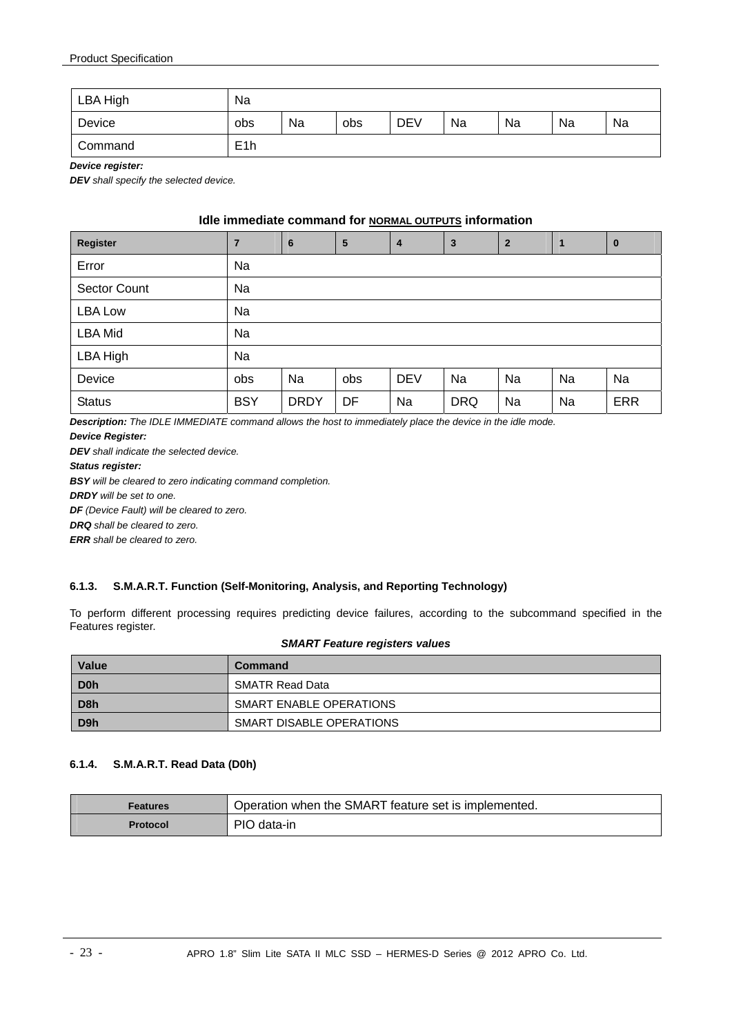| LBA High | Na | | | | | | | |
|---|---|---|---|---|---|---|---|---|
| Device | obs | Na | obs | DEV | Na | Na | Na | Na |
| Command | E1h | | | | | | | |

***Device register:***

***DEV*** *shall specify the selected device.*

**Idle immediate command for NORMAL OUTPUTS information**

| Register | 7 | 6 | 5 | 4 | 3 | 2 | 1 | 0 |
|---|---|---|---|---|---|---|---|---|
| Error | Na | | | | | | | |
| Sector Count | Na | | | | | | | |
| LBA Low | Na | | | | | | | |
| LBA Mid | Na | | | | | | | |
| LBA High | Na | | | | | | | |
| Device | obs | Na | obs | DEV | Na | Na | Na | Na |
| Status | BSY | DRDY | DF | Na | DRQ | Na | Na | ERR |

***Description:*** *The IDLE IMMEDIATE command allows the host to immediately place the device in the idle mode.*

***Device Register:***

***DEV*** *shall indicate the selected device.*

***Status register:***

***BSY*** *will be cleared to zero indicating command completion.*

***DRDY*** *will be set to one.*

***DF*** *(Device Fault) will be cleared to zero.*

***DRQ*** *shall be cleared to zero.*

***ERR*** *shall be cleared to zero.*

#### 6.1.3. S.M.A.R.T. Function (Self-Monitoring, Analysis, and Reporting Technology)

To perform different processing requires predicting device failures, according to the subcommand specified in the Features register.

***SMART Feature registers values***

| Value | Command |
|---|---|
| **D0h** | SMATR Read Data |
| **D8h** | SMART ENABLE OPERATIONS |
| **D9h** | SMART DISABLE OPERATIONS |

#### 6.1.4. S.M.A.R.T. Read Data (D0h)

| **Features** | Operation when the SMART feature set is implemented. |
|---|---|
| **Protocol** | PIO data-in |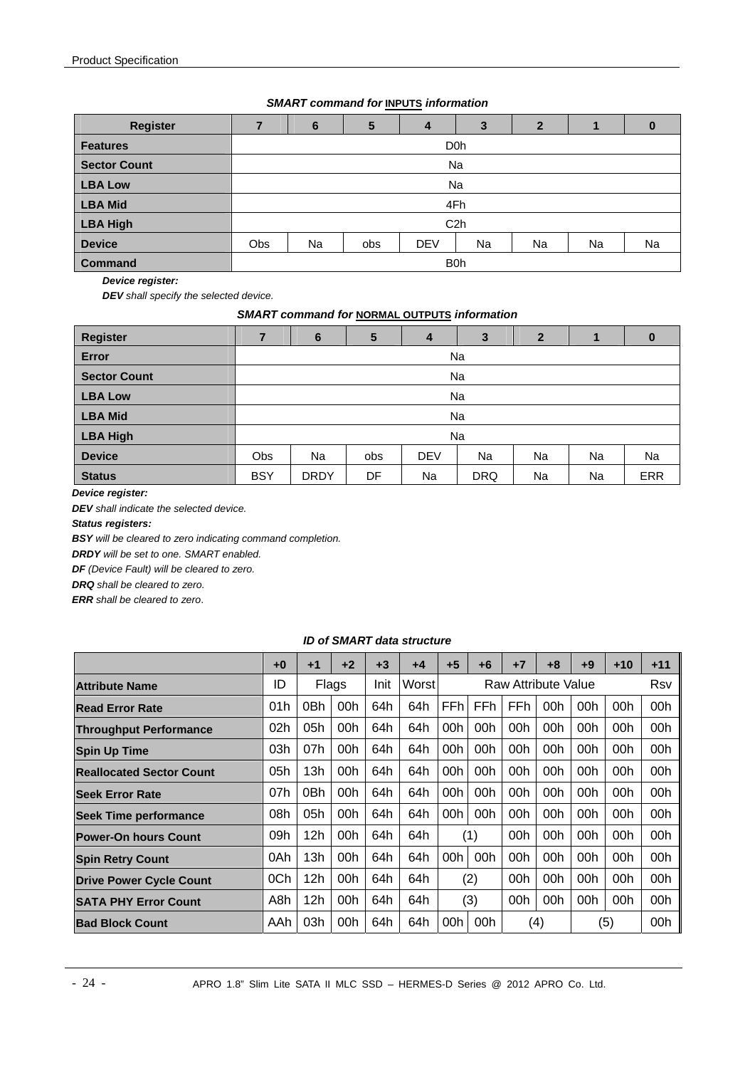***SMART command for INPUTS information***

| Register | 7 | 6 | 5 | 4 | 3 | 2 | 1 | 0 |
|---|---|---|---|---|---|---|---|---|
| **Features** | D0h | | | | | | | |
| **Sector Count** | Na | | | | | | | |
| **LBA Low** | Na | | | | | | | |
| **LBA Mid** | 4Fh | | | | | | | |
| **LBA High** | C2h | | | | | | | |
| **Device** | Obs | Na | obs | DEV | Na | Na | Na | Na |
| **Command** | B0h | | | | | | | |

***Device register:***

***DEV*** *shall specify the selected device.*

***SMART command for NORMAL OUTPUTS information***

| Register | 7 | 6 | 5 | 4 | 3 | 2 | 1 | 0 |
|---|---|---|---|---|---|---|---|---|
| **Error** | Na | | | | | | | |
| **Sector Count** | Na | | | | | | | |
| **LBA Low** | Na | | | | | | | |
| **LBA Mid** | Na | | | | | | | |
| **LBA High** | Na | | | | | | | |
| **Device** | Obs | Na | obs | DEV | Na | Na | Na | Na |
| **Status** | BSY | DRDY | DF | Na | DRQ | Na | Na | ERR |

***Device register:***

***DEV*** *shall indicate the selected device.*

***Status registers:***

***BSY*** *will be cleared to zero indicating command completion.*

***DRDY*** *will be set to one. SMART enabled.*

***DF*** *(Device Fault) will be cleared to zero.*

***DRQ*** *shall be cleared to zero.*

***ERR*** *shall be cleared to zero*.

***ID of SMART data structure***

| | +0 | +1 | +2 | +3 | +4 | +5 | +6 | +7 | +8 | +9 | +10 | +11 |
|---|---|---|---|---|---|---|---|---|---|---|---|---|
| **Attribute Name** | ID | Flags | | Init | Worst | Raw Attribute Value | | | | | | Rsv |
| **Read Error Rate** | 01h | 0Bh | 00h | 64h | 64h | FFh | FFh | FFh | 00h | 00h | 00h | 00h |
| **Throughput Performance** | 02h | 05h | 00h | 64h | 64h | 00h | 00h | 00h | 00h | 00h | 00h | 00h |
| **Spin Up Time** | 03h | 07h | 00h | 64h | 64h | 00h | 00h | 00h | 00h | 00h | 00h | 00h |
| **Reallocated Sector Count** | 05h | 13h | 00h | 64h | 64h | 00h | 00h | 00h | 00h | 00h | 00h | 00h |
| **Seek Error Rate** | 07h | 0Bh | 00h | 64h | 64h | 00h | 00h | 00h | 00h | 00h | 00h | 00h |
| **Seek Time performance** | 08h | 05h | 00h | 64h | 64h | 00h | 00h | 00h | 00h | 00h | 00h | 00h |
| **Power-On hours Count** | 09h | 12h | 00h | 64h | 64h | (1) | | 00h | 00h | 00h | 00h | 00h |
| **Spin Retry Count** | 0Ah | 13h | 00h | 64h | 64h | 00h | 00h | 00h | 00h | 00h | 00h | 00h |
| **Drive Power Cycle Count** | 0Ch | 12h | 00h | 64h | 64h | (2) | | 00h | 00h | 00h | 00h | 00h |
| **SATA PHY Error Count** | A8h | 12h | 00h | 64h | 64h | (3) | | 00h | 00h | 00h | 00h | 00h |
| **Bad Block Count** | AAh | 03h | 00h | 64h | 64h | 00h | 00h | (4) | | (5) | | 00h |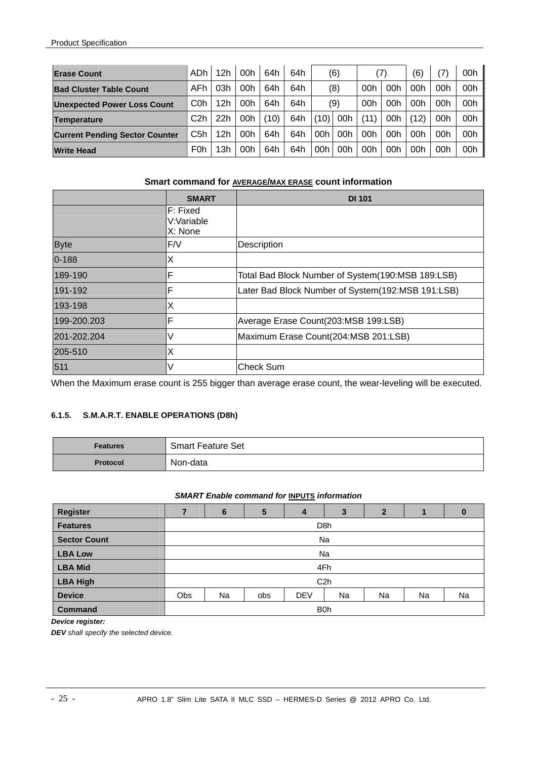| Erase Count | ADh | 12h | 00h | 64h | 64h | (6) | | (7) | | (6) | (7) | 00h |
|---|---|---|---|---|---|---|---|---|---|---|---|---|
| Bad Cluster Table Count | AFh | 03h | 00h | 64h | 64h | (8) | | 00h | 00h | 00h | 00h | 00h |
| Unexpected Power Loss Count | C0h | 12h | 00h | 64h | 64h | (9) | | 00h | 00h | 00h | 00h | 00h |
| Temperature | C2h | 22h | 00h | (10) | 64h | (10) | 00h | (11) | 00h | (12) | 00h | 00h |
| Current Pending Sector Counter | C5h | 12h | 00h | 64h | 64h | 00h | 00h | 00h | 00h | 00h | 00h | 00h |
| Write Head | F0h | 13h | 00h | 64h | 64h | 00h | 00h | 00h | 00h | 00h | 00h | 00h |

**Smart command for AVERAGE/MAX ERASE count information**

| | SMART | DI 101 |
|---|---|---|
| | F: Fixed<br>V:Variable<br>X: None | |
| Byte | F/V | Description |
| 0-188 | X | |
| 189-190 | F | Total Bad Block Number of System(190:MSB 189:LSB) |
| 191-192 | F | Later Bad Block Number of System(192:MSB 191:LSB) |
| 193-198 | X | |
| 199-200.203 | F | Average Erase Count(203:MSB 199:LSB) |
| 201-202.204 | V | Maximum Erase Count(204:MSB 201:LSB) |
| 205-510 | X | |
| 511 | V | Check Sum |

When the Maximum erase count is 255 bigger than average erase count, the wear-leveling will be executed.

#### 6.1.5. S.M.A.R.T. ENABLE OPERATIONS (D8h)

| Features | Smart Feature Set |
|---|---|
| Protocol | Non-data |

***SMART Enable command for INPUTS information***

| Register | 7 | 6 | 5 | 4 | 3 | 2 | 1 | 0 |
|---|---|---|---|---|---|---|---|---|
| Features | D8h | | | | | | | |
| Sector Count | Na | | | | | | | |
| LBA Low | Na | | | | | | | |
| LBA Mid | 4Fh | | | | | | | |
| LBA High | C2h | | | | | | | |
| Device | Obs | Na | obs | DEV | Na | Na | Na | Na |
| Command | B0h | | | | | | | |

***Device register:***

***DEV** shall specify the selected device.*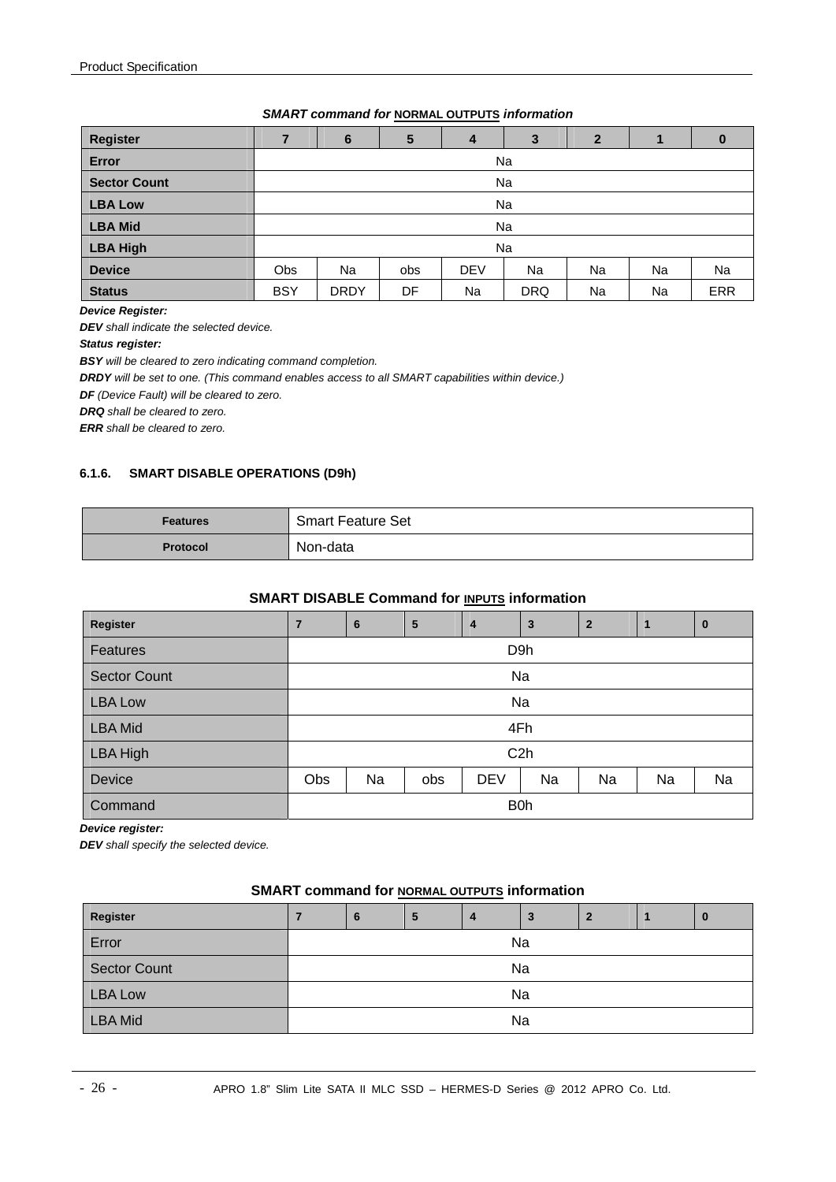***SMART command for NORMAL OUTPUTS information***

| Register | 7 | 6 | 5 | 4 | 3 | 2 | 1 | 0 |
|---|---|---|---|---|---|---|---|---|
| **Error** | Na | | | | | | | |
| **Sector Count** | Na | | | | | | | |
| **LBA Low** | Na | | | | | | | |
| **LBA Mid** | Na | | | | | | | |
| **LBA High** | Na | | | | | | | |
| **Device** | Obs | Na | obs | DEV | Na | Na | Na | Na |
| **Status** | BSY | DRDY | DF | Na | DRQ | Na | Na | ERR |

***Device Register:***

***DEV*** *shall indicate the selected device.*

***Status register:***

***BSY*** *will be cleared to zero indicating command completion.*

***DRDY*** *will be set to one. (This command enables access to all SMART capabilities within device.)*

***DF*** *(Device Fault) will be cleared to zero.*

***DRQ*** *shall be cleared to zero.*

***ERR*** *shall be cleared to zero.*

#### 6.1.6. SMART DISABLE OPERATIONS (D9h)

| Features | Smart Feature Set |
|---|---|
| **Protocol** | Non-data |

**SMART DISABLE Command for INPUTS information**

| Register | 7 | 6 | 5 | 4 | 3 | 2 | 1 | 0 |
|---|---|---|---|---|---|---|---|---|
| Features | D9h | | | | | | | |
| Sector Count | Na | | | | | | | |
| LBA Low | Na | | | | | | | |
| LBA Mid | 4Fh | | | | | | | |
| LBA High | C2h | | | | | | | |
| Device | Obs | Na | obs | DEV | Na | Na | Na | Na |
| Command | B0h | | | | | | | |

***Device register:***

***DEV*** *shall specify the selected device.*

**SMART command for NORMAL OUTPUTS information**

| Register | 7 | 6 | 5 | 4 | 3 | 2 | 1 | 0 |
|---|---|---|---|---|---|---|---|---|
| Error | Na | | | | | | | |
| Sector Count | Na | | | | | | | |
| LBA Low | Na | | | | | | | |
| LBA Mid | Na | | | | | | | |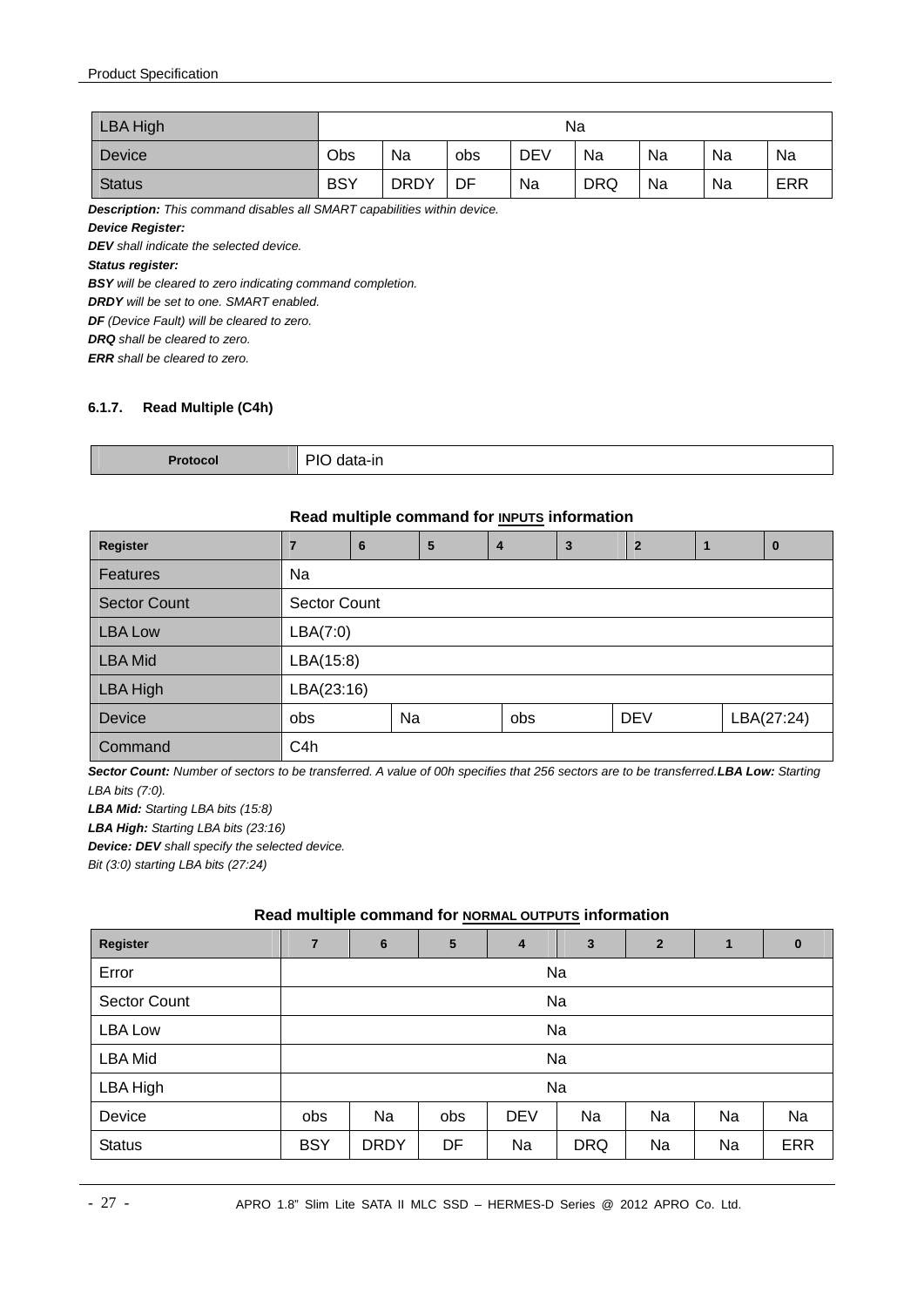| LBA High | Na | | | | | | | |
|---|---|---|---|---|---|---|---|---|
| Device | Obs | Na | obs | DEV | Na | Na | Na | Na |
| Status | BSY | DRDY | DF | Na | DRQ | Na | Na | ERR |

***Description:*** *This command disables all SMART capabilities within device.*

***Device Register:***

***DEV*** *shall indicate the selected device.*

***Status register:***

***BSY*** *will be cleared to zero indicating command completion.*

***DRDY*** *will be set to one. SMART enabled.*

***DF*** *(Device Fault) will be cleared to zero.*

***DRQ*** *shall be cleared to zero.*

***ERR*** *shall be cleared to zero.*

### 6.1.7. Read Multiple (C4h)

| Protocol | PIO data-in |
|---|---|

**Read multiple command for INPUTS information**

| Register | 7 | 6 | 5 | 4 | 3 | 2 | 1 | 0 |
|---|---|---|---|---|---|---|---|---|
| Features | Na | | | | | | | |
| Sector Count | Sector Count | | | | | | | |
| LBA Low | LBA(7:0) | | | | | | | |
| LBA Mid | LBA(15:8) | | | | | | | |
| LBA High | LBA(23:16) | | | | | | | |
| Device | obs | Na | obs | DEV | LBA(27:24) | | | |
| Command | C4h | | | | | | | |

***Sector Count:*** *Number of sectors to be transferred. A value of 00h specifies that 256 sectors are to be transferred.* ***LBA Low:*** *Starting LBA bits (7:0).*

***LBA Mid:*** *Starting LBA bits (15:8)*

***LBA High:*** *Starting LBA bits (23:16)*

***Device: DEV*** *shall specify the selected device.*

*Bit (3:0) starting LBA bits (27:24)*

**Read multiple command for NORMAL OUTPUTS information**

| Register | 7 | 6 | 5 | 4 | 3 | 2 | 1 | 0 |
|---|---|---|---|---|---|---|---|---|
| Error | Na | | | | | | | |
| Sector Count | Na | | | | | | | |
| LBA Low | Na | | | | | | | |
| LBA Mid | Na | | | | | | | |
| LBA High | Na | | | | | | | |
| Device | obs | Na | obs | DEV | Na | Na | Na | Na |
| Status | BSY | DRDY | DF | Na | DRQ | Na | Na | ERR |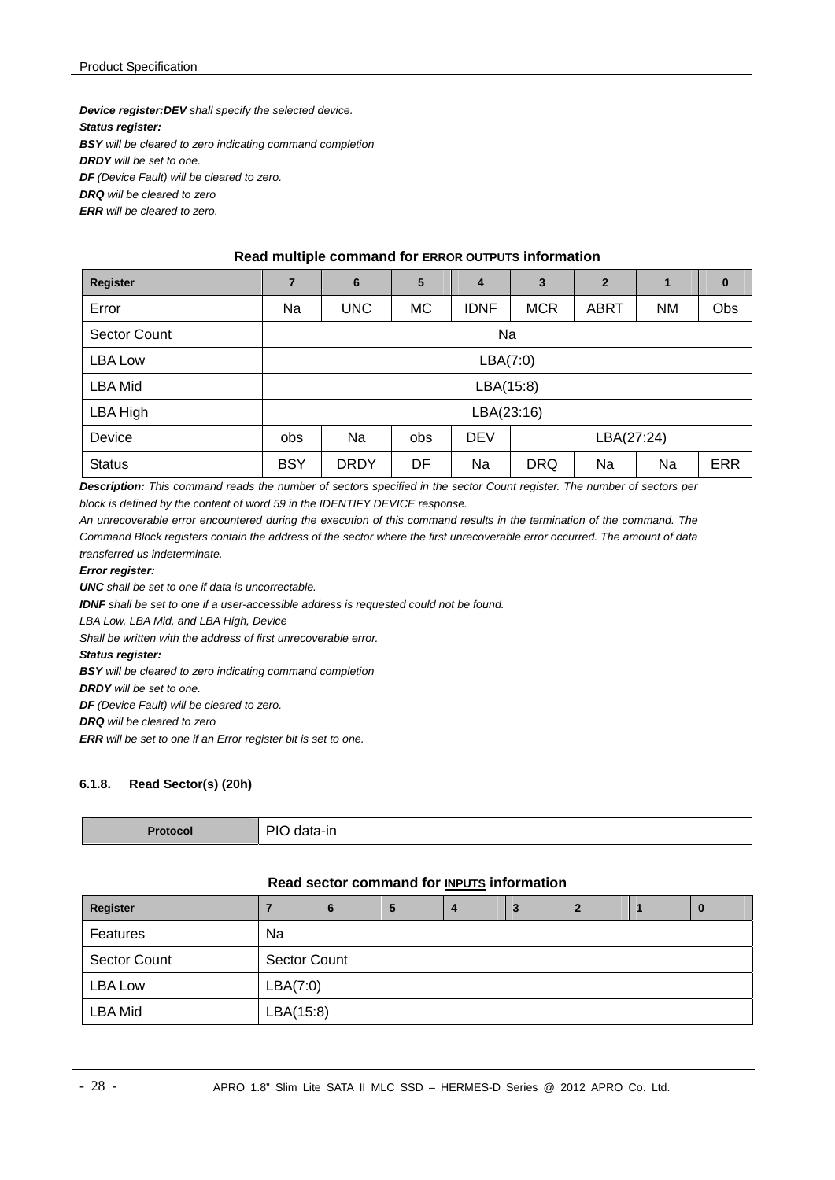***Device register:DEV*** *shall specify the selected device.*
***Status register:***
***BSY*** *will be cleared to zero indicating command completion*
***DRDY*** *will be set to one.*
***DF*** *(Device Fault) will be cleared to zero.*
***DRQ*** *will be cleared to zero*
***ERR*** *will be cleared to zero.*

**Read multiple command for ERROR OUTPUTS information**

| Register | 7 | 6 | 5 | 4 | 3 | 2 | 1 | 0 |
|---|---|---|---|---|---|---|---|---|
| Error | Na | UNC | MC | IDNF | MCR | ABRT | NM | Obs |
| Sector Count | Na | | | | | | | |
| LBA Low | LBA(7:0) | | | | | | | |
| LBA Mid | LBA(15:8) | | | | | | | |
| LBA High | LBA(23:16) | | | | | | | |
| Device | obs | Na | obs | DEV | LBA(27:24) | | | |
| Status | BSY | DRDY | DF | Na | DRQ | Na | Na | ERR |

***Description:*** *This command reads the number of sectors specified in the sector Count register. The number of sectors per block is defined by the content of word 59 in the IDENTIFY DEVICE response.*

*An unrecoverable error encountered during the execution of this command results in the termination of the command. The Command Block registers contain the address of the sector where the first unrecoverable error occurred. The amount of data transferred us indeterminate.*

***Error register:***
***UNC*** *shall be set to one if data is uncorrectable.*
***IDNF*** *shall be set to one if a user-accessible address is requested could not be found.*
*LBA Low, LBA Mid, and LBA High, Device*
*Shall be written with the address of first unrecoverable error.*
***Status register:***
***BSY*** *will be cleared to zero indicating command completion*
***DRDY*** *will be set to one.*
***DF*** *(Device Fault) will be cleared to zero.*
***DRQ*** *will be cleared to zero*
***ERR*** *will be set to one if an Error register bit is set to one.*

#### 6.1.8. Read Sector(s) (20h)

| Protocol | PIO data-in |
|---|---|

**Read sector command for INPUTS information**

| Register | 7 | 6 | 5 | 4 | 3 | 2 | 1 | 0 |
|---|---|---|---|---|---|---|---|---|
| Features | Na | | | | | | | |
| Sector Count | Sector Count | | | | | | | |
| LBA Low | LBA(7:0) | | | | | | | |
| LBA Mid | LBA(15:8) | | | | | | | |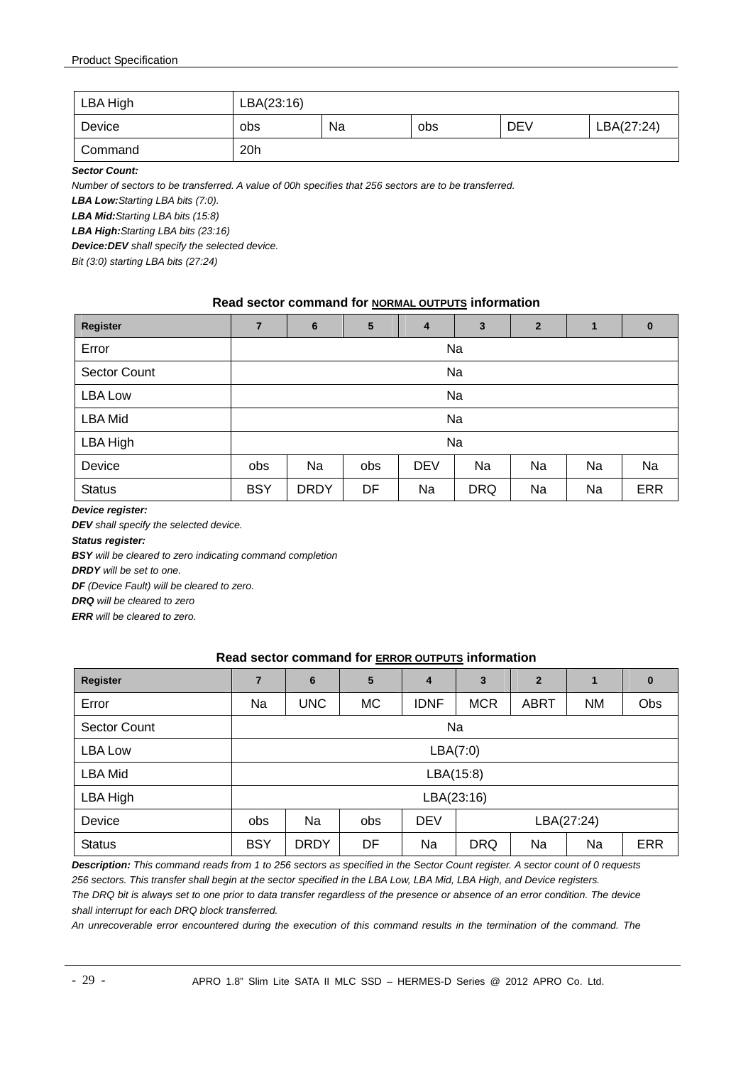| | | | | | |
|---|---|---|---|---|---|
| LBA High | LBA(23:16) | | | | |
| Device | obs | Na | obs | DEV | LBA(27:24) |
| Command | 20h | | | | |

***Sector Count:***

*Number of sectors to be transferred. A value of 00h specifies that 256 sectors are to be transferred.*

***LBA Low:****Starting LBA bits (7:0).*

***LBA Mid:****Starting LBA bits (15:8)*

***LBA High:****Starting LBA bits (23:16)*

***Device:DEV*** *shall specify the selected device.*

*Bit (3:0) starting LBA bits (27:24)*

**Read sector command for NORMAL OUTPUTS information**

| Register | 7 | 6 | 5 | 4 | 3 | 2 | 1 | 0 |
|---|---|---|---|---|---|---|---|---|
| Error | Na | | | | | | | |
| Sector Count | Na | | | | | | | |
| LBA Low | Na | | | | | | | |
| LBA Mid | Na | | | | | | | |
| LBA High | Na | | | | | | | |
| Device | obs | Na | obs | DEV | Na | Na | Na | Na |
| Status | BSY | DRDY | DF | Na | DRQ | Na | Na | ERR |

***Device register:***

***DEV*** *shall specify the selected device.*

***Status register:***

***BSY*** *will be cleared to zero indicating command completion*

***DRDY*** *will be set to one.*

***DF*** *(Device Fault) will be cleared to zero.*

***DRQ*** *will be cleared to zero*

***ERR*** *will be cleared to zero.*

**Read sector command for ERROR OUTPUTS information**

| Register | 7 | 6 | 5 | 4 | 3 | 2 | 1 | 0 |
|---|---|---|---|---|---|---|---|---|
| Error | Na | UNC | MC | IDNF | MCR | ABRT | NM | Obs |
| Sector Count | Na | | | | | | | |
| LBA Low | LBA(7:0) | | | | | | | |
| LBA Mid | LBA(15:8) | | | | | | | |
| LBA High | LBA(23:16) | | | | | | | |
| Device | obs | Na | obs | DEV | LBA(27:24) | | | |
| Status | BSY | DRDY | DF | Na | DRQ | Na | Na | ERR |

***Description:*** *This command reads from 1 to 256 sectors as specified in the Sector Count register. A sector count of 0 requests 256 sectors. This transfer shall begin at the sector specified in the LBA Low, LBA Mid, LBA High, and Device registers.*

*The DRQ bit is always set to one prior to data transfer regardless of the presence or absence of an error condition. The device shall interrupt for each DRQ block transferred.*

*An unrecoverable error encountered during the execution of this command results in the termination of the command. The*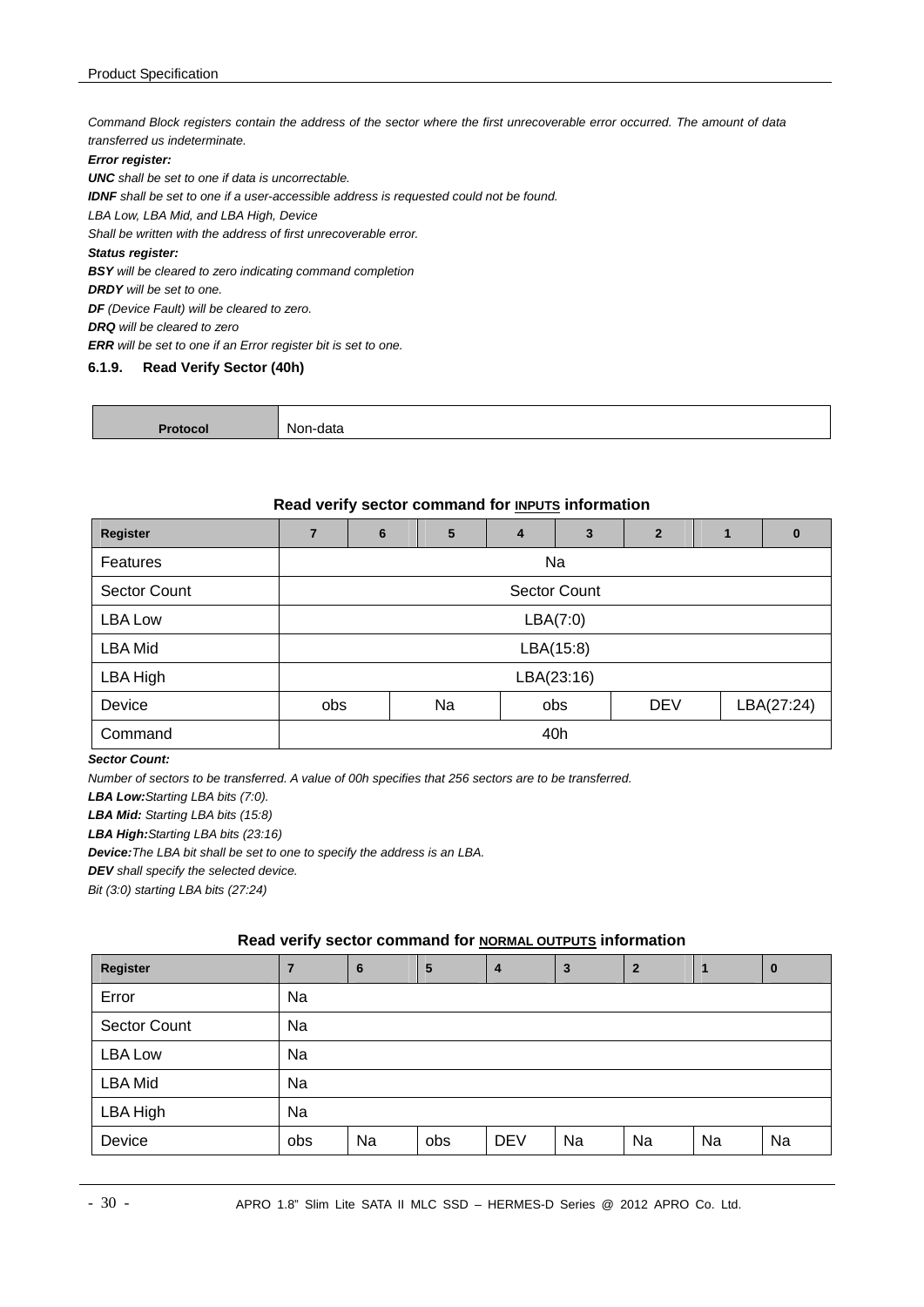*Command Block registers contain the address of the sector where the first unrecoverable error occurred. The amount of data transferred us indeterminate.*

***Error register:***

***UNC*** *shall be set to one if data is uncorrectable.*

***IDNF*** *shall be set to one if a user-accessible address is requested could not be found.*

*LBA Low, LBA Mid, and LBA High, Device*

*Shall be written with the address of first unrecoverable error.*

***Status register:***

***BSY*** *will be cleared to zero indicating command completion*

***DRDY*** *will be set to one.*

***DF*** *(Device Fault) will be cleared to zero.*

***DRQ*** *will be cleared to zero*

***ERR*** *will be set to one if an Error register bit is set to one.*

### 6.1.9. Read Verify Sector (40h)

| Protocol | Non-data |
|---|---|

**Read verify sector command for INPUTS information**

| Register | 7 | 6 | 5 | 4 | 3 | 2 | 1 | 0 |
|---|---|---|---|---|---|---|---|---|
| Features | Na | | | | | | | |
| Sector Count | Sector Count | | | | | | | |
| LBA Low | LBA(7:0) | | | | | | | |
| LBA Mid | LBA(15:8) | | | | | | | |
| LBA High | LBA(23:16) | | | | | | | |
| Device | obs | Na | obs | DEV | LBA(27:24) | | | |
| Command | 40h | | | | | | | |

***Sector Count:***

*Number of sectors to be transferred. A value of 00h specifies that 256 sectors are to be transferred.*

***LBA Low:****Starting LBA bits (7:0).*

***LBA Mid:*** *Starting LBA bits (15:8)*

***LBA High:****Starting LBA bits (23:16)*

***Device:****The LBA bit shall be set to one to specify the address is an LBA.*

***DEV*** *shall specify the selected device.*

*Bit (3:0) starting LBA bits (27:24)*

**Read verify sector command for NORMAL OUTPUTS information**

| Register | 7 | 6 | 5 | 4 | 3 | 2 | 1 | 0 |
|---|---|---|---|---|---|---|---|---|
| Error | Na | | | | | | | |
| Sector Count | Na | | | | | | | |
| LBA Low | Na | | | | | | | |
| LBA Mid | Na | | | | | | | |
| LBA High | Na | | | | | | | |
| Device | obs | Na | obs | DEV | Na | Na | Na | Na |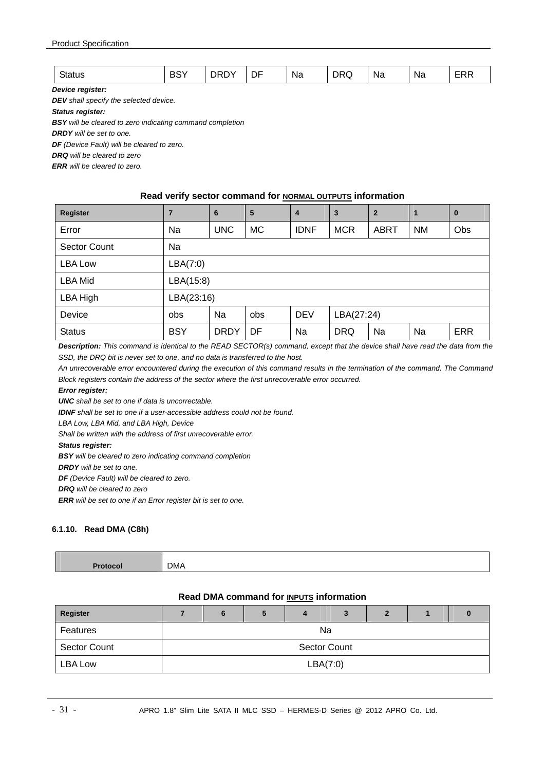| Status | BSY | DRDY | DF | Na | DRQ | Na | Na | ERR |
|---|---|---|---|---|---|---|---|---|

***Device register:***

***DEV*** *shall specify the selected device.*

***Status register:***

***BSY*** *will be cleared to zero indicating command completion*

***DRDY*** *will be set to one.*

***DF*** *(Device Fault) will be cleared to zero.*

***DRQ*** *will be cleared to zero*

***ERR*** *will be cleared to zero.*

**Read verify sector command for NORMAL OUTPUTS information**

| Register | 7 | 6 | 5 | 4 | 3 | 2 | 1 | 0 |
|---|---|---|---|---|---|---|---|---|
| Error | Na | UNC | MC | IDNF | MCR | ABRT | NM | Obs |
| Sector Count | Na | | | | | | | |
| LBA Low | LBA(7:0) | | | | | | | |
| LBA Mid | LBA(15:8) | | | | | | | |
| LBA High | LBA(23:16) | | | | | | | |
| Device | obs | Na | obs | DEV | LBA(27:24) | | | |
| Status | BSY | DRDY | DF | Na | DRQ | Na | Na | ERR |

***Description:*** *This command is identical to the READ SECTOR(s) command, except that the device shall have read the data from the SSD, the DRQ bit is never set to one, and no data is transferred to the host.*

*An unrecoverable error encountered during the execution of this command results in the termination of the command. The Command Block registers contain the address of the sector where the first unrecoverable error occurred.*

***Error register:***

***UNC*** *shall be set to one if data is uncorrectable.*

***IDNF*** *shall be set to one if a user-accessible address could not be found.*

*LBA Low, LBA Mid, and LBA High, Device*

*Shall be written with the address of first unrecoverable error.*

***Status register:***

***BSY*** *will be cleared to zero indicating command completion*

***DRDY*** *will be set to one.*

***DF*** *(Device Fault) will be cleared to zero.*

***DRQ*** *will be cleared to zero*

***ERR*** *will be set to one if an Error register bit is set to one.*

### 6.1.10. Read DMA (C8h)

| Protocol | DMA |
|---|---|

**Read DMA command for INPUTS information**

| Register | 7 | 6 | 5 | 4 | 3 | 2 | 1 | 0 |
|---|---|---|---|---|---|---|---|---|
| Features | Na | | | | | | | |
| Sector Count | Sector Count | | | | | | | |
| LBA Low | LBA(7:0) | | | | | | | |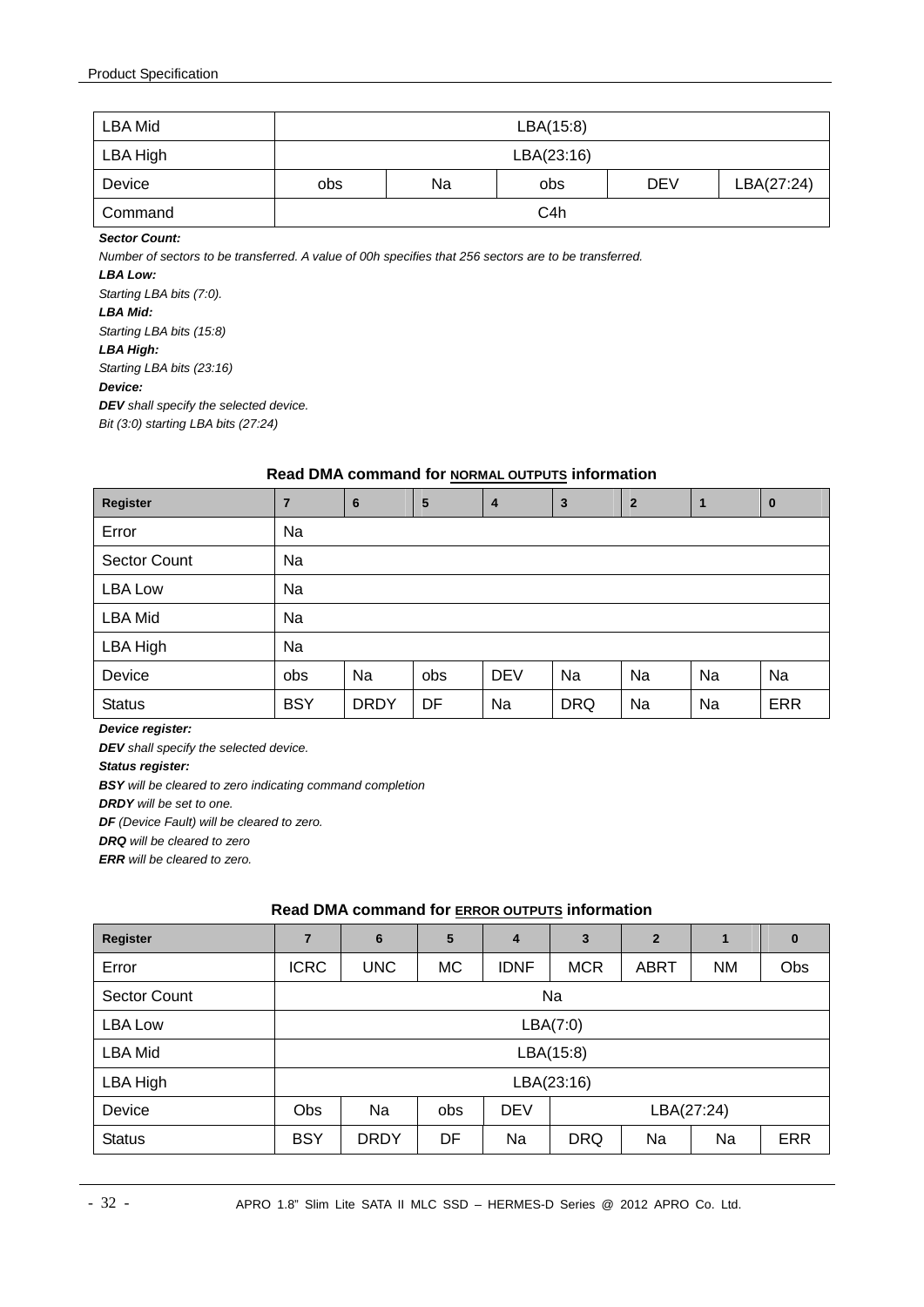| LBA Mid | LBA(15:8) | | | | |
|---|---|---|---|---|---|
| LBA High | LBA(23:16) | | | | |
| Device | obs | Na | obs | DEV | LBA(27:24) |
| Command | C4h | | | | |

***Sector Count:***

*Number of sectors to be transferred. A value of 00h specifies that 256 sectors are to be transferred.*

***LBA Low:***

*Starting LBA bits (7:0).*

***LBA Mid:***

*Starting LBA bits (15:8)*

***LBA High:***

*Starting LBA bits (23:16)*

***Device:***

***DEV*** *shall specify the selected device.*

*Bit (3:0) starting LBA bits (27:24)*

**Read DMA command for NORMAL OUTPUTS information**

| Register | 7 | 6 | 5 | 4 | 3 | 2 | 1 | 0 |
|---|---|---|---|---|---|---|---|---|
| Error | Na | | | | | | | |
| Sector Count | Na | | | | | | | |
| LBA Low | Na | | | | | | | |
| LBA Mid | Na | | | | | | | |
| LBA High | Na | | | | | | | |
| Device | obs | Na | obs | DEV | Na | Na | Na | Na |
| Status | BSY | DRDY | DF | Na | DRQ | Na | Na | ERR |

***Device register:***

***DEV*** *shall specify the selected device.*

***Status register:***

***BSY*** *will be cleared to zero indicating command completion*

***DRDY*** *will be set to one.*

***DF*** *(Device Fault) will be cleared to zero.*

***DRQ*** *will be cleared to zero*

***ERR*** *will be cleared to zero.*

**Read DMA command for ERROR OUTPUTS information**

| Register | 7 | 6 | 5 | 4 | 3 | 2 | 1 | 0 |
|---|---|---|---|---|---|---|---|---|
| Error | ICRC | UNC | MC | IDNF | MCR | ABRT | NM | Obs |
| Sector Count | Na | | | | | | | |
| LBA Low | LBA(7:0) | | | | | | | |
| LBA Mid | LBA(15:8) | | | | | | | |
| LBA High | LBA(23:16) | | | | | | | |
| Device | Obs | Na | obs | DEV | LBA(27:24) | | | |
| Status | BSY | DRDY | DF | Na | DRQ | Na | Na | ERR |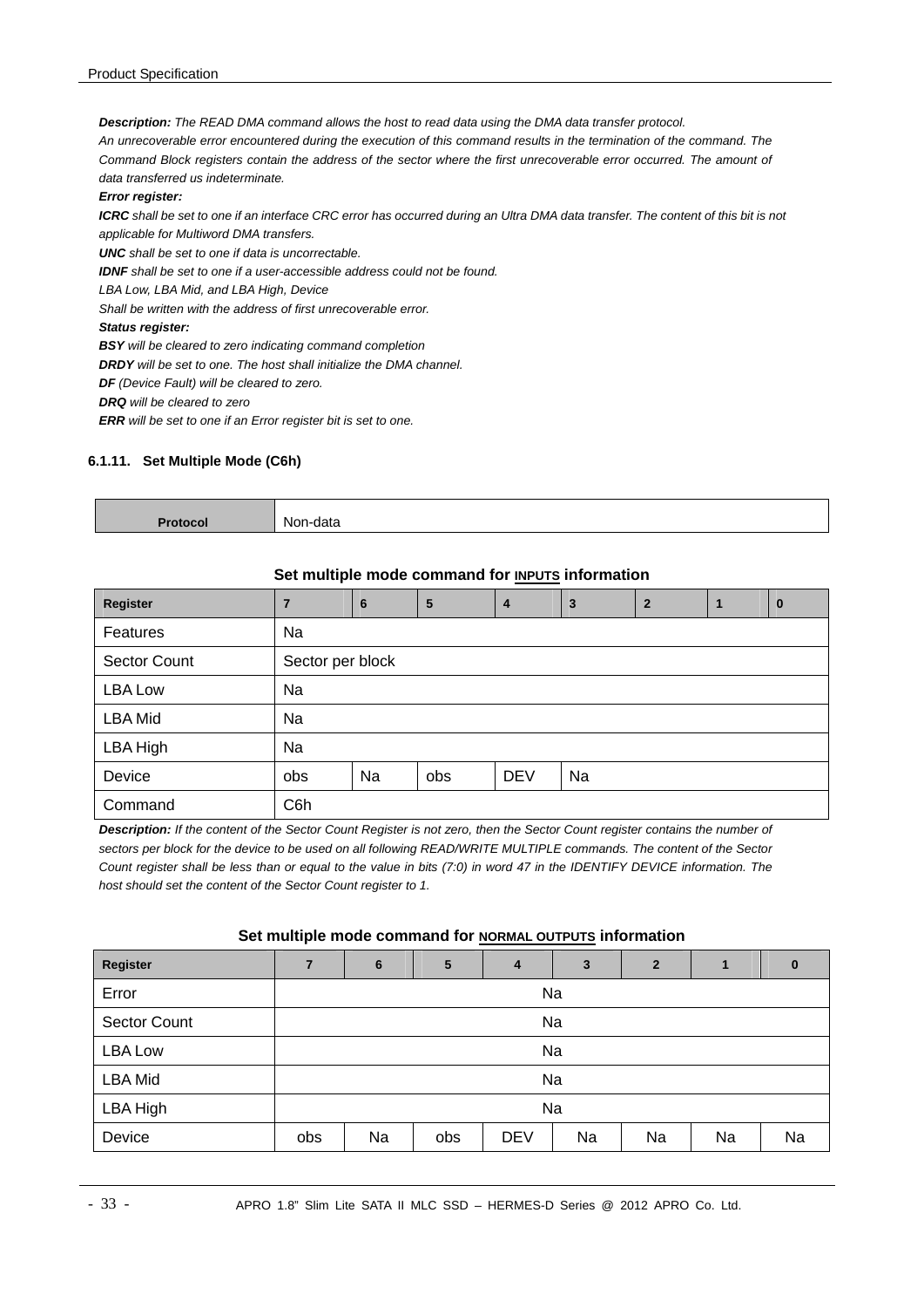***Description:*** *The READ DMA command allows the host to read data using the DMA data transfer protocol.*

*An unrecoverable error encountered during the execution of this command results in the termination of the command. The Command Block registers contain the address of the sector where the first unrecoverable error occurred. The amount of data transferred us indeterminate.*

***Error register:***

***ICRC*** *shall be set to one if an interface CRC error has occurred during an Ultra DMA data transfer. The content of this bit is not applicable for Multiword DMA transfers.*

***UNC*** *shall be set to one if data is uncorrectable.*

***IDNF*** *shall be set to one if a user-accessible address could not be found.*

*LBA Low, LBA Mid, and LBA High, Device*

*Shall be written with the address of first unrecoverable error.*

***Status register:***

***BSY*** *will be cleared to zero indicating command completion*

***DRDY*** *will be set to one. The host shall initialize the DMA channel.*

***DF*** *(Device Fault) will be cleared to zero.*

***DRQ*** *will be cleared to zero*

***ERR*** *will be set to one if an Error register bit is set to one.*

#### 6.1.11. Set Multiple Mode (C6h)

| **Protocol** | Non-data |
|---|---|

**Set multiple mode command for INPUTS information**

| Register | 7 | 6 | 5 | 4 | 3 | 2 | 1 | 0 |
|---|---|---|---|---|---|---|---|---|
| Features | Na | | | | | | | |
| Sector Count | Sector per block | | | | | | | |
| LBA Low | Na | | | | | | | |
| LBA Mid | Na | | | | | | | |
| LBA High | Na | | | | | | | |
| Device | obs | Na | obs | DEV | Na | | | |
| Command | C6h | | | | | | | |

***Description:*** *If the content of the Sector Count Register is not zero, then the Sector Count register contains the number of sectors per block for the device to be used on all following READ/WRITE MULTIPLE commands. The content of the Sector Count register shall be less than or equal to the value in bits (7:0) in word 47 in the IDENTIFY DEVICE information. The host should set the content of the Sector Count register to 1.*

**Set multiple mode command for NORMAL OUTPUTS information**

| Register | 7 | 6 | 5 | 4 | 3 | 2 | 1 | 0 |
|---|---|---|---|---|---|---|---|---|
| Error | Na | | | | | | | |
| Sector Count | Na | | | | | | | |
| LBA Low | Na | | | | | | | |
| LBA Mid | Na | | | | | | | |
| LBA High | Na | | | | | | | |
| Device | obs | Na | obs | DEV | Na | Na | Na | Na |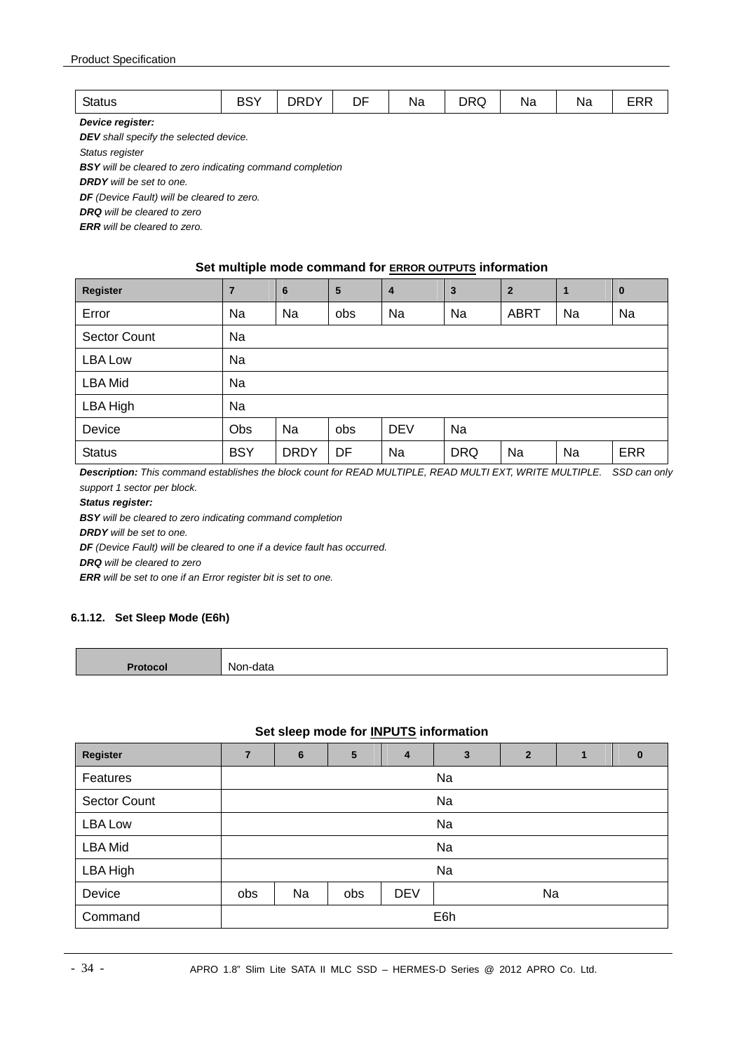| Status | BSY | DRDY | DF | Na | DRQ | Na | Na | ERR |
|---|---|---|---|---|---|---|---|---|

***Device register:***

***DEV** shall specify the selected device.*

*Status register*

***BSY** will be cleared to zero indicating command completion*

***DRDY** will be set to one.*

***DF** (Device Fault) will be cleared to zero.*

***DRQ** will be cleared to zero*

***ERR** will be cleared to zero.*

**Set multiple mode command for ERROR OUTPUTS information**

| Register | 7 | 6 | 5 | 4 | 3 | 2 | 1 | 0 |
|---|---|---|---|---|---|---|---|---|
| Error | Na | Na | obs | Na | Na | ABRT | Na | Na |
| Sector Count | Na | | | | | | | |
| LBA Low | Na | | | | | | | |
| LBA Mid | Na | | | | | | | |
| LBA High | Na | | | | | | | |
| Device | Obs | Na | obs | DEV | Na | | | |
| Status | BSY | DRDY | DF | Na | DRQ | Na | Na | ERR |

***Description:** This command establishes the block count for READ MULTIPLE, READ MULTI EXT, WRITE MULTIPLE. SSD can only support 1 sector per block.*

***Status register:***

***BSY** will be cleared to zero indicating command completion*

***DRDY** will be set to one.*

***DF** (Device Fault) will be cleared to one if a device fault has occurred.*

***DRQ** will be cleared to zero*

***ERR** will be set to one if an Error register bit is set to one.*

#### 6.1.12. Set Sleep Mode (E6h)

| Protocol | Non-data |
|---|---|

**Set sleep mode for INPUTS information**

| Register | 7 | 6 | 5 | 4 | 3 | 2 | 1 | 0 |
|---|---|---|---|---|---|---|---|---|
| Features | Na | | | | | | | |
| Sector Count | Na | | | | | | | |
| LBA Low | Na | | | | | | | |
| LBA Mid | Na | | | | | | | |
| LBA High | Na | | | | | | | |
| Device | obs | Na | obs | DEV | Na | | | |
| Command | E6h | | | | | | | |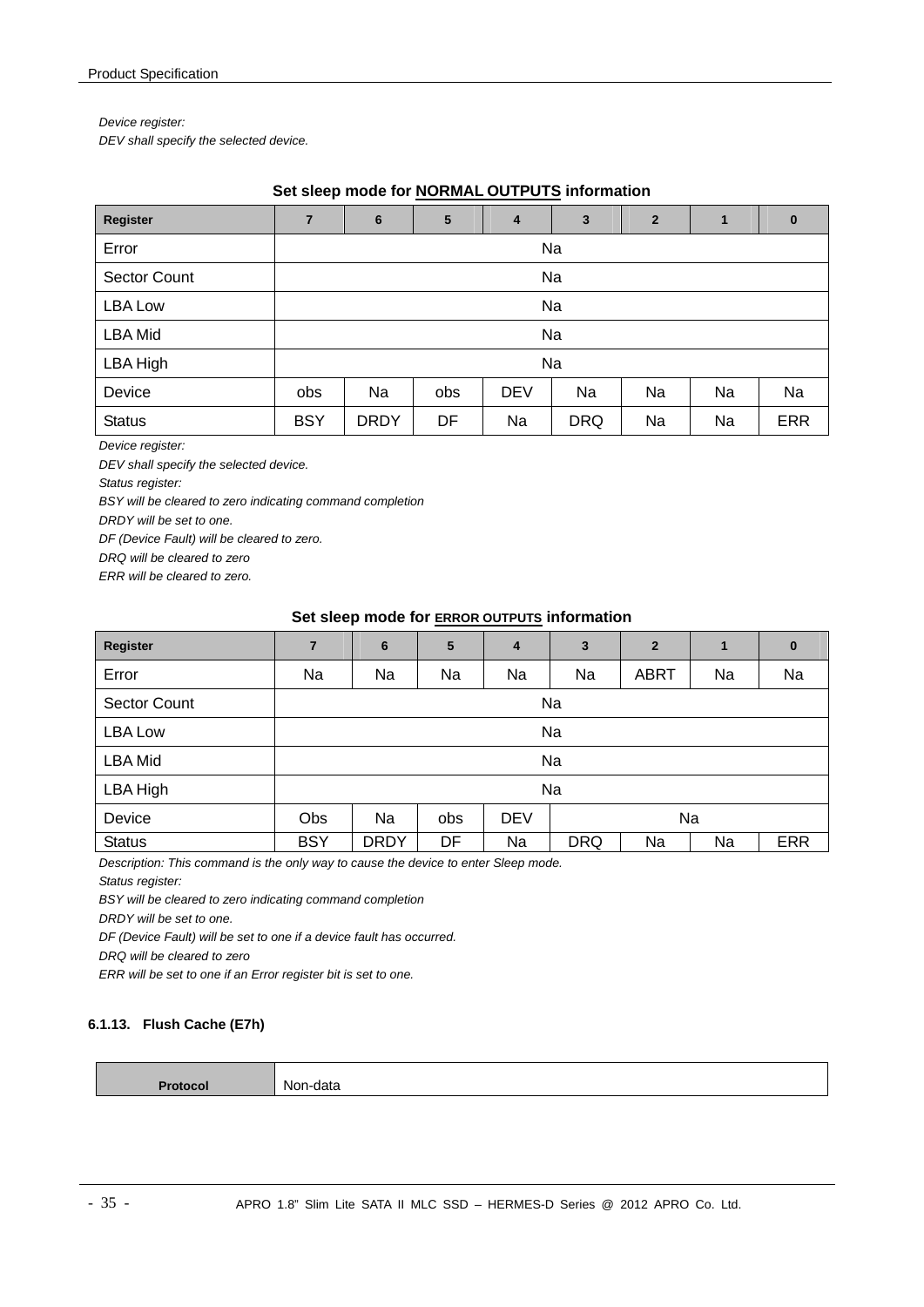*Device register:*
*DEV shall specify the selected device.*

**Set sleep mode for NORMAL OUTPUTS information**

| Register | 7 | 6 | 5 | 4 | 3 | 2 | 1 | 0 |
|---|---|---|---|---|---|---|---|---|
| Error | Na | | | | | | | |
| Sector Count | Na | | | | | | | |
| LBA Low | Na | | | | | | | |
| LBA Mid | Na | | | | | | | |
| LBA High | Na | | | | | | | |
| Device | obs | Na | obs | DEV | Na | Na | Na | Na |
| Status | BSY | DRDY | DF | Na | DRQ | Na | Na | ERR |

*Device register:*
*DEV shall specify the selected device.*
*Status register:*
*BSY will be cleared to zero indicating command completion*
*DRDY will be set to one.*
*DF (Device Fault) will be cleared to zero.*
*DRQ will be cleared to zero*
*ERR will be cleared to zero.*

**Set sleep mode for ERROR OUTPUTS information**

| Register | 7 | 6 | 5 | 4 | 3 | 2 | 1 | 0 |
|---|---|---|---|---|---|---|---|---|
| Error | Na | Na | Na | Na | Na | ABRT | Na | Na |
| Sector Count | Na | | | | | | | |
| LBA Low | Na | | | | | | | |
| LBA Mid | Na | | | | | | | |
| LBA High | Na | | | | | | | |
| Device | Obs | Na | obs | DEV | Na | | | |
| Status | BSY | DRDY | DF | Na | DRQ | Na | Na | ERR |

*Description: This command is the only way to cause the device to enter Sleep mode.*
*Status register:*
*BSY will be cleared to zero indicating command completion*
*DRDY will be set to one.*
*DF (Device Fault) will be set to one if a device fault has occurred.*
*DRQ will be cleared to zero*
*ERR will be set to one if an Error register bit is set to one.*

#### 6.1.13. Flush Cache (E7h)

| Protocol | Non-data |
|---|---|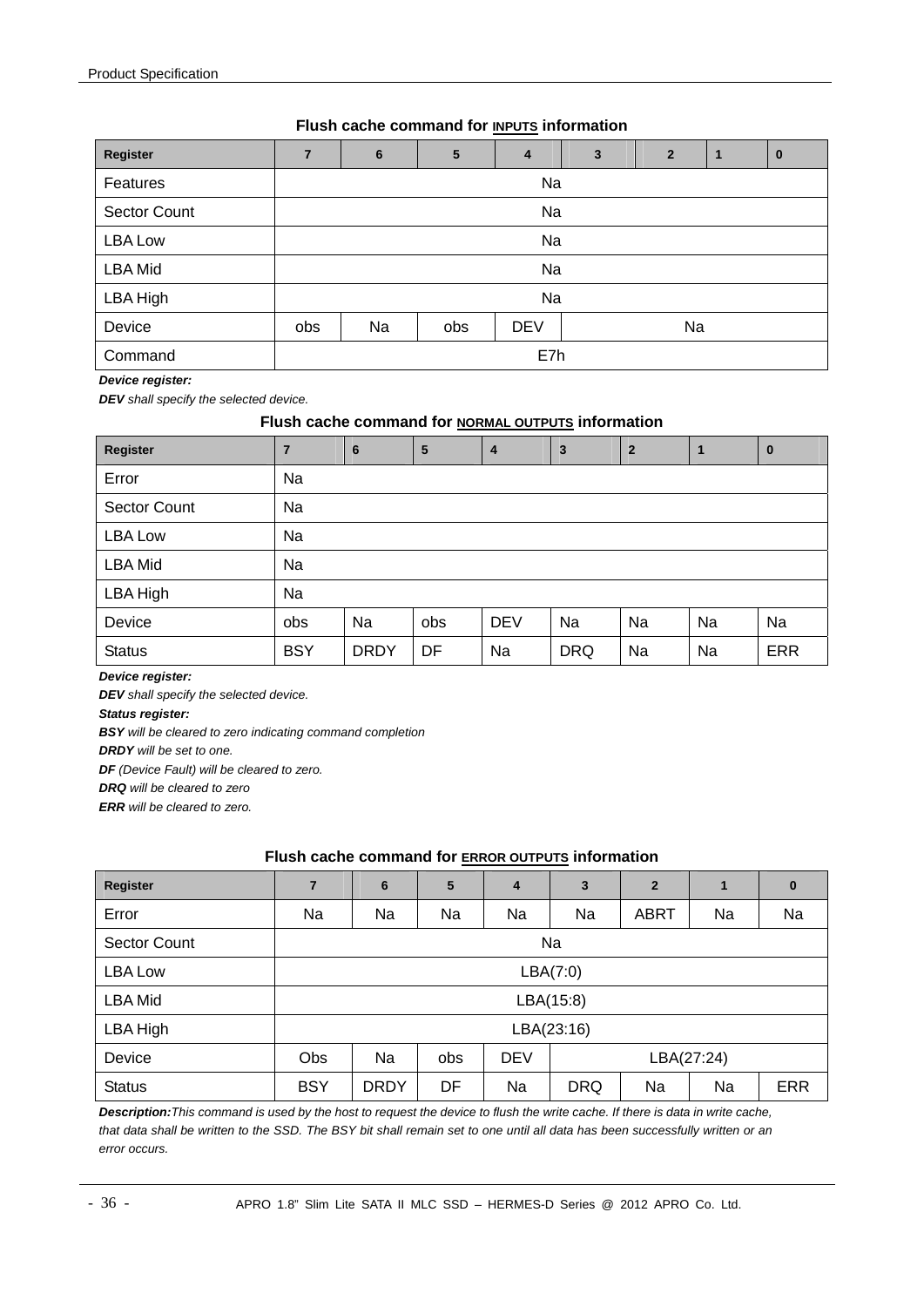### Flush cache command for INPUTS information

| Register | 7 | 6 | 5 | 4 | 3 | 2 | 1 | 0 |
|---|---|---|---|---|---|---|---|---|
| Features | Na | | | | | | | |
| Sector Count | Na | | | | | | | |
| LBA Low | Na | | | | | | | |
| LBA Mid | Na | | | | | | | |
| LBA High | Na | | | | | | | |
| Device | obs | Na | obs | DEV | Na | | | |
| Command | E7h | | | | | | | |

***Device register:***

***DEV*** *shall specify the selected device.*

### Flush cache command for NORMAL OUTPUTS information

| Register | 7 | 6 | 5 | 4 | 3 | 2 | 1 | 0 |
|---|---|---|---|---|---|---|---|---|
| Error | Na | | | | | | | |
| Sector Count | Na | | | | | | | |
| LBA Low | Na | | | | | | | |
| LBA Mid | Na | | | | | | | |
| LBA High | Na | | | | | | | |
| Device | obs | Na | obs | DEV | Na | Na | Na | Na |
| Status | BSY | DRDY | DF | Na | DRQ | Na | Na | ERR |

***Device register:***

***DEV*** *shall specify the selected device.*

***Status register:***

***BSY*** *will be cleared to zero indicating command completion*

***DRDY*** *will be set to one.*

***DF*** *(Device Fault) will be cleared to zero.*

***DRQ*** *will be cleared to zero*

***ERR*** *will be cleared to zero.*

### Flush cache command for ERROR OUTPUTS information

| Register | 7 | 6 | 5 | 4 | 3 | 2 | 1 | 0 |
|---|---|---|---|---|---|---|---|---|
| Error | Na | Na | Na | Na | Na | ABRT | Na | Na |
| Sector Count | Na | | | | | | | |
| LBA Low | LBA(7:0) | | | | | | | |
| LBA Mid | LBA(15:8) | | | | | | | |
| LBA High | LBA(23:16) | | | | | | | |
| Device | Obs | Na | obs | DEV | LBA(27:24) | | | |
| Status | BSY | DRDY | DF | Na | DRQ | Na | Na | ERR |

***Description:*** *This command is used by the host to request the device to flush the write cache. If there is data in write cache, that data shall be written to the SSD. The BSY bit shall remain set to one until all data has been successfully written or an error occurs.*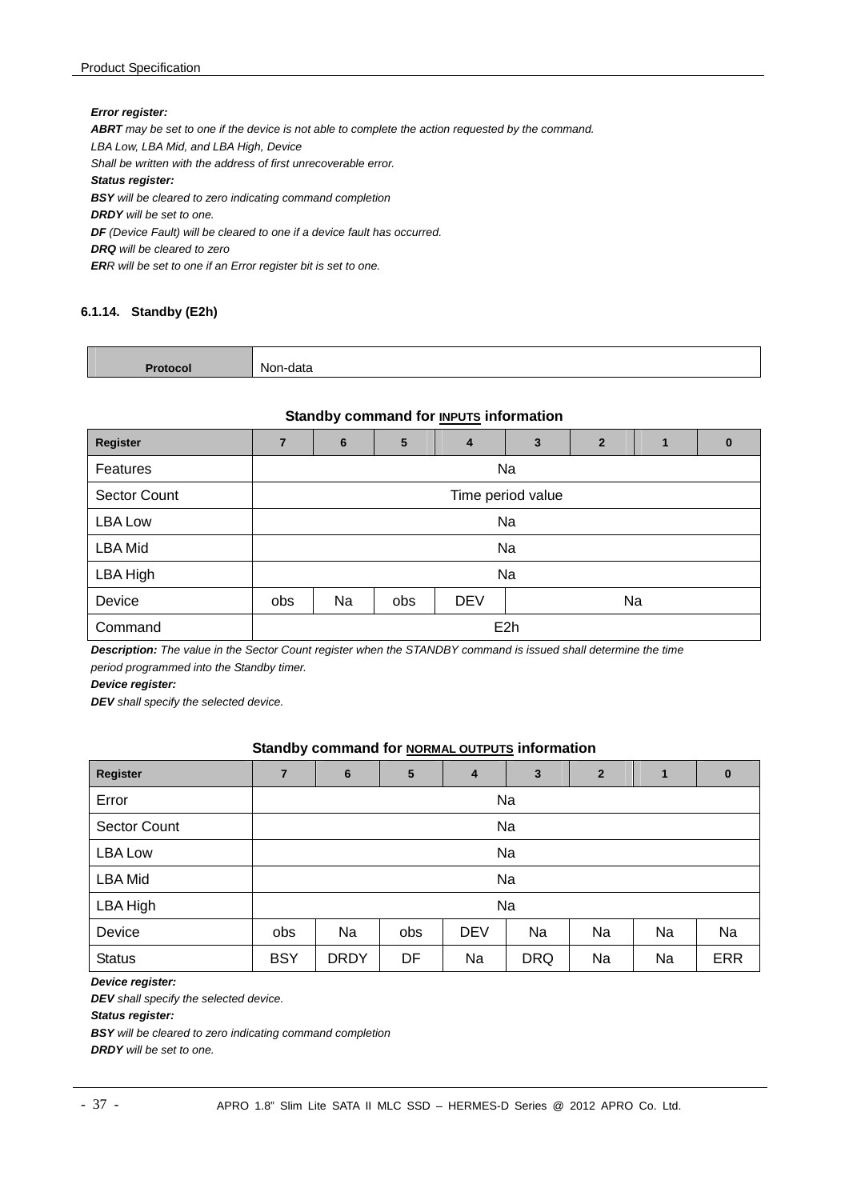***Error register:***

***ABRT*** *may be set to one if the device is not able to complete the action requested by the command.*

*LBA Low, LBA Mid, and LBA High, Device*

*Shall be written with the address of first unrecoverable error.*

***Status register:***

***BSY*** *will be cleared to zero indicating command completion*

***DRDY*** *will be set to one.*

***DF*** *(Device Fault) will be cleared to one if a device fault has occurred.*

***DRQ*** *will be cleared to zero*

***ER****R will be set to one if an Error register bit is set to one.*

#### 6.1.14. Standby (E2h)

| Protocol | Non-data |
|---|---|

**Standby command for INPUTS information**

| Register | 7 | 6 | 5 | 4 | 3 | 2 | 1 | 0 |
|---|---|---|---|---|---|---|---|---|
| Features | Na | | | | | | | |
| Sector Count | Time period value | | | | | | | |
| LBA Low | Na | | | | | | | |
| LBA Mid | Na | | | | | | | |
| LBA High | Na | | | | | | | |
| Device | obs | Na | obs | DEV | Na | | | |
| Command | E2h | | | | | | | |

***Description:*** *The value in the Sector Count register when the STANDBY command is issued shall determine the time period programmed into the Standby timer.*

***Device register:***

***DEV*** *shall specify the selected device.*

**Standby command for NORMAL OUTPUTS information**

| Register | 7 | 6 | 5 | 4 | 3 | 2 | 1 | 0 |
|---|---|---|---|---|---|---|---|---|
| Error | Na | | | | | | | |
| Sector Count | Na | | | | | | | |
| LBA Low | Na | | | | | | | |
| LBA Mid | Na | | | | | | | |
| LBA High | Na | | | | | | | |
| Device | obs | Na | obs | DEV | Na | Na | Na | Na |
| Status | BSY | DRDY | DF | Na | DRQ | Na | Na | ERR |

***Device register:***

***DEV*** *shall specify the selected device.*

***Status register:***

***BSY*** *will be cleared to zero indicating command completion*

***DRDY*** *will be set to one.*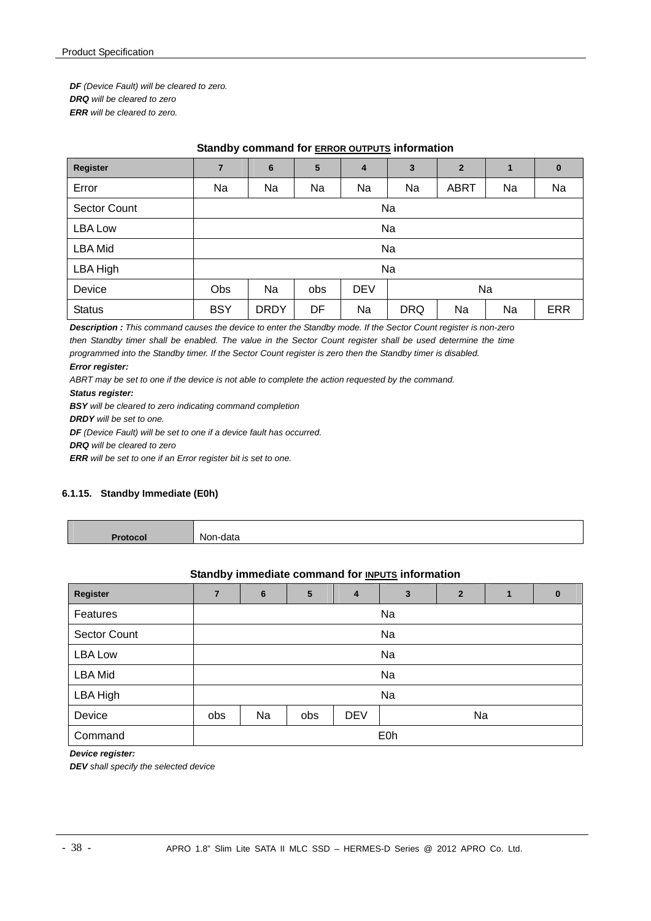*__DF__ (Device Fault) will be cleared to zero.*
*__DRQ__ will be cleared to zero*
*__ERR__ will be cleared to zero.*

**Standby command for ERROR OUTPUTS information**

| Register | 7 | 6 | 5 | 4 | 3 | 2 | 1 | 0 |
|---|---|---|---|---|---|---|---|---|
| Error | Na | Na | Na | Na | Na | ABRT | Na | Na |
| Sector Count | Na | | | | | | | |
| LBA Low | Na | | | | | | | |
| LBA Mid | Na | | | | | | | |
| LBA High | Na | | | | | | | |
| Device | Obs | Na | obs | DEV | Na | | | |
| Status | BSY | DRDY | DF | Na | DRQ | Na | Na | ERR |

*__Description :__ This command causes the device to enter the Standby mode. If the Sector Count register is non-zero then Standby timer shall be enabled. The value in the Sector Count register shall be used determine the time programmed into the Standby timer. If the Sector Count register is zero then the Standby timer is disabled.*

***Error register:***

*ABRT may be set to one if the device is not able to complete the action requested by the command.*

***Status register:***

*__BSY__ will be cleared to zero indicating command completion*
*__DRDY__ will be set to one.*
*__DF__ (Device Fault) will be set to one if a device fault has occurred.*
*__DRQ__ will be cleared to zero*
*__ERR__ will be set to one if an Error register bit is set to one.*

### 6.1.15. Standby Immediate (E0h)

| Protocol | Non-data |
|---|---|

**Standby immediate command for INPUTS information**

| Register | 7 | 6 | 5 | 4 | 3 | 2 | 1 | 0 |
|---|---|---|---|---|---|---|---|---|
| Features | Na | | | | | | | |
| Sector Count | Na | | | | | | | |
| LBA Low | Na | | | | | | | |
| LBA Mid | Na | | | | | | | |
| LBA High | Na | | | | | | | |
| Device | obs | Na | obs | DEV | Na | | | |
| Command | E0h | | | | | | | |

***Device register:***

*__DEV__ shall specify the selected device*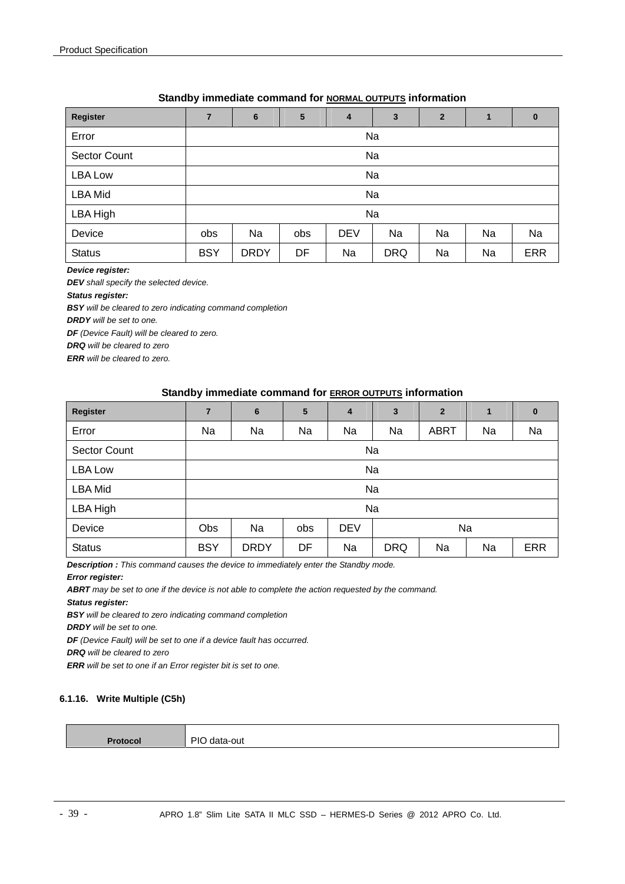**Standby immediate command for NORMAL OUTPUTS information**

| Register | 7 | 6 | 5 | 4 | 3 | 2 | 1 | 0 |
|---|---|---|---|---|---|---|---|---|
| Error | Na | | | | | | | |
| Sector Count | Na | | | | | | | |
| LBA Low | Na | | | | | | | |
| LBA Mid | Na | | | | | | | |
| LBA High | Na | | | | | | | |
| Device | obs | Na | obs | DEV | Na | Na | Na | Na |
| Status | BSY | DRDY | DF | Na | DRQ | Na | Na | ERR |

***Device register:***

***DEV** shall specify the selected device.*

***Status register:***

***BSY** will be cleared to zero indicating command completion*

***DRDY** will be set to one.*

***DF** (Device Fault) will be cleared to zero.*

***DRQ** will be cleared to zero*

***ERR** will be cleared to zero.*

**Standby immediate command for ERROR OUTPUTS information**

| Register | 7 | 6 | 5 | 4 | 3 | 2 | 1 | 0 |
|---|---|---|---|---|---|---|---|---|
| Error | Na | Na | Na | Na | Na | ABRT | Na | Na |
| Sector Count | Na | | | | | | | |
| LBA Low | Na | | | | | | | |
| LBA Mid | Na | | | | | | | |
| LBA High | Na | | | | | | | |
| Device | Obs | Na | obs | DEV | Na | | | |
| Status | BSY | DRDY | DF | Na | DRQ | Na | Na | ERR |

***Description :** This command causes the device to immediately enter the Standby mode.*

***Error register:***

***ABRT** may be set to one if the device is not able to complete the action requested by the command.*

***Status register:***

***BSY** will be cleared to zero indicating command completion*

***DRDY** will be set to one.*

***DF** (Device Fault) will be set to one if a device fault has occurred.*

***DRQ** will be cleared to zero*

***ERR** will be set to one if an Error register bit is set to one.*

#### 6.1.16. Write Multiple (C5h)

| Protocol | PIO data-out |
|---|---|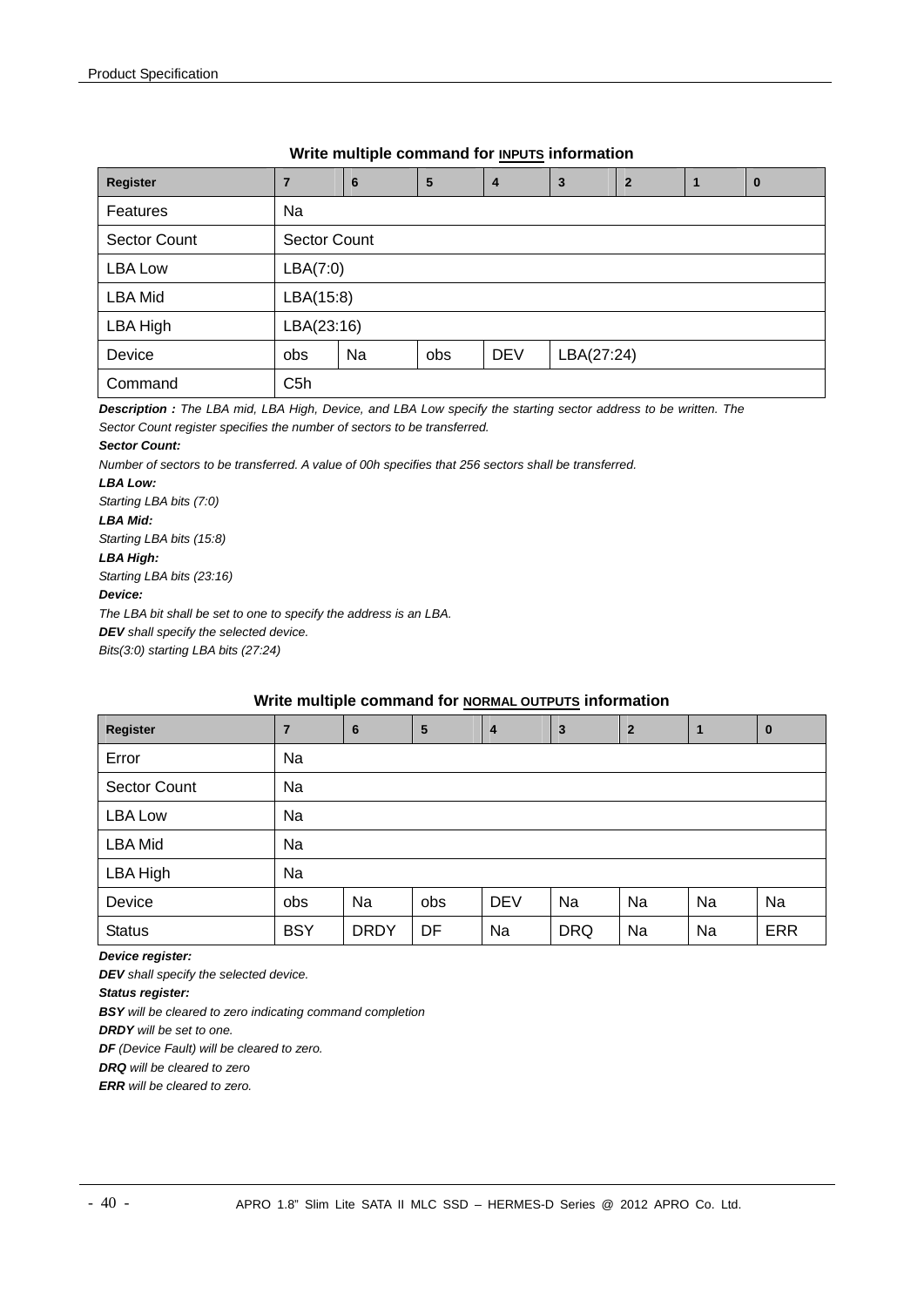**Write multiple command for INPUTS information**

| Register | 7 | 6 | 5 | 4 | 3 | 2 | 1 | 0 |
|---|---|---|---|---|---|---|---|---|
| Features | Na | | | | | | | |
| Sector Count | Sector Count | | | | | | | |
| LBA Low | LBA(7:0) | | | | | | | |
| LBA Mid | LBA(15:8) | | | | | | | |
| LBA High | LBA(23:16) | | | | | | | |
| Device | obs | Na | obs | DEV | LBA(27:24) | | | |
| Command | C5h | | | | | | | |

***Description :*** *The LBA mid, LBA High, Device, and LBA Low specify the starting sector address to be written. The Sector Count register specifies the number of sectors to be transferred.*

***Sector Count:***

*Number of sectors to be transferred. A value of 00h specifies that 256 sectors shall be transferred.*

***LBA Low:***

*Starting LBA bits (7:0)*

***LBA Mid:***

*Starting LBA bits (15:8)*

***LBA High:***

*Starting LBA bits (23:16)*

***Device:***

*The LBA bit shall be set to one to specify the address is an LBA.*

***DEV*** *shall specify the selected device.*

*Bits(3:0) starting LBA bits (27:24)*

**Write multiple command for NORMAL OUTPUTS information**

| Register | 7 | 6 | 5 | 4 | 3 | 2 | 1 | 0 |
|---|---|---|---|---|---|---|---|---|
| Error | Na | | | | | | | |
| Sector Count | Na | | | | | | | |
| LBA Low | Na | | | | | | | |
| LBA Mid | Na | | | | | | | |
| LBA High | Na | | | | | | | |
| Device | obs | Na | obs | DEV | Na | Na | Na | Na |
| Status | BSY | DRDY | DF | Na | DRQ | Na | Na | ERR |

***Device register:***

***DEV*** *shall specify the selected device.*

***Status register:***

***BSY*** *will be cleared to zero indicating command completion*

***DRDY*** *will be set to one.*

***DF*** *(Device Fault) will be cleared to zero.*

***DRQ*** *will be cleared to zero*

***ERR*** *will be cleared to zero.*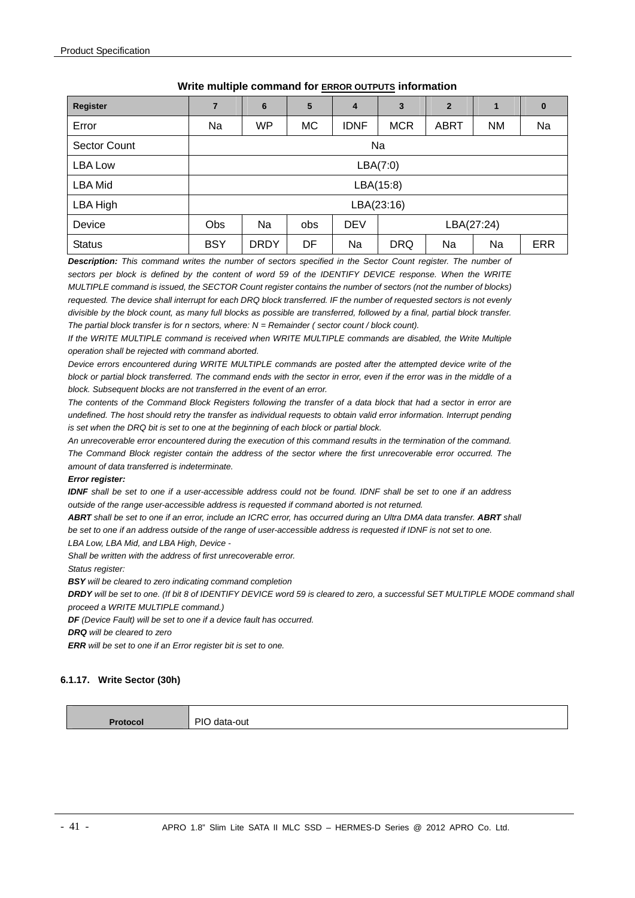**Write multiple command for ERROR OUTPUTS information**

| Register | 7 | 6 | 5 | 4 | 3 | 2 | 1 | 0 |
|---|---|---|---|---|---|---|---|---|
| Error | Na | WP | MC | IDNF | MCR | ABRT | NM | Na |
| Sector Count | Na | | | | | | | |
| LBA Low | LBA(7:0) | | | | | | | |
| LBA Mid | LBA(15:8) | | | | | | | |
| LBA High | LBA(23:16) | | | | | | | |
| Device | Obs | Na | obs | DEV | LBA(27:24) | | | |
| Status | BSY | DRDY | DF | Na | DRQ | Na | Na | ERR |

***Description:*** *This command writes the number of sectors specified in the Sector Count register. The number of sectors per block is defined by the content of word 59 of the IDENTIFY DEVICE response. When the WRITE MULTIPLE command is issued, the SECTOR Count register contains the number of sectors (not the number of blocks) requested. The device shall interrupt for each DRQ block transferred. IF the number of requested sectors is not evenly divisible by the block count, as many full blocks as possible are transferred, followed by a final, partial block transfer. The partial block transfer is for n sectors, where: N = Remainder ( sector count / block count).*

*If the WRITE MULTIPLE command is received when WRITE MULTIPLE commands are disabled, the Write Multiple operation shall be rejected with command aborted.*

*Device errors encountered during WRITE MULTIPLE commands are posted after the attempted device write of the block or partial block transferred. The command ends with the sector in error, even if the error was in the middle of a block. Subsequent blocks are not transferred in the event of an error.*

*The contents of the Command Block Registers following the transfer of a data block that had a sector in error are undefined. The host should retry the transfer as individual requests to obtain valid error information. Interrupt pending is set when the DRQ bit is set to one at the beginning of each block or partial block.*

*An unrecoverable error encountered during the execution of this command results in the termination of the command. The Command Block register contain the address of the sector where the first unrecoverable error occurred. The amount of data transferred is indeterminate.*

***Error register:***

***IDNF*** *shall be set to one if a user-accessible address could not be found. IDNF shall be set to one if an address outside of the range user-accessible address is requested if command aborted is not returned.*

***ABRT*** *shall be set to one if an error, include an ICRC error, has occurred during an Ultra DMA data transfer.* ***ABRT*** *shall be set to one if an address outside of the range of user-accessible address is requested if IDNF is not set to one.*

*LBA Low, LBA Mid, and LBA High, Device -*

*Shall be written with the address of first unrecoverable error.*

*Status register:*

***BSY*** *will be cleared to zero indicating command completion*

***DRDY*** *will be set to one. (If bit 8 of IDENTIFY DEVICE word 59 is cleared to zero, a successful SET MULTIPLE MODE command shall proceed a WRITE MULTIPLE command.)*

***DF*** *(Device Fault) will be set to one if a device fault has occurred.*

***DRQ*** *will be cleared to zero*

***ERR*** *will be set to one if an Error register bit is set to one.*

### 6.1.17. Write Sector (30h)

| Protocol | PIO data-out |
|---|---|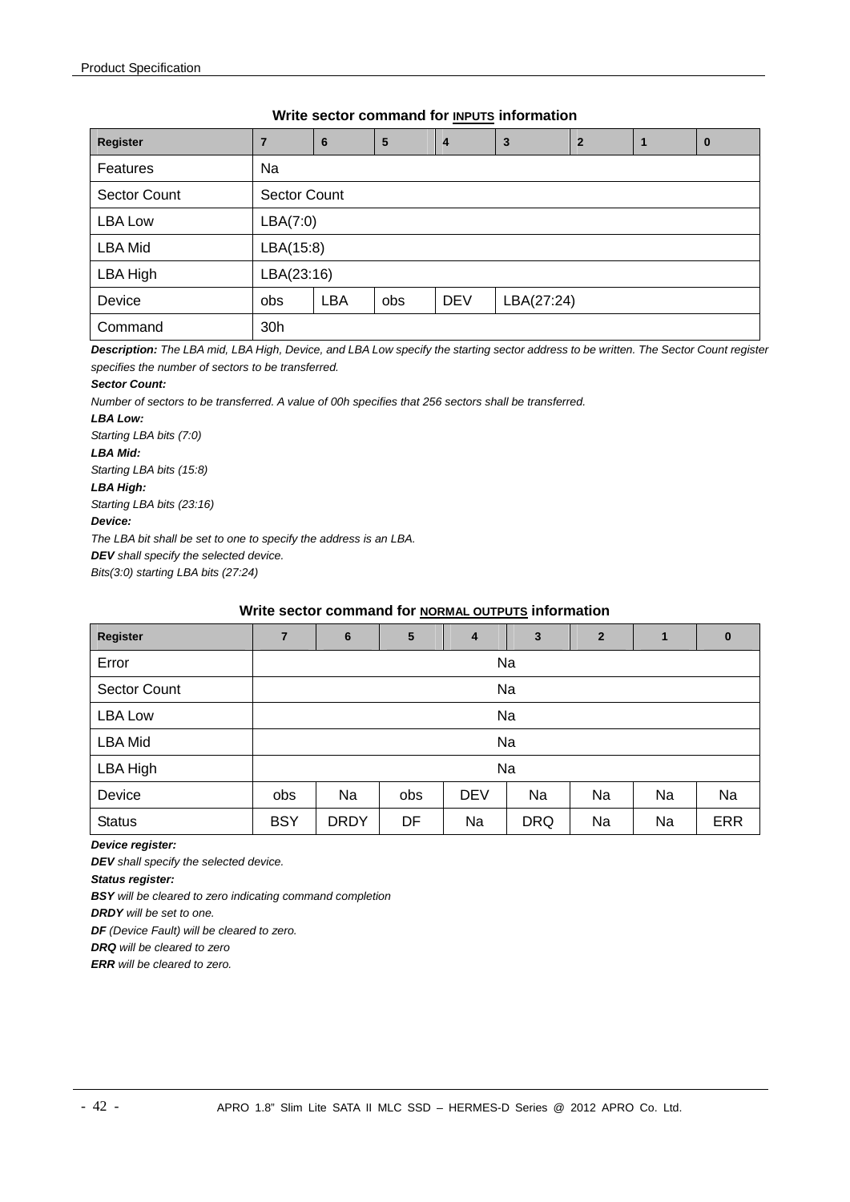**Write sector command for INPUTS information**

| Register | 7 | 6 | 5 | 4 | 3 | 2 | 1 | 0 |
|---|---|---|---|---|---|---|---|---|
| Features | Na | | | | | | | |
| Sector Count | Sector Count | | | | | | | |
| LBA Low | LBA(7:0) | | | | | | | |
| LBA Mid | LBA(15:8) | | | | | | | |
| LBA High | LBA(23:16) | | | | | | | |
| Device | obs | LBA | obs | DEV | LBA(27:24) | | | |
| Command | 30h | | | | | | | |

***Description:*** *The LBA mid, LBA High, Device, and LBA Low specify the starting sector address to be written. The Sector Count register specifies the number of sectors to be transferred.*

***Sector Count:***

*Number of sectors to be transferred. A value of 00h specifies that 256 sectors shall be transferred.*

***LBA Low:***

*Starting LBA bits (7:0)*

***LBA Mid:***

*Starting LBA bits (15:8)*

***LBA High:***

*Starting LBA bits (23:16)*

***Device:***

*The LBA bit shall be set to one to specify the address is an LBA.*

***DEV*** *shall specify the selected device.*

*Bits(3:0) starting LBA bits (27:24)*

**Write sector command for NORMAL OUTPUTS information**

| Register | 7 | 6 | 5 | 4 | 3 | 2 | 1 | 0 |
|---|---|---|---|---|---|---|---|---|
| Error | Na | | | | | | | |
| Sector Count | Na | | | | | | | |
| LBA Low | Na | | | | | | | |
| LBA Mid | Na | | | | | | | |
| LBA High | Na | | | | | | | |
| Device | obs | Na | obs | DEV | Na | Na | Na | Na |
| Status | BSY | DRDY | DF | Na | DRQ | Na | Na | ERR |

***Device register:***

***DEV*** *shall specify the selected device.*

***Status register:***

***BSY*** *will be cleared to zero indicating command completion*

***DRDY*** *will be set to one.*

***DF*** *(Device Fault) will be cleared to zero.*

***DRQ*** *will be cleared to zero*

***ERR*** *will be cleared to zero.*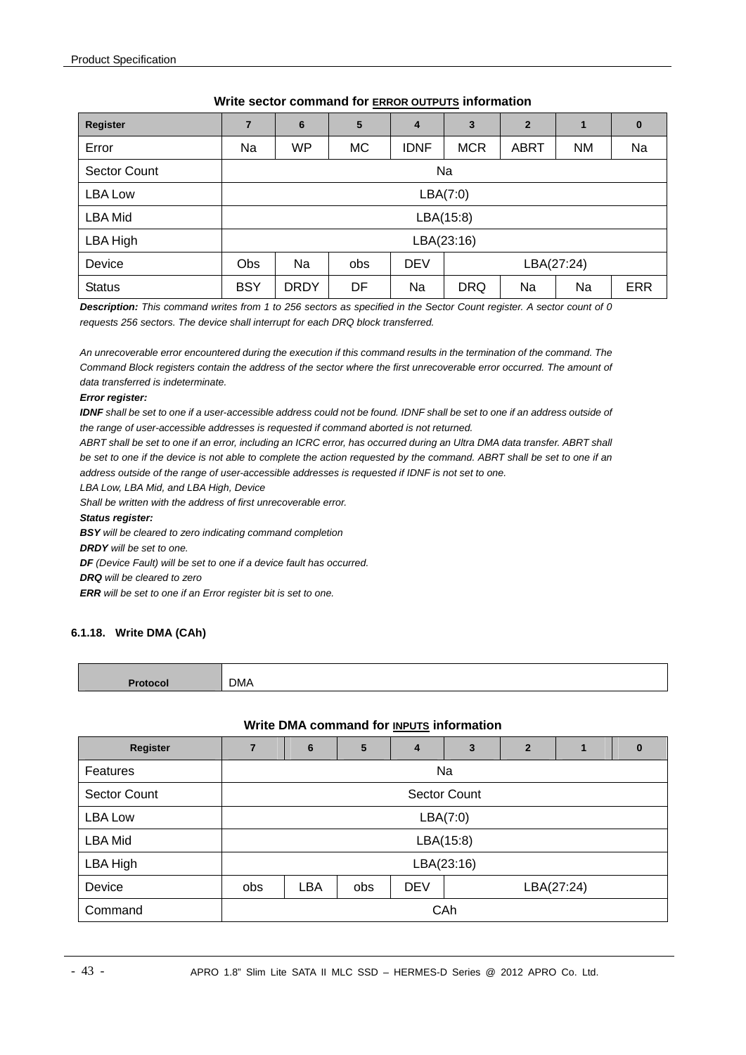**Write sector command for ERROR OUTPUTS information**

| Register | 7 | 6 | 5 | 4 | 3 | 2 | 1 | 0 |
|---|---|---|---|---|---|---|---|---|
| Error | Na | WP | MC | IDNF | MCR | ABRT | NM | Na |
| Sector Count | Na | | | | | | | |
| LBA Low | LBA(7:0) | | | | | | | |
| LBA Mid | LBA(15:8) | | | | | | | |
| LBA High | LBA(23:16) | | | | | | | |
| Device | Obs | Na | obs | DEV | LBA(27:24) | | | |
| Status | BSY | DRDY | DF | Na | DRQ | Na | Na | ERR |

***Description:*** *This command writes from 1 to 256 sectors as specified in the Sector Count register. A sector count of 0 requests 256 sectors. The device shall interrupt for each DRQ block transferred.*

*An unrecoverable error encountered during the execution if this command results in the termination of the command. The Command Block registers contain the address of the sector where the first unrecoverable error occurred. The amount of data transferred is indeterminate.*

***Error register:***

***IDNF*** *shall be set to one if a user-accessible address could not be found. IDNF shall be set to one if an address outside of the range of user-accessible addresses is requested if command aborted is not returned.*

*ABRT shall be set to one if an error, including an ICRC error, has occurred during an Ultra DMA data transfer. ABRT shall be set to one if the device is not able to complete the action requested by the command. ABRT shall be set to one if an address outside of the range of user-accessible addresses is requested if IDNF is not set to one.*

*LBA Low, LBA Mid, and LBA High, Device*

*Shall be written with the address of first unrecoverable error.*

***Status register:***

***BSY*** *will be cleared to zero indicating command completion*

***DRDY*** *will be set to one.*

***DF*** *(Device Fault) will be set to one if a device fault has occurred.*

***DRQ*** *will be cleared to zero*

***ERR*** *will be set to one if an Error register bit is set to one.*

#### 6.1.18. Write DMA (CAh)

| Protocol | DMA |
|---|---|

**Write DMA command for INPUTS information**

| Register | 7 | 6 | 5 | 4 | 3 | 2 | 1 | 0 |
|---|---|---|---|---|---|---|---|---|
| Features | Na | | | | | | | |
| Sector Count | Sector Count | | | | | | | |
| LBA Low | LBA(7:0) | | | | | | | |
| LBA Mid | LBA(15:8) | | | | | | | |
| LBA High | LBA(23:16) | | | | | | | |
| Device | obs | LBA | obs | DEV | LBA(27:24) | | | |
| Command | CAh | | | | | | | |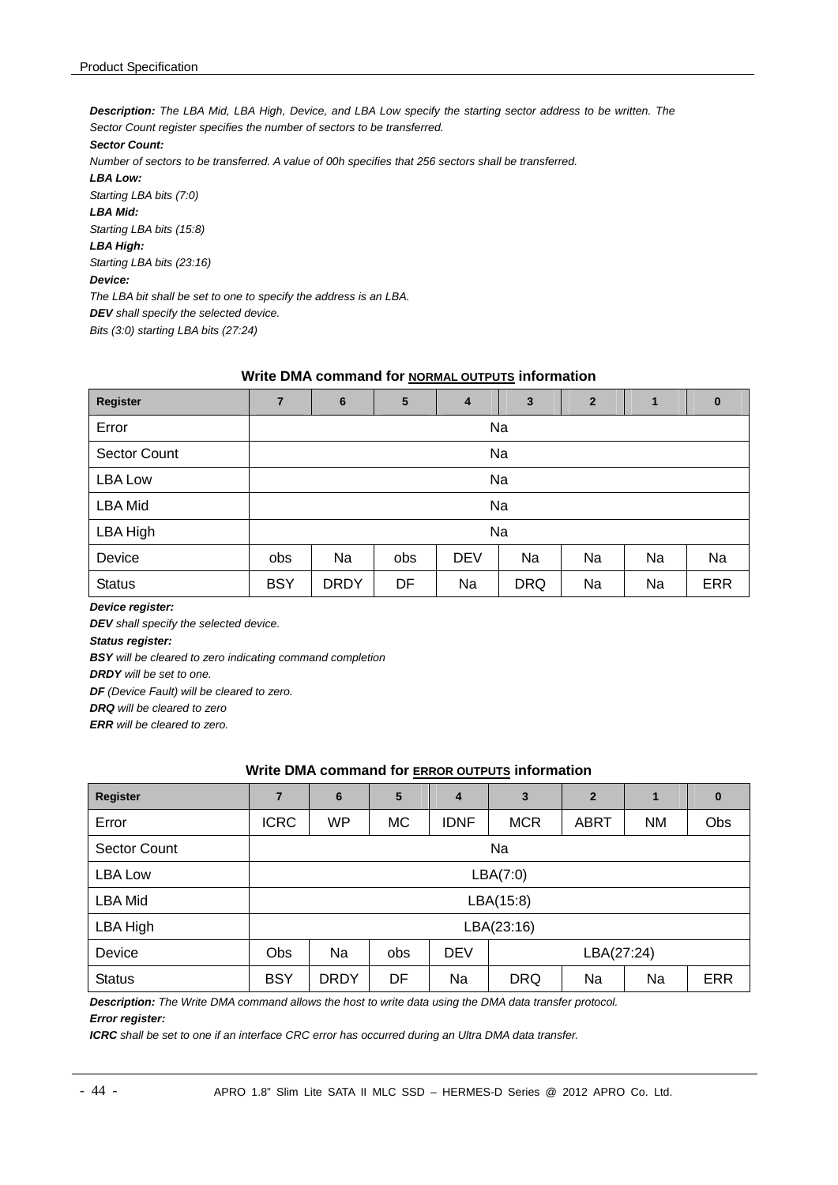***Description:*** *The LBA Mid, LBA High, Device, and LBA Low specify the starting sector address to be written. The Sector Count register specifies the number of sectors to be transferred.*

***Sector Count:***

*Number of sectors to be transferred. A value of 00h specifies that 256 sectors shall be transferred.*

***LBA Low:***

*Starting LBA bits (7:0)*

***LBA Mid:***

*Starting LBA bits (15:8)*

***LBA High:***

*Starting LBA bits (23:16)*

***Device:***

*The LBA bit shall be set to one to specify the address is an LBA.*

***DEV*** *shall specify the selected device.*

*Bits (3:0) starting LBA bits (27:24)*

**Write DMA command for NORMAL OUTPUTS information**

| Register | 7 | 6 | 5 | 4 | 3 | 2 | 1 | 0 |
|---|---|---|---|---|---|---|---|---|
| Error | Na | | | | | | | |
| Sector Count | Na | | | | | | | |
| LBA Low | Na | | | | | | | |
| LBA Mid | Na | | | | | | | |
| LBA High | Na | | | | | | | |
| Device | obs | Na | obs | DEV | Na | Na | Na | Na |
| Status | BSY | DRDY | DF | Na | DRQ | Na | Na | ERR |

***Device register:***

***DEV*** *shall specify the selected device.*

***Status register:***

***BSY*** *will be cleared to zero indicating command completion*

***DRDY*** *will be set to one.*

***DF*** *(Device Fault) will be cleared to zero.*

***DRQ*** *will be cleared to zero*

***ERR*** *will be cleared to zero.*

**Write DMA command for ERROR OUTPUTS information**

| Register | 7 | 6 | 5 | 4 | 3 | 2 | 1 | 0 |
|---|---|---|---|---|---|---|---|---|
| Error | ICRC | WP | MC | IDNF | MCR | ABRT | NM | Obs |
| Sector Count | Na | | | | | | | |
| LBA Low | LBA(7:0) | | | | | | | |
| LBA Mid | LBA(15:8) | | | | | | | |
| LBA High | LBA(23:16) | | | | | | | |
| Device | Obs | Na | obs | DEV | LBA(27:24) | | | |
| Status | BSY | DRDY | DF | Na | DRQ | Na | Na | ERR |

***Description:*** *The Write DMA command allows the host to write data using the DMA data transfer protocol.*

***Error register:***

***ICRC*** *shall be set to one if an interface CRC error has occurred during an Ultra DMA data transfer.*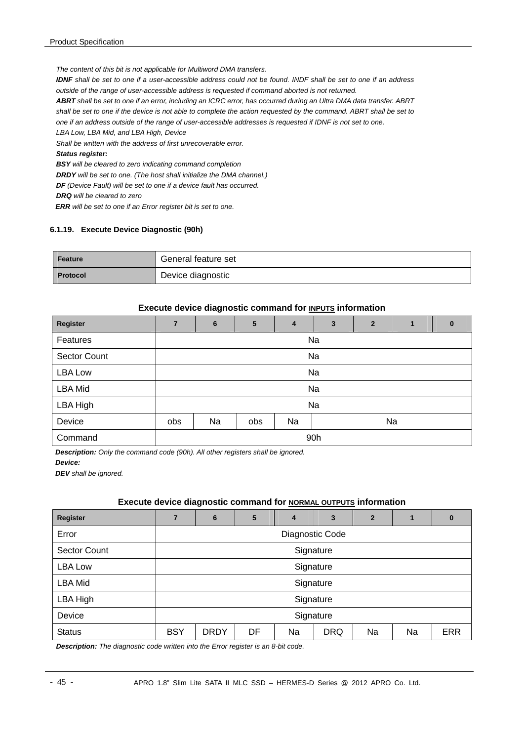*The content of this bit is not applicable for Multiword DMA transfers.*

***IDNF** shall be set to one if a user-accessible address could not be found. INDF shall be set to one if an address outside of the range of user-accessible address is requested if command aborted is not returned.*

***ABRT** shall be set to one if an error, including an ICRC error, has occurred during an Ultra DMA data transfer. ABRT shall be set to one if the device is not able to complete the action requested by the command. ABRT shall be set to one if an address outside of the range of user-accessible addresses is requested if IDNF is not set to one.*

*LBA Low, LBA Mid, and LBA High, Device*

*Shall be written with the address of first unrecoverable error.*

***Status register:***

***BSY** will be cleared to zero indicating command completion*

***DRDY** will be set to one. (The host shall initialize the DMA channel.)*

***DF** (Device Fault) will be set to one if a device fault has occurred.*

***DRQ** will be cleared to zero*

***ERR** will be set to one if an Error register bit is set to one.*

### 6.1.19. Execute Device Diagnostic (90h)

| **Feature** | General feature set |
|---|---|
| **Protocol** | Device diagnostic |

**Execute device diagnostic command for INPUTS information**

| Register | 7 | 6 | 5 | 4 | 3 | 2 | 1 | 0 |
|---|---|---|---|---|---|---|---|---|
| Features | Na | | | | | | | |
| Sector Count | Na | | | | | | | |
| LBA Low | Na | | | | | | | |
| LBA Mid | Na | | | | | | | |
| LBA High | Na | | | | | | | |
| Device | obs | Na | obs | Na | Na | | | |
| Command | 90h | | | | | | | |

***Description:** Only the command code (90h). All other registers shall be ignored.*

***Device:***

***DEV** shall be ignored.*

**Execute device diagnostic command for NORMAL OUTPUTS information**

| Register | 7 | 6 | 5 | 4 | 3 | 2 | 1 | 0 |
|---|---|---|---|---|---|---|---|---|
| Error | Diagnostic Code | | | | | | | |
| Sector Count | Signature | | | | | | | |
| LBA Low | Signature | | | | | | | |
| LBA Mid | Signature | | | | | | | |
| LBA High | Signature | | | | | | | |
| Device | Signature | | | | | | | |
| Status | BSY | DRDY | DF | Na | DRQ | Na | Na | ERR |

***Description:** The diagnostic code written into the Error register is an 8-bit code.*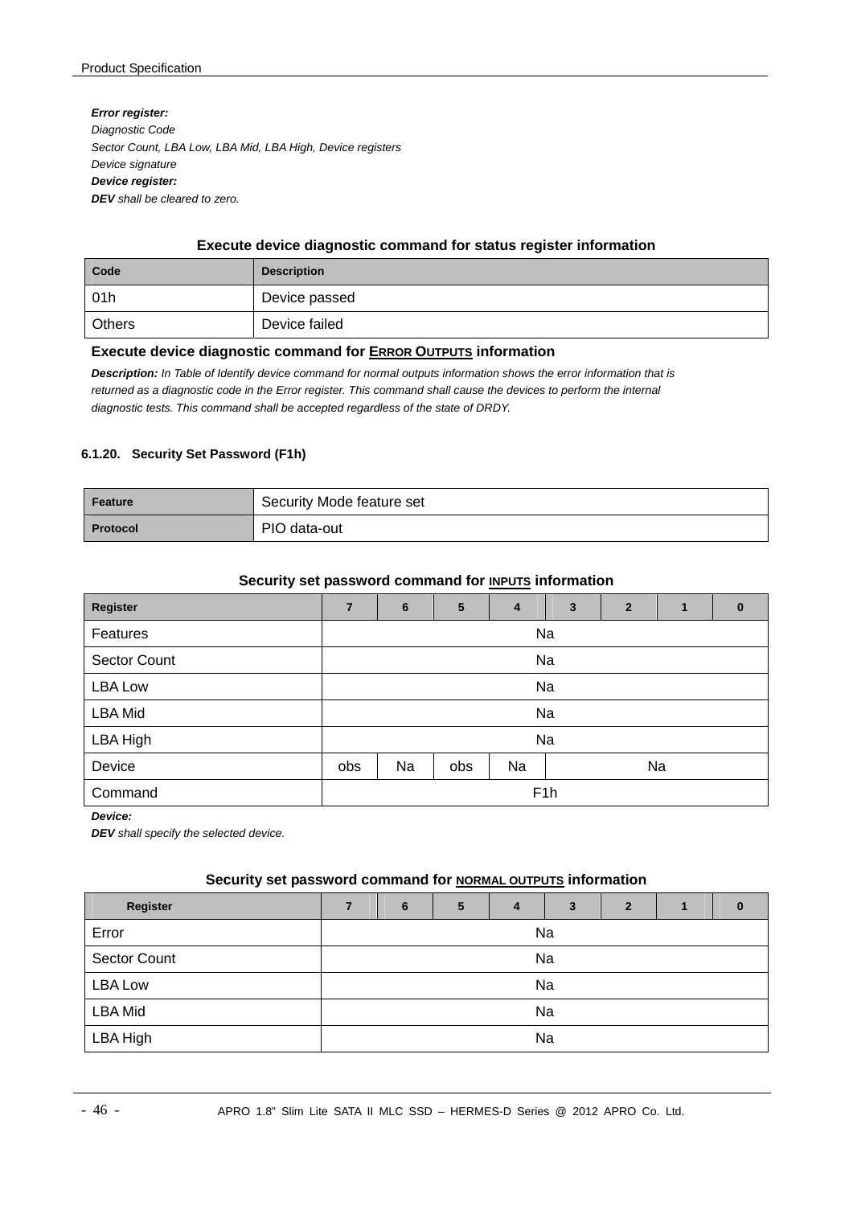***Error register:***

*Diagnostic Code*

*Sector Count, LBA Low, LBA Mid, LBA High, Device registers*

*Device signature*

***Device register:***

***DEV** shall be cleared to zero.*

**Execute device diagnostic command for status register information**

| Code | Description |
|---|---|
| 01h | Device passed |
| Others | Device failed |

**Execute device diagnostic command for ERROR OUTPUTS information**

***Description:** In Table of Identify device command for normal outputs information shows the error information that is returned as a diagnostic code in the Error register. This command shall cause the devices to perform the internal diagnostic tests. This command shall be accepted regardless of the state of DRDY.*

#### 6.1.20. Security Set Password (F1h)

| Feature | Security Mode feature set |
|---|---|
| **Protocol** | PIO data-out |

**Security set password command for INPUTS information**

| Register | 7 | 6 | 5 | 4 | 3 | 2 | 1 | 0 |
|---|---|---|---|---|---|---|---|---|
| Features | Na | | | | | | | |
| Sector Count | Na | | | | | | | |
| LBA Low | Na | | | | | | | |
| LBA Mid | Na | | | | | | | |
| LBA High | Na | | | | | | | |
| Device | obs | Na | obs | Na | Na | | | |
| Command | F1h | | | | | | | |

***Device:***

***DEV** shall specify the selected device.*

**Security set password command for NORMAL OUTPUTS information**

| Register | 7 | 6 | 5 | 4 | 3 | 2 | 1 | 0 |
|---|---|---|---|---|---|---|---|---|
| Error | Na | | | | | | | |
| Sector Count | Na | | | | | | | |
| LBA Low | Na | | | | | | | |
| LBA Mid | Na | | | | | | | |
| LBA High | Na | | | | | | | |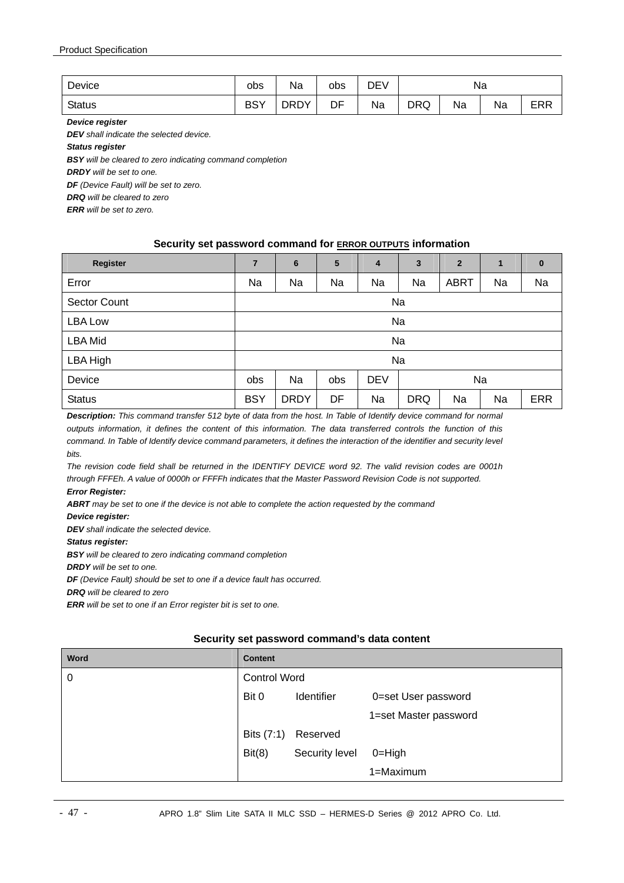| Device | obs | Na | obs | DEV | Na | | | |
|---|---|---|---|---|---|---|---|---|
| Status | BSY | DRDY | DF | Na | DRQ | Na | Na | ERR |

***Device register***

***DEV*** *shall indicate the selected device.*

***Status register***

***BSY*** *will be cleared to zero indicating command completion*

***DRDY*** *will be set to one.*

***DF*** *(Device Fault) will be set to zero.*

***DRQ*** *will be cleared to zero*

***ERR*** *will be set to zero.*

**Security set password command for ERROR OUTPUTS information**

| Register | 7 | 6 | 5 | 4 | 3 | 2 | 1 | 0 |
|---|---|---|---|---|---|---|---|---|
| Error | Na | Na | Na | Na | Na | ABRT | Na | Na |
| Sector Count | Na | | | | | | | |
| LBA Low | Na | | | | | | | |
| LBA Mid | Na | | | | | | | |
| LBA High | Na | | | | | | | |
| Device | obs | Na | obs | DEV | Na | | | |
| Status | BSY | DRDY | DF | Na | DRQ | Na | Na | ERR |

***Description:*** *This command transfer 512 byte of data from the host. In Table of Identify device command for normal outputs information, it defines the content of this information. The data transferred controls the function of this command. In Table of Identify device command parameters, it defines the interaction of the identifier and security level bits.*

*The revision code field shall be returned in the IDENTIFY DEVICE word 92. The valid revision codes are 0001h through FFFEh. A value of 0000h or FFFFh indicates that the Master Password Revision Code is not supported.*

***Error Register:***

***ABRT*** *may be set to one if the device is not able to complete the action requested by the command*

***Device register:***

***DEV*** *shall indicate the selected device.*

***Status register:***

***BSY*** *will be cleared to zero indicating command completion*

***DRDY*** *will be set to one.*

***DF*** *(Device Fault) should be set to one if a device fault has occurred.*

***DRQ*** *will be cleared to zero*

***ERR*** *will be set to one if an Error register bit is set to one.*

**Security set password command's data content**

| Word | Content |
|---|---|
| 0 | Control Word |
| | Bit 0 Identifier 0=set User password |
| | 1=set Master password |
| | Bits (7:1) Reserved |
| | Bit(8) Security level 0=High |
| | 1=Maximum |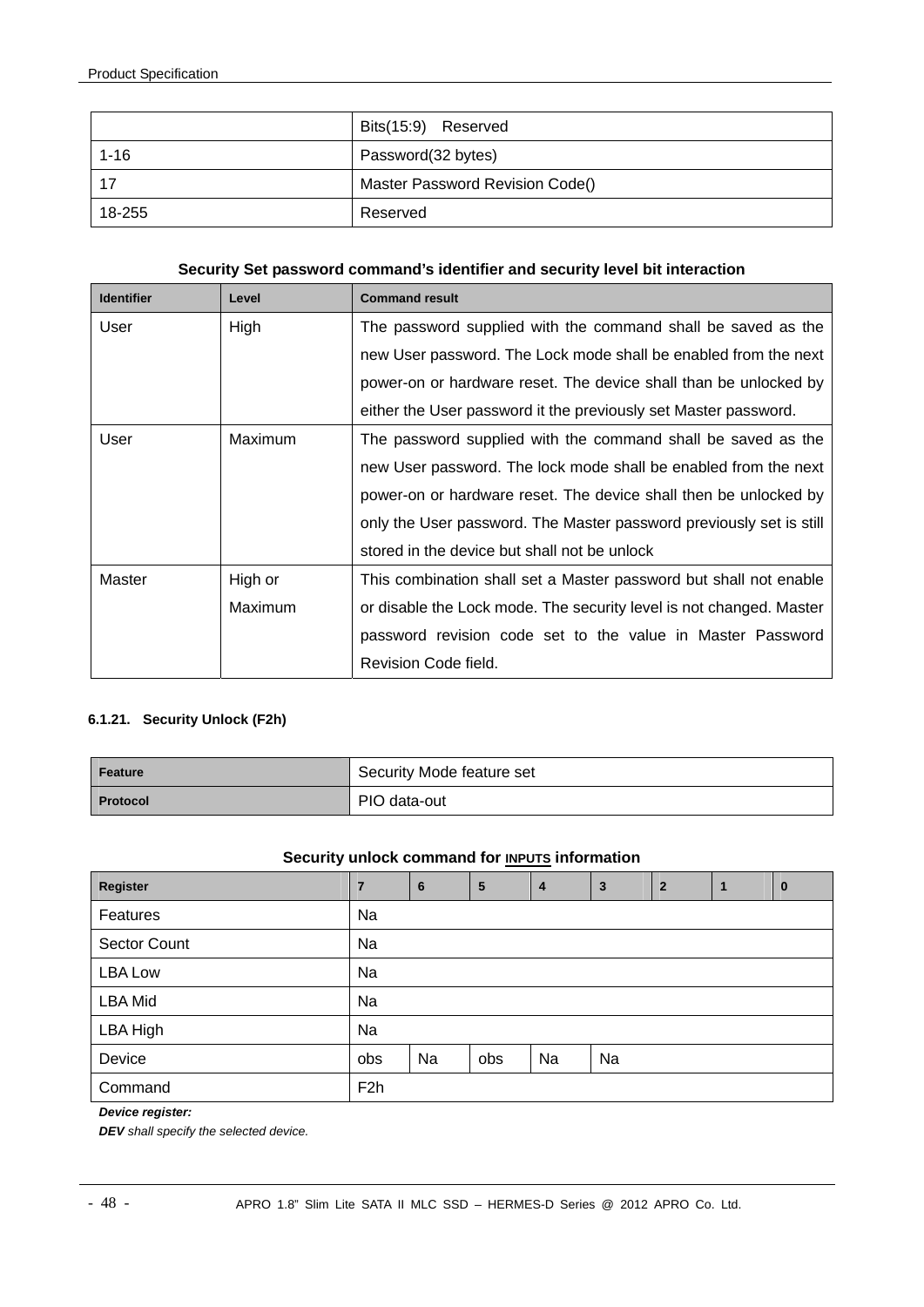| | |
|---|---|
| | Bits(15:9) Reserved |
| 1-16 | Password(32 bytes) |
| 17 | Master Password Revision Code() |
| 18-255 | Reserved |

**Security Set password command's identifier and security level bit interaction**

| Identifier | Level | Command result |
|---|---|---|
| User | High | The password supplied with the command shall be saved as the new User password. The Lock mode shall be enabled from the next power-on or hardware reset. The device shall than be unlocked by either the User password it the previously set Master password. |
| User | Maximum | The password supplied with the command shall be saved as the new User password. The lock mode shall be enabled from the next power-on or hardware reset. The device shall then be unlocked by only the User password. The Master password previously set is still stored in the device but shall not be unlock |
| Master | High or Maximum | This combination shall set a Master password but shall not enable or disable the Lock mode. The security level is not changed. Master password revision code set to the value in Master Password Revision Code field. |

#### 6.1.21. Security Unlock (F2h)

| | |
|---|---|
| **Feature** | Security Mode feature set |
| **Protocol** | PIO data-out |

**Security unlock command for INPUTS information**

| Register | 7 | 6 | 5 | 4 | 3 | 2 | 1 | 0 |
|---|---|---|---|---|---|---|---|---|
| Features | Na | | | | | | | |
| Sector Count | Na | | | | | | | |
| LBA Low | Na | | | | | | | |
| LBA Mid | Na | | | | | | | |
| LBA High | Na | | | | | | | |
| Device | obs | Na | obs | Na | Na | | | |
| Command | F2h | | | | | | | |

***Device register:***

***DEV** shall specify the selected device.*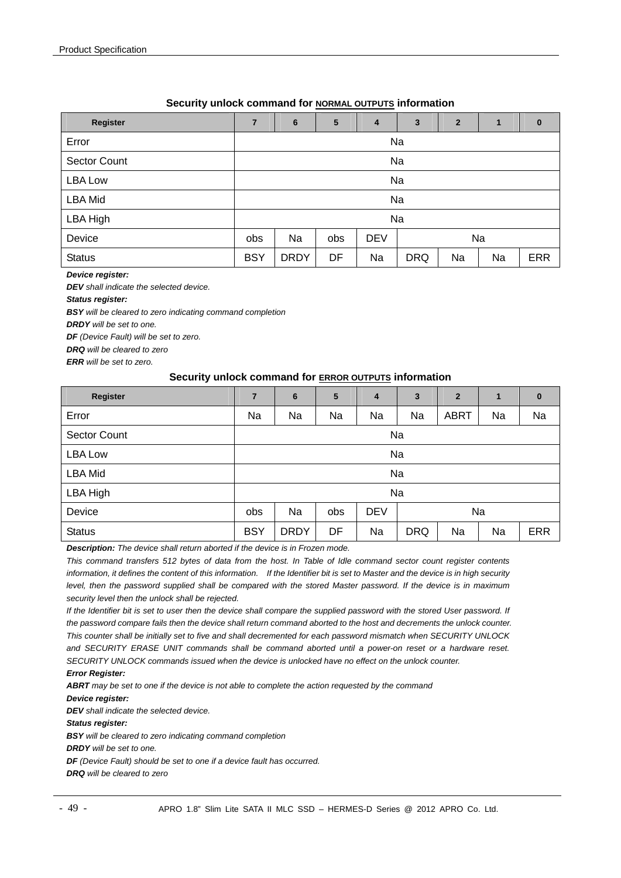**Security unlock command for NORMAL OUTPUTS information**

| Register | 7 | 6 | 5 | 4 | 3 | 2 | 1 | 0 |
|---|---|---|---|---|---|---|---|---|
| Error | Na | | | | | | | |
| Sector Count | Na | | | | | | | |
| LBA Low | Na | | | | | | | |
| LBA Mid | Na | | | | | | | |
| LBA High | Na | | | | | | | |
| Device | obs | Na | obs | DEV | Na | | | |
| Status | BSY | DRDY | DF | Na | DRQ | Na | Na | ERR |

***Device register:***

***DEV*** *shall indicate the selected device.*

***Status register:***

***BSY*** *will be cleared to zero indicating command completion*

***DRDY*** *will be set to one.*

***DF*** *(Device Fault) will be set to zero.*

***DRQ*** *will be cleared to zero*

***ERR*** *will be set to zero.*

**Security unlock command for ERROR OUTPUTS information**

| Register | 7 | 6 | 5 | 4 | 3 | 2 | 1 | 0 |
|---|---|---|---|---|---|---|---|---|
| Error | Na | Na | Na | Na | Na | ABRT | Na | Na |
| Sector Count | Na | | | | | | | |
| LBA Low | Na | | | | | | | |
| LBA Mid | Na | | | | | | | |
| LBA High | Na | | | | | | | |
| Device | obs | Na | obs | DEV | Na | | | |
| Status | BSY | DRDY | DF | Na | DRQ | Na | Na | ERR |

***Description:*** *The device shall return aborted if the device is in Frozen mode.*

*This command transfers 512 bytes of data from the host. In Table of Idle command sector count register contents information, it defines the content of this information. If the Identifier bit is set to Master and the device is in high security level, then the password supplied shall be compared with the stored Master password. If the device is in maximum security level then the unlock shall be rejected.*

*If the Identifier bit is set to user then the device shall compare the supplied password with the stored User password. If the password compare fails then the device shall return command aborted to the host and decrements the unlock counter. This counter shall be initially set to five and shall decremented for each password mismatch when SECURITY UNLOCK and SECURITY ERASE UNIT commands shall be command aborted until a power-on reset or a hardware reset. SECURITY UNLOCK commands issued when the device is unlocked have no effect on the unlock counter.*

***Error Register:***

***ABRT*** *may be set to one if the device is not able to complete the action requested by the command*

***Device register:***

***DEV*** *shall indicate the selected device.*

***Status register:***

***BSY*** *will be cleared to zero indicating command completion*

***DRDY*** *will be set to one.*

***DF*** *(Device Fault) should be set to one if a device fault has occurred.*

***DRQ*** *will be cleared to zero*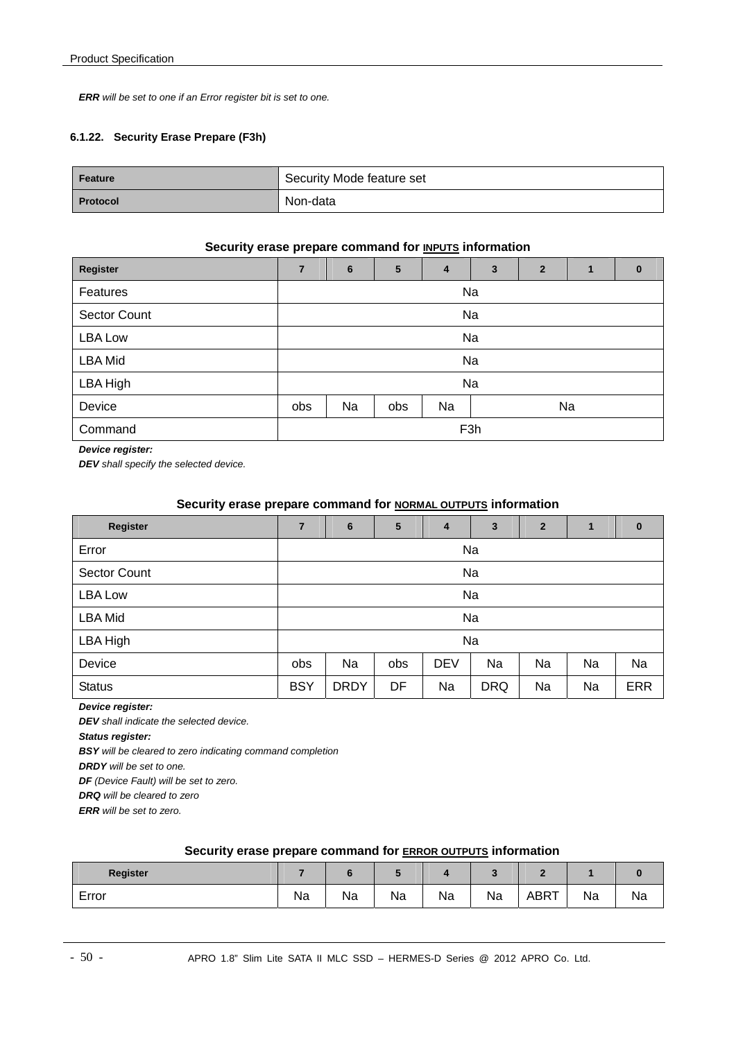***ERR** will be set to one if an Error register bit is set to one.*

### 6.1.22. Security Erase Prepare (F3h)

| Feature | Security Mode feature set |
|---|---|
| Protocol | Non-data |

**Security erase prepare command for INPUTS information**

| Register | 7 | 6 | 5 | 4 | 3 | 2 | 1 | 0 |
|---|---|---|---|---|---|---|---|---|
| Features | Na | | | | | | | |
| Sector Count | Na | | | | | | | |
| LBA Low | Na | | | | | | | |
| LBA Mid | Na | | | | | | | |
| LBA High | Na | | | | | | | |
| Device | obs | Na | obs | Na | Na | | | |
| Command | F3h | | | | | | | |

***Device register:***

***DEV** shall specify the selected device.*

**Security erase prepare command for NORMAL OUTPUTS information**

| Register | 7 | 6 | 5 | 4 | 3 | 2 | 1 | 0 |
|---|---|---|---|---|---|---|---|---|
| Error | Na | | | | | | | |
| Sector Count | Na | | | | | | | |
| LBA Low | Na | | | | | | | |
| LBA Mid | Na | | | | | | | |
| LBA High | Na | | | | | | | |
| Device | obs | Na | obs | DEV | Na | Na | Na | Na |
| Status | BSY | DRDY | DF | Na | DRQ | Na | Na | ERR |

***Device register:***

***DEV** shall indicate the selected device.*

***Status register:***

***BSY** will be cleared to zero indicating command completion*

***DRDY** will be set to one.*

***DF** (Device Fault) will be set to zero.*

***DRQ** will be cleared to zero*

***ERR** will be set to zero.*

**Security erase prepare command for ERROR OUTPUTS information**

| Register | 7 | 6 | 5 | 4 | 3 | 2 | 1 | 0 |
|---|---|---|---|---|---|---|---|---|
| Error | Na | Na | Na | Na | Na | ABRT | Na | Na |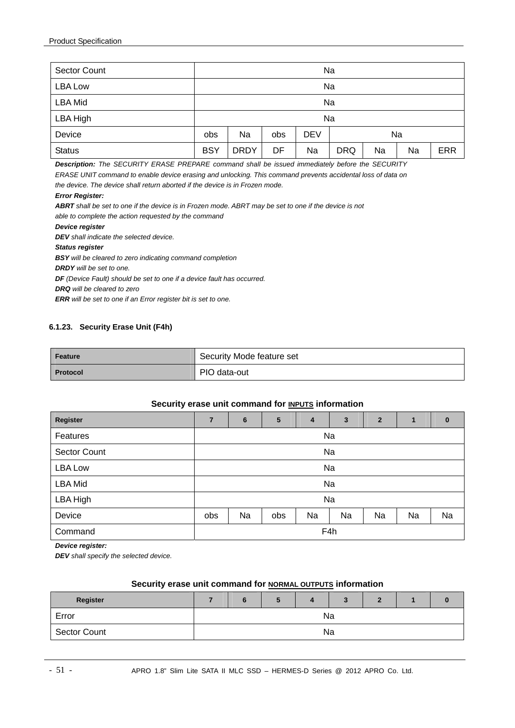| | | | | | | | | |
|---|---|---|---|---|---|---|---|---|
| Sector Count | Na | | | | | | | |
| LBA Low | Na | | | | | | | |
| LBA Mid | Na | | | | | | | |
| LBA High | Na | | | | | | | |
| Device | obs | Na | obs | DEV | Na | | | |
| Status | BSY | DRDY | DF | Na | DRQ | Na | Na | ERR |

***Description:*** *The SECURITY ERASE PREPARE command shall be issued immediately before the SECURITY ERASE UNIT command to enable device erasing and unlocking. This command prevents accidental loss of data on the device. The device shall return aborted if the device is in Frozen mode.*

***Error Register:***

***ABRT*** *shall be set to one if the device is in Frozen mode. ABRT may be set to one if the device is not able to complete the action requested by the command*

***Device register***

***DEV*** *shall indicate the selected device.*

***Status register***

***BSY*** *will be cleared to zero indicating command completion*

***DRDY*** *will be set to one.*

***DF*** *(Device Fault) should be set to one if a device fault has occurred.*

***DRQ*** *will be cleared to zero*

***ERR*** *will be set to one if an Error register bit is set to one.*

#### 6.1.23. Security Erase Unit (F4h)

| **Feature** | Security Mode feature set |
|---|---|
| **Protocol** | PIO data-out |

**Security erase unit command for INPUTS information**

| **Register** | **7** | **6** | **5** | **4** | **3** | **2** | **1** | **0** |
|---|---|---|---|---|---|---|---|---|
| Features | Na | | | | | | | |
| Sector Count | Na | | | | | | | |
| LBA Low | Na | | | | | | | |
| LBA Mid | Na | | | | | | | |
| LBA High | Na | | | | | | | |
| Device | obs | Na | obs | Na | Na | Na | Na | Na |
| Command | F4h | | | | | | | |

***Device register:***

***DEV*** *shall specify the selected device.*

**Security erase unit command for NORMAL OUTPUTS information**

| **Register** | **7** | **6** | **5** | **4** | **3** | **2** | **1** | **0** |
|---|---|---|---|---|---|---|---|---|
| Error | Na | | | | | | | |
| Sector Count | Na | | | | | | | |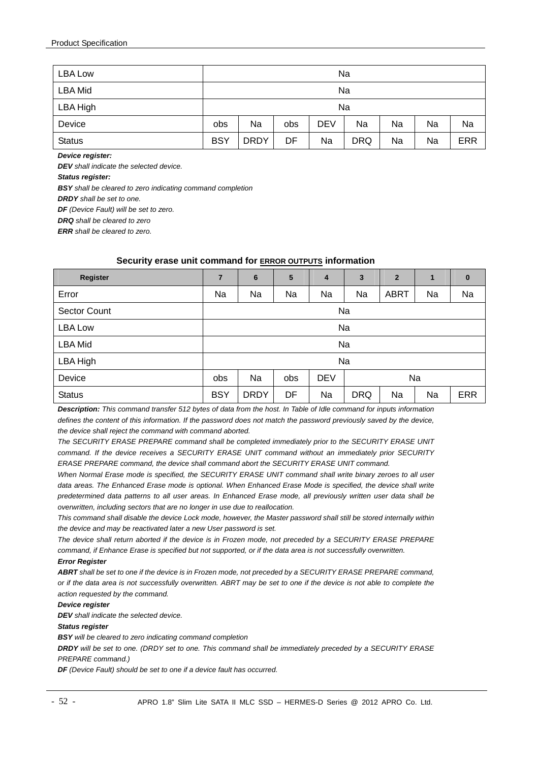| LBA Low | Na | | | | | | | |
|---|---|---|---|---|---|---|---|---|
| LBA Mid | Na | | | | | | | |
| LBA High | Na | | | | | | | |
| Device | obs | Na | obs | DEV | Na | Na | Na | Na |
| Status | BSY | DRDY | DF | Na | DRQ | Na | Na | ERR |

***Device register:***

***DEV*** *shall indicate the selected device.*

***Status register:***

***BSY*** *shall be cleared to zero indicating command completion*

***DRDY*** *shall be set to one.*

***DF*** *(Device Fault) will be set to zero.*

***DRQ*** *shall be cleared to zero*

***ERR*** *shall be cleared to zero.*

**Security erase unit command for ERROR OUTPUTS information**

| Register | 7 | 6 | 5 | 4 | 3 | 2 | 1 | 0 |
|---|---|---|---|---|---|---|---|---|
| Error | Na | Na | Na | Na | Na | ABRT | Na | Na |
| Sector Count | Na | | | | | | | |
| LBA Low | Na | | | | | | | |
| LBA Mid | Na | | | | | | | |
| LBA High | Na | | | | | | | |
| Device | obs | Na | obs | DEV | Na | | | |
| Status | BSY | DRDY | DF | Na | DRQ | Na | Na | ERR |

***Description:*** *This command transfer 512 bytes of data from the host. In Table of Idle command for inputs information defines the content of this information. If the password does not match the password previously saved by the device, the device shall reject the command with command aborted.*

*The SECURITY ERASE PREPARE command shall be completed immediately prior to the SECURITY ERASE UNIT command. If the device receives a SECURITY ERASE UNIT command without an immediately prior SECURITY ERASE PREPARE command, the device shall command abort the SECURITY ERASE UNIT command.*

*When Normal Erase mode is specified, the SECURITY ERASE UNIT command shall write binary zeroes to all user data areas. The Enhanced Erase mode is optional. When Enhanced Erase Mode is specified, the device shall write predetermined data patterns to all user areas. In Enhanced Erase mode, all previously written user data shall be overwritten, including sectors that are no longer in use due to reallocation.*

*This command shall disable the device Lock mode, however, the Master password shall still be stored internally within the device and may be reactivated later a new User password is set.*

*The device shall return aborted if the device is in Frozen mode, not preceded by a SECURITY ERASE PREPARE command, if Enhance Erase is specified but not supported, or if the data area is not successfully overwritten.*

***Error Register***

***ABRT*** *shall be set to one if the device is in Frozen mode, not preceded by a SECURITY ERASE PREPARE command, or if the data area is not successfully overwritten. ABRT may be set to one if the device is not able to complete the action requested by the command.*

***Device register***

***DEV*** *shall indicate the selected device.*

***Status register***

***BSY*** *will be cleared to zero indicating command completion*

***DRDY*** *will be set to one. (DRDY set to one. This command shall be immediately preceded by a SECURITY ERASE PREPARE command.)*

***DF*** *(Device Fault) should be set to one if a device fault has occurred.*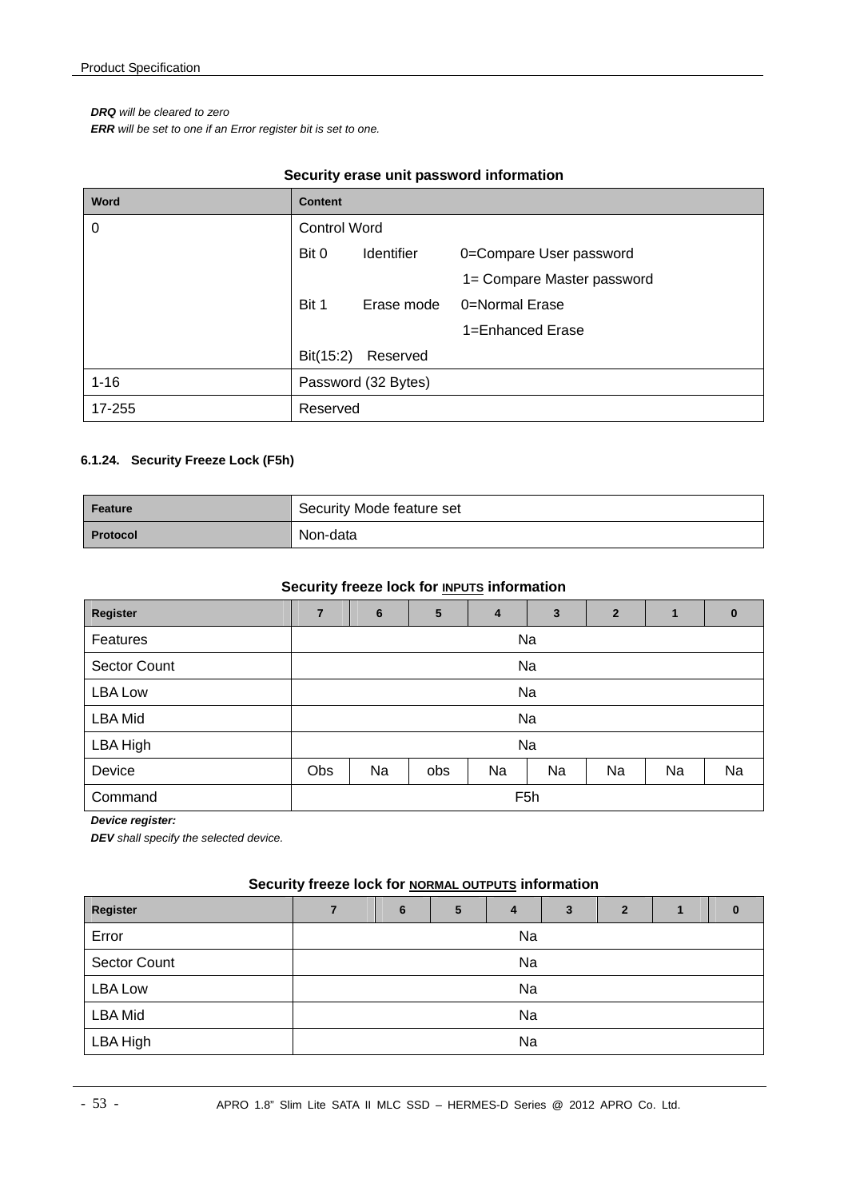*DRQ* *will be cleared to zero*
*ERR* *will be set to one if an Error register bit is set to one.*

**Security erase unit password information**

| Word | Content |
|---|---|
| 0 | Control Word<br>Bit 0 Identifier 0=Compare User password<br>1= Compare Master password<br>Bit 1 Erase mode 0=Normal Erase<br>1=Enhanced Erase<br>Bit(15:2) Reserved |
| 1-16 | Password (32 Bytes) |
| 17-255 | Reserved |

#### 6.1.24. Security Freeze Lock (F5h)

| Feature | Security Mode feature set |
|---|---|
| Protocol | Non-data |

**Security freeze lock for INPUTS information**

| Register | 7 | 6 | 5 | 4 | 3 | 2 | 1 | 0 |
|---|---|---|---|---|---|---|---|---|
| Features | Na | | | | | | | |
| Sector Count | Na | | | | | | | |
| LBA Low | Na | | | | | | | |
| LBA Mid | Na | | | | | | | |
| LBA High | Na | | | | | | | |
| Device | Obs | Na | obs | Na | Na | Na | Na | Na |
| Command | F5h | | | | | | | |

***Device register:***
*DEV* *shall specify the selected device.*

**Security freeze lock for NORMAL OUTPUTS information**

| Register | 7 | 6 | 5 | 4 | 3 | 2 | 1 | 0 |
|---|---|---|---|---|---|---|---|---|
| Error | Na | | | | | | | |
| Sector Count | Na | | | | | | | |
| LBA Low | Na | | | | | | | |
| LBA Mid | Na | | | | | | | |
| LBA High | Na | | | | | | | |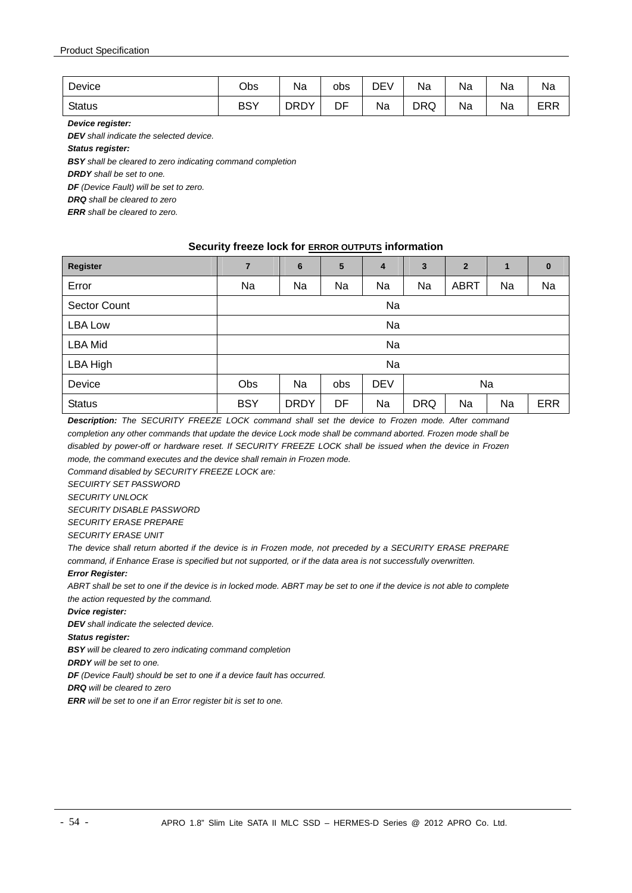| Device | Obs | Na | obs | DEV | Na | Na | Na | Na |
|---|---|---|---|---|---|---|---|---|
| Status | BSY | DRDY | DF | Na | DRQ | Na | Na | ERR |

***Device register:***

***DEV*** *shall indicate the selected device.*

***Status register:***

***BSY*** *shall be cleared to zero indicating command completion*

***DRDY*** *shall be set to one.*

***DF*** *(Device Fault) will be set to zero.*

***DRQ*** *shall be cleared to zero*

***ERR*** *shall be cleared to zero.*

**Security freeze lock for ERROR OUTPUTS information**

| Register | 7 | 6 | 5 | 4 | 3 | 2 | 1 | 0 |
|---|---|---|---|---|---|---|---|---|
| Error | Na | Na | Na | Na | Na | ABRT | Na | Na |
| Sector Count | Na | | | | | | | |
| LBA Low | Na | | | | | | | |
| LBA Mid | Na | | | | | | | |
| LBA High | Na | | | | | | | |
| Device | Obs | Na | obs | DEV | Na | | | |
| Status | BSY | DRDY | DF | Na | DRQ | Na | Na | ERR |

***Description:*** *The SECURITY FREEZE LOCK command shall set the device to Frozen mode. After command completion any other commands that update the device Lock mode shall be command aborted. Frozen mode shall be disabled by power-off or hardware reset. If SECURITY FREEZE LOCK shall be issued when the device in Frozen mode, the command executes and the device shall remain in Frozen mode.*

*Command disabled by SECURITY FREEZE LOCK are:*

*SECUIRTY SET PASSWORD*

*SECURITY UNLOCK*

*SECURITY DISABLE PASSWORD*

*SECURITY ERASE PREPARE*

*SECURITY ERASE UNIT*

*The device shall return aborted if the device is in Frozen mode, not preceded by a SECURITY ERASE PREPARE command, if Enhance Erase is specified but not supported, or if the data area is not successfully overwritten.*

***Error Register:***

*ABRT shall be set to one if the device is in locked mode. ABRT may be set to one if the device is not able to complete the action requested by the command.*

***Dvice register:***

***DEV*** *shall indicate the selected device.*

***Status register:***

***BSY*** *will be cleared to zero indicating command completion*

***DRDY*** *will be set to one.*

***DF*** *(Device Fault) should be set to one if a device fault has occurred.*

***DRQ*** *will be cleared to zero*

***ERR*** *will be set to one if an Error register bit is set to one.*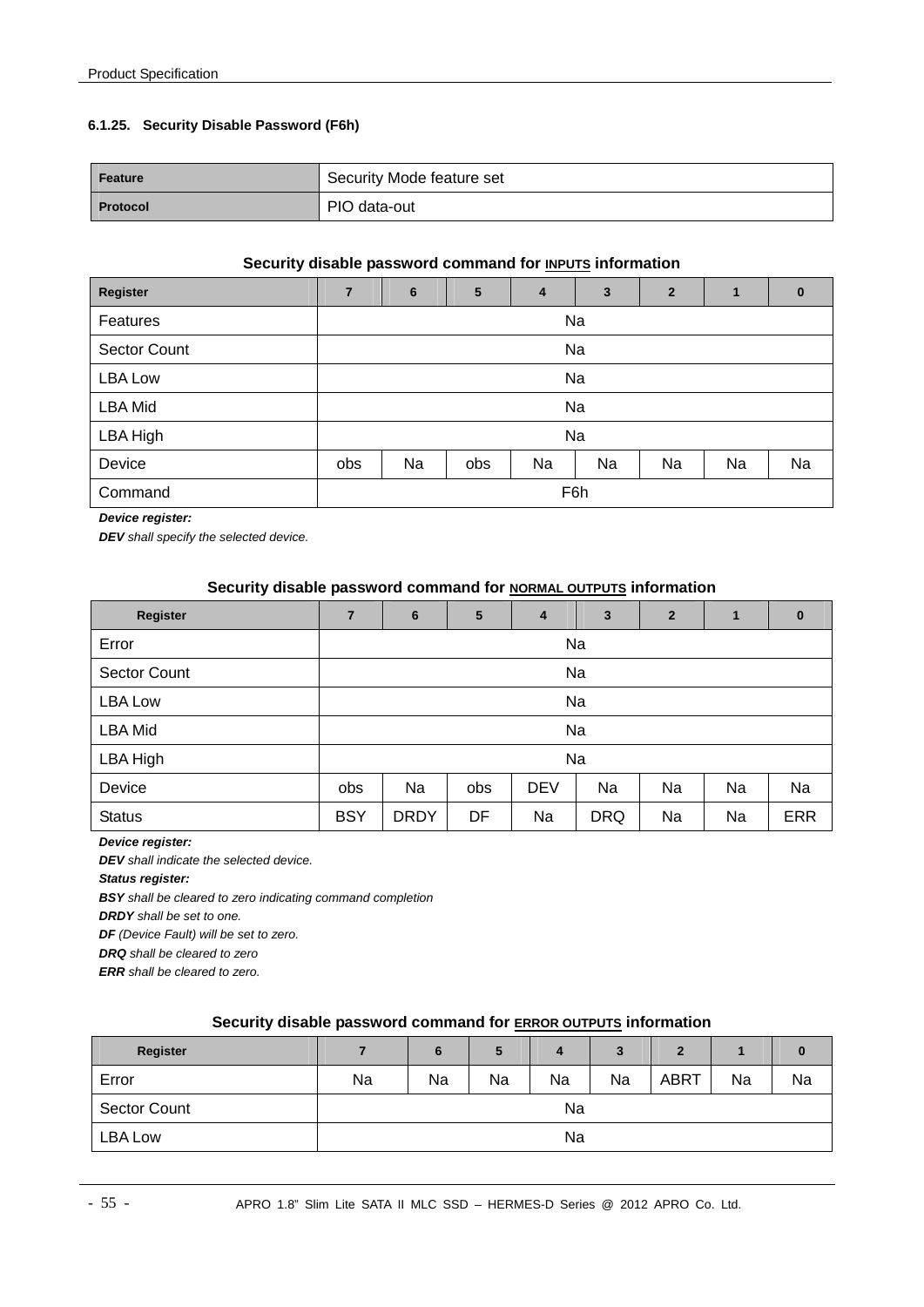### 6.1.25. Security Disable Password (F6h)

| Feature | Security Mode feature set |
|---|---|
| Protocol | PIO data-out |

**Security disable password command for INPUTS information**

| Register | 7 | 6 | 5 | 4 | 3 | 2 | 1 | 0 |
|---|---|---|---|---|---|---|---|---|
| Features | Na | | | | | | | |
| Sector Count | Na | | | | | | | |
| LBA Low | Na | | | | | | | |
| LBA Mid | Na | | | | | | | |
| LBA High | Na | | | | | | | |
| Device | obs | Na | obs | Na | Na | Na | Na | Na |
| Command | F6h | | | | | | | |

***Device register:***

***DEV*** *shall specify the selected device.*

**Security disable password command for NORMAL OUTPUTS information**

| Register | 7 | 6 | 5 | 4 | 3 | 2 | 1 | 0 |
|---|---|---|---|---|---|---|---|---|
| Error | Na | | | | | | | |
| Sector Count | Na | | | | | | | |
| LBA Low | Na | | | | | | | |
| LBA Mid | Na | | | | | | | |
| LBA High | Na | | | | | | | |
| Device | obs | Na | obs | DEV | Na | Na | Na | Na |
| Status | BSY | DRDY | DF | Na | DRQ | Na | Na | ERR |

***Device register:***

***DEV*** *shall indicate the selected device.*

***Status register:***

***BSY*** *shall be cleared to zero indicating command completion*

***DRDY*** *shall be set to one.*

***DF*** *(Device Fault) will be set to zero.*

***DRQ*** *shall be cleared to zero*

***ERR*** *shall be cleared to zero.*

**Security disable password command for ERROR OUTPUTS information**

| Register | 7 | 6 | 5 | 4 | 3 | 2 | 1 | 0 |
|---|---|---|---|---|---|---|---|---|
| Error | Na | Na | Na | Na | Na | ABRT | Na | Na |
| Sector Count | Na | | | | | | | |
| LBA Low | Na | | | | | | | |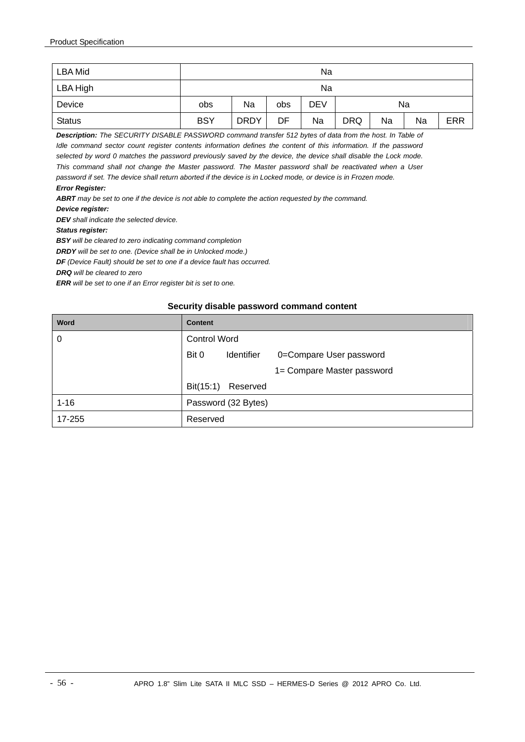| LBA Mid | Na | | | | | | | |
|---|---|---|---|---|---|---|---|---|
| LBA High | Na | | | | | | | |
| Device | obs | Na | obs | DEV | Na | | | |
| Status | BSY | DRDY | DF | Na | DRQ | Na | Na | ERR |

***Description:*** *The SECURITY DISABLE PASSWORD command transfer 512 bytes of data from the host. In Table of Idle command sector count register contents information defines the content of this information. If the password selected by word 0 matches the password previously saved by the device, the device shall disable the Lock mode. This command shall not change the Master password. The Master password shall be reactivated when a User password if set. The device shall return aborted if the device is in Locked mode, or device is in Frozen mode.*

***Error Register:***

***ABRT*** *may be set to one if the device is not able to complete the action requested by the command.*

***Device register:***

***DEV*** *shall indicate the selected device.*

***Status register:***

***BSY*** *will be cleared to zero indicating command completion*

***DRDY*** *will be set to one. (Device shall be in Unlocked mode.)*

***DF*** *(Device Fault) should be set to one if a device fault has occurred.*

***DRQ*** *will be cleared to zero*

***ERR*** *will be set to one if an Error register bit is set to one.*

**Security disable password command content**

| Word | Content |
|---|---|
| 0 | Control Word |
| | Bit 0 Identifier 0=Compare User password |
| | 1= Compare Master password |
| | Bit(15:1) Reserved |
| 1-16 | Password (32 Bytes) |
| 17-255 | Reserved |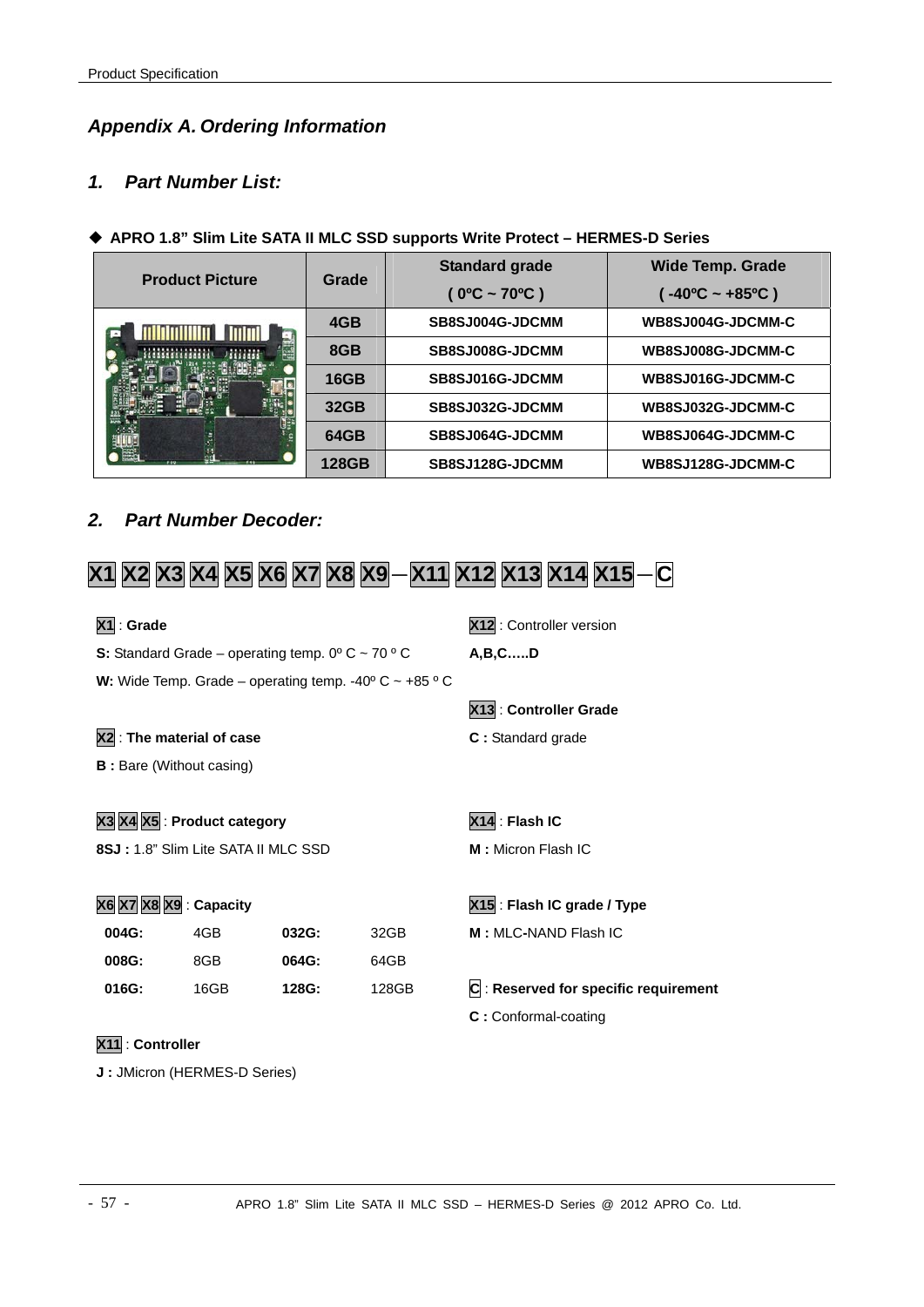## *Appendix A. Ordering Information*

### *1. Part Number List:*

◆ **APRO 1.8" Slim Lite SATA II MLC SSD supports Write Protect – HERMES-D Series**

| Product Picture | Grade | Standard grade ( 0ºC ~ 70ºC ) | Wide Temp. Grade ( -40ºC ~ +85ºC ) |
|---|---|---|---|
| | 4GB | SB8SJ004G-JDCMM | WB8SJ004G-JDCMM-C |
| | 8GB | SB8SJ008G-JDCMM | WB8SJ008G-JDCMM-C |
| | 16GB | SB8SJ016G-JDCMM | WB8SJ016G-JDCMM-C |
| | 32GB | SB8SJ032G-JDCMM | WB8SJ032G-JDCMM-C |
| | 64GB | SB8SJ064G-JDCMM | WB8SJ064G-JDCMM-C |
| | 128GB | SB8SJ128G-JDCMM | WB8SJ128G-JDCMM-C |

### *2. Part Number Decoder:*

**X1 X2 X3 X4 X5 X6 X7 X8 X9 – X11 X12 X13 X14 X15 – C**

X1 : **Grade**

**S:** Standard Grade – operating temp. 0º C ~ 70 º C

**W:** Wide Temp. Grade – operating temp. -40º C ~ +85 º C

X2 : **The material of case**

**B :** Bare (Without casing)

X3 X4 X5 : **Product category**

**8SJ :** 1.8" Slim Lite SATA II MLC SSD

X6 X7 X8 X9 : **Capacity**

| | | | |
|---|---|---|---|
| **004G:** | 4GB | **032G:** | 32GB |
| **008G:** | 8GB | **064G:** | 64GB |
| **016G:** | 16GB | **128G:** | 128GB |

X11 : **Controller**

**J :** JMicron (HERMES-D Series)

X12 : Controller version

**A,B,C…..D**

X13 : **Controller Grade**

**C :** Standard grade

X14 : **Flash IC**

**M :** Micron Flash IC

X15 : **Flash IC grade / Type**

**M :** MLC-NAND Flash IC

C : **Reserved for specific requirement**

**C :** Conformal-coating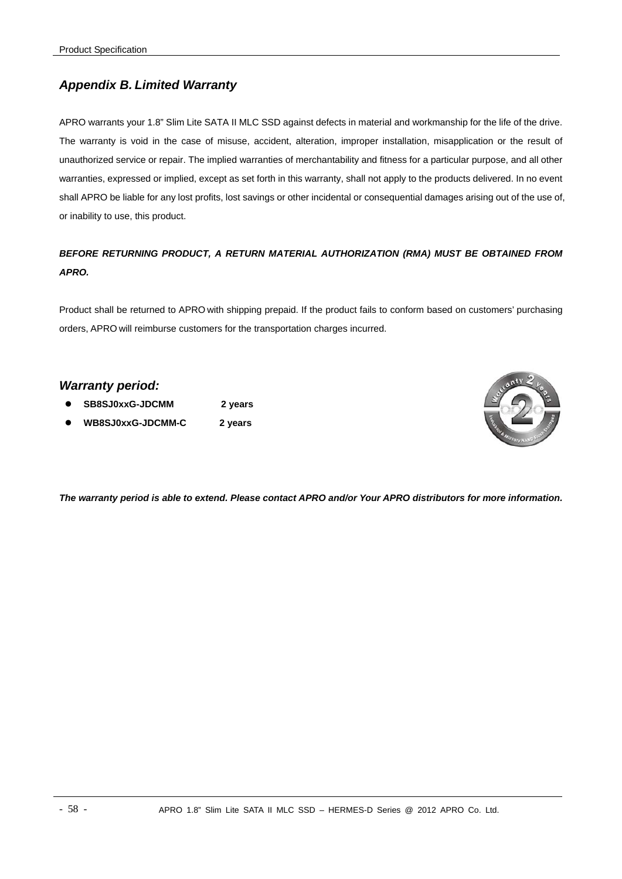## *Appendix B. Limited Warranty*

APRO warrants your 1.8" Slim Lite SATA II MLC SSD against defects in material and workmanship for the life of the drive. The warranty is void in the case of misuse, accident, alteration, improper installation, misapplication or the result of unauthorized service or repair. The implied warranties of merchantability and fitness for a particular purpose, and all other warranties, expressed or implied, except as set forth in this warranty, shall not apply to the products delivered. In no event shall APRO be liable for any lost profits, lost savings or other incidental or consequential damages arising out of the use of, or inability to use, this product.

***BEFORE RETURNING PRODUCT, A RETURN MATERIAL AUTHORIZATION (RMA) MUST BE OBTAINED FROM APRO.***

Product shall be returned to APRO with shipping prepaid. If the product fails to conform based on customers' purchasing orders, APRO will reimburse customers for the transportation charges incurred.

### *Warranty period:*

- **SB8SJ0xxG-JDCMM 2 years**
- **WB8SJ0xxG-JDCMM-C 2 years**

***The warranty period is able to extend. Please contact APRO and/or Your APRO distributors for more information.***